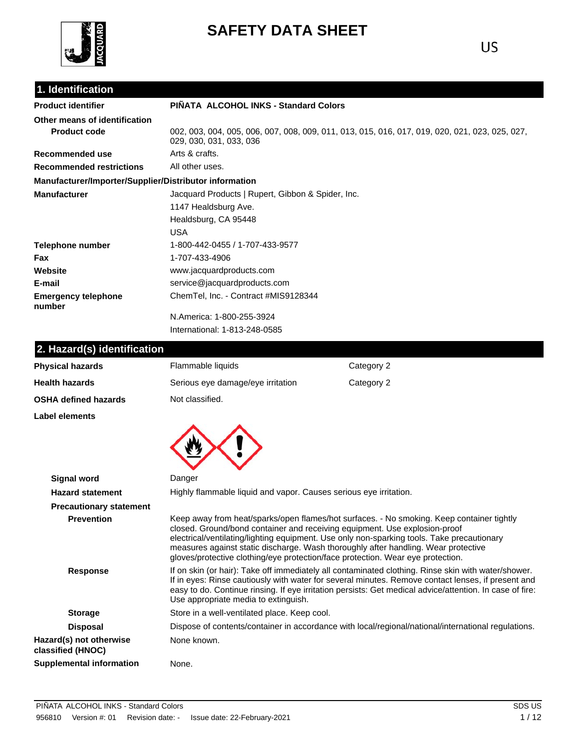# SAFETY DATA SHEET

US

## 1. Identification

| | |
|---|---|
| **Product identifier** | **PIÑATA ALCOHOL INKS - Standard Colors** |
| **Other means of identification** | |
| **Product code** | 002, 003, 004, 005, 006, 007, 008, 009, 011, 013, 015, 016, 017, 019, 020, 021, 023, 025, 027, 029, 030, 031, 033, 036 |
| **Recommended use** | Arts & crafts. |
| **Recommended restrictions** | All other uses. |

**Manufacturer/Importer/Supplier/Distributor information**

| | |
|---|---|
| **Manufacturer** | Jacquard Products \| Rupert, Gibbon & Spider, Inc.<br>1147 Healdsburg Ave.<br>Healdsburg, CA 95448<br>USA |
| **Telephone number** | 1-800-442-0455 / 1-707-433-9577 |
| **Fax** | 1-707-433-4906 |
| **Website** | www.jacquardproducts.com |
| **E-mail** | service@jacquardproducts.com |
| **Emergency telephone number** | ChemTel, Inc. - Contract #MIS9128344<br>N.America: 1-800-255-3924<br>International: 1-813-248-0585 |

## 2. Hazard(s) identification

| | | |
|---|---|---|
| **Physical hazards** | Flammable liquids | Category 2 |
| **Health hazards** | Serious eye damage/eye irritation | Category 2 |
| **OSHA defined hazards** | Not classified. | |

**Label elements**

| | |
|---|---|
| **Signal word** | Danger |
| **Hazard statement** | Highly flammable liquid and vapor. Causes serious eye irritation. |
| **Precautionary statement** | |
| **Prevention** | Keep away from heat/sparks/open flames/hot surfaces. - No smoking. Keep container tightly closed. Ground/bond container and receiving equipment. Use explosion-proof electrical/ventilating/lighting equipment. Use only non-sparking tools. Take precautionary measures against static discharge. Wash thoroughly after handling. Wear protective gloves/protective clothing/eye protection/face protection. Wear eye protection. |
| **Response** | If on skin (or hair): Take off immediately all contaminated clothing. Rinse skin with water/shower. If in eyes: Rinse cautiously with water for several minutes. Remove contact lenses, if present and easy to do. Continue rinsing. If eye irritation persists: Get medical advice/attention. In case of fire: Use appropriate media to extinguish. |
| **Storage** | Store in a well-ventilated place. Keep cool. |
| **Disposal** | Dispose of contents/container in accordance with local/regional/national/international regulations. |
| **Hazard(s) not otherwise classified (HNOC)** | None known. |
| **Supplemental information** | None. |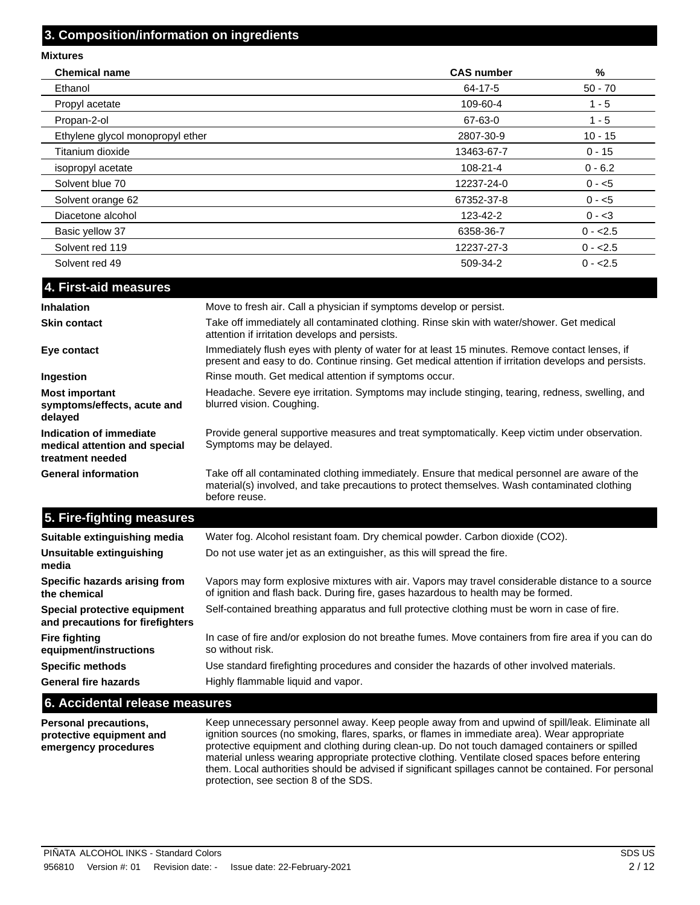## 3. Composition/information on ingredients

**Mixtures**

| Chemical name | CAS number | % |
|---|---|---|
| Ethanol | 64-17-5 | 50 - 70 |
| Propyl acetate | 109-60-4 | 1 - 5 |
| Propan-2-ol | 67-63-0 | 1 - 5 |
| Ethylene glycol monopropyl ether | 2807-30-9 | 10 - 15 |
| Titanium dioxide | 13463-67-7 | 0 - 15 |
| isopropyl acetate | 108-21-4 | 0 - 6.2 |
| Solvent blue 70 | 12237-24-0 | 0 - <5 |
| Solvent orange 62 | 67352-37-8 | 0 - <5 |
| Diacetone alcohol | 123-42-2 | 0 - <3 |
| Basic yellow 37 | 6358-36-7 | 0 - <2.5 |
| Solvent red 119 | 12237-27-3 | 0 - <2.5 |
| Solvent red 49 | 509-34-2 | 0 - <2.5 |

## 4. First-aid measures

**Inhalation** Move to fresh air. Call a physician if symptoms develop or persist.

**Skin contact** Take off immediately all contaminated clothing. Rinse skin with water/shower. Get medical attention if irritation develops and persists.

**Eye contact** Immediately flush eyes with plenty of water for at least 15 minutes. Remove contact lenses, if present and easy to do. Continue rinsing. Get medical attention if irritation develops and persists.

**Ingestion** Rinse mouth. Get medical attention if symptoms occur.

**Most important symptoms/effects, acute and delayed** Headache. Severe eye irritation. Symptoms may include stinging, tearing, redness, swelling, and blurred vision. Coughing.

**Indication of immediate medical attention and special treatment needed** Provide general supportive measures and treat symptomatically. Keep victim under observation. Symptoms may be delayed.

**General information** Take off all contaminated clothing immediately. Ensure that medical personnel are aware of the material(s) involved, and take precautions to protect themselves. Wash contaminated clothing before reuse.

## 5. Fire-fighting measures

**Suitable extinguishing media** Water fog. Alcohol resistant foam. Dry chemical powder. Carbon dioxide ($CO_2$).

**Unsuitable extinguishing media** Do not use water jet as an extinguisher, as this will spread the fire.

**Specific hazards arising from the chemical** Vapors may form explosive mixtures with air. Vapors may travel considerable distance to a source of ignition and flash back. During fire, gases hazardous to health may be formed.

**Special protective equipment and precautions for firefighters** Self-contained breathing apparatus and full protective clothing must be worn in case of fire.

**Fire fighting equipment/instructions** In case of fire and/or explosion do not breathe fumes. Move containers from fire area if you can do so without risk.

**Specific methods** Use standard firefighting procedures and consider the hazards of other involved materials.

**General fire hazards** Highly flammable liquid and vapor.

## 6. Accidental release measures

**Personal precautions, protective equipment and emergency procedures** Keep unnecessary personnel away. Keep people away from and upwind of spill/leak. Eliminate all ignition sources (no smoking, flares, sparks, or flames in immediate area). Wear appropriate protective equipment and clothing during clean-up. Do not touch damaged containers or spilled material unless wearing appropriate protective clothing. Ventilate closed spaces before entering them. Local authorities should be advised if significant spillages cannot be contained. For personal protection, see section 8 of the SDS.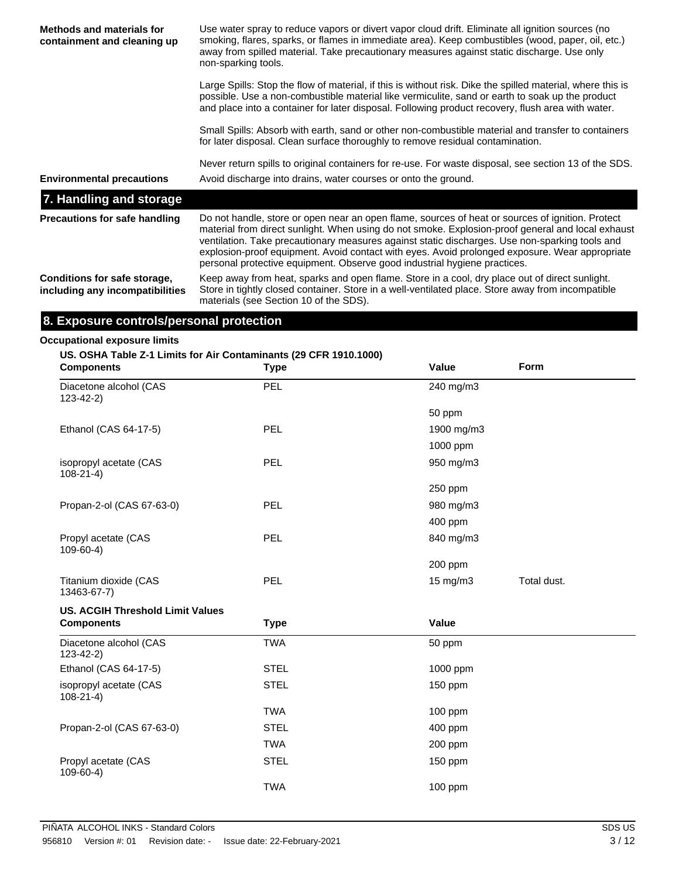**Methods and materials for containment and cleaning up**

Use water spray to reduce vapors or divert vapor cloud drift. Eliminate all ignition sources (no smoking, flares, sparks, or flames in immediate area). Keep combustibles (wood, paper, oil, etc.) away from spilled material. Take precautionary measures against static discharge. Use only non-sparking tools.

Large Spills: Stop the flow of material, if this is without risk. Dike the spilled material, where this is possible. Use a non-combustible material like vermiculite, sand or earth to soak up the product and place into a container for later disposal. Following product recovery, flush area with water.

Small Spills: Absorb with earth, sand or other non-combustible material and transfer to containers for later disposal. Clean surface thoroughly to remove residual contamination.

Never return spills to original containers for re-use. For waste disposal, see section 13 of the SDS.

**Environmental precautions**

Avoid discharge into drains, water courses or onto the ground.

## 7. Handling and storage

**Precautions for safe handling**

Do not handle, store or open near an open flame, sources of heat or sources of ignition. Protect material from direct sunlight. When using do not smoke. Explosion-proof general and local exhaust ventilation. Take precautionary measures against static discharges. Use non-sparking tools and explosion-proof equipment. Avoid contact with eyes. Avoid prolonged exposure. Wear appropriate personal protective equipment. Observe good industrial hygiene practices.

**Conditions for safe storage, including any incompatibilities**

Keep away from heat, sparks and open flame. Store in a cool, dry place out of direct sunlight. Store in tightly closed container. Store in a well-ventilated place. Store away from incompatible materials (see Section 10 of the SDS).

## 8. Exposure controls/personal protection

**Occupational exposure limits**

**US. OSHA Table Z-1 Limits for Air Contaminants (29 CFR 1910.1000)**

| Components | Type | Value | Form |
|---|---|---|---|
| Diacetone alcohol (CAS 123-42-2) | PEL | 240 mg/m3 | |
| | | 50 ppm | |
| Ethanol (CAS 64-17-5) | PEL | 1900 mg/m3 | |
| | | 1000 ppm | |
| isopropyl acetate (CAS 108-21-4) | PEL | 950 mg/m3 | |
| | | 250 ppm | |
| Propan-2-ol (CAS 67-63-0) | PEL | 980 mg/m3 | |
| | | 400 ppm | |
| Propyl acetate (CAS 109-60-4) | PEL | 840 mg/m3 | |
| | | 200 ppm | |
| Titanium dioxide (CAS 13463-67-7) | PEL | 15 mg/m3 | Total dust. |

**US. ACGIH Threshold Limit Values**

| Components | Type | Value |
|---|---|---|
| Diacetone alcohol (CAS 123-42-2) | TWA | 50 ppm |
| Ethanol (CAS 64-17-5) | STEL | 1000 ppm |
| isopropyl acetate (CAS 108-21-4) | STEL | 150 ppm |
| | TWA | 100 ppm |
| Propan-2-ol (CAS 67-63-0) | STEL | 400 ppm |
| | TWA | 200 ppm |
| Propyl acetate (CAS 109-60-4) | STEL | 150 ppm |
| | TWA | 100 ppm |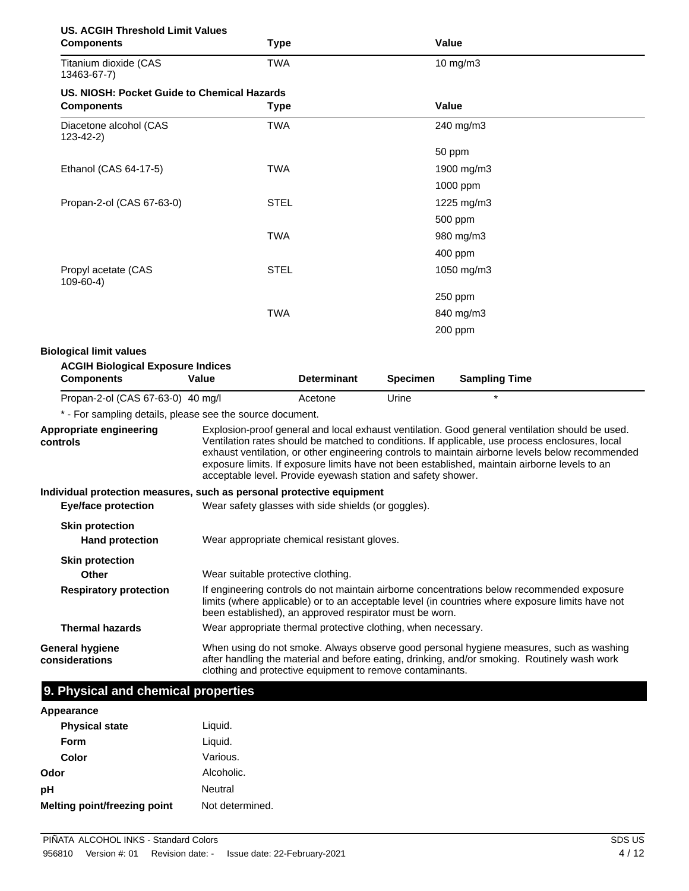**US. ACGIH Threshold Limit Values**

| Components | Type | Value |
|---|---|---|
| Titanium dioxide (CAS 13463-67-7) | TWA | 10 mg/m3 |

**US. NIOSH: Pocket Guide to Chemical Hazards**

| Components | Type | Value |
|---|---|---|
| Diacetone alcohol (CAS 123-42-2) | TWA | 240 mg/m3 |
| | | 50 ppm |
| Ethanol (CAS 64-17-5) | TWA | 1900 mg/m3 |
| | | 1000 ppm |
| Propan-2-ol (CAS 67-63-0) | STEL | 1225 mg/m3 |
| | | 500 ppm |
| | TWA | 980 mg/m3 |
| | | 400 ppm |
| Propyl acetate (CAS 109-60-4) | STEL | 1050 mg/m3 |
| | | 250 ppm |
| | TWA | 840 mg/m3 |
| | | 200 ppm |

**Biological limit values**

**ACGIH Biological Exposure Indices**

| Components | Value | Determinant | Specimen | Sampling Time |
|---|---|---|---|---|
| Propan-2-ol (CAS 67-63-0) | 40 mg/l | Acetone | Urine | * |

* - For sampling details, please see the source document.

**Appropriate engineering controls**
Explosion-proof general and local exhaust ventilation. Good general ventilation should be used. Ventilation rates should be matched to conditions. If applicable, use process enclosures, local exhaust ventilation, or other engineering controls to maintain airborne levels below recommended exposure limits. If exposure limits have not been established, maintain airborne levels to an acceptable level. Provide eyewash station and safety shower.

**Individual protection measures, such as personal protective equipment**

**Eye/face protection**
Wear safety glasses with side shields (or goggles).

**Skin protection**

**Hand protection**
Wear appropriate chemical resistant gloves.

**Skin protection**

**Other**
Wear suitable protective clothing.

**Respiratory protection**
If engineering controls do not maintain airborne concentrations below recommended exposure limits (where applicable) or to an acceptable level (in countries where exposure limits have not been established), an approved respirator must be worn.

**Thermal hazards**
Wear appropriate thermal protective clothing, when necessary.

**General hygiene considerations**
When using do not smoke. Always observe good personal hygiene measures, such as washing after handling the material and before eating, drinking, and/or smoking. Routinely wash work clothing and protective equipment to remove contaminants.

## 9. Physical and chemical properties

**Appearance**

| | |
|---|---|
| **Physical state** | Liquid. |
| **Form** | Liquid. |
| **Color** | Various. |
| **Odor** | Alcoholic. |
| **pH** | Neutral |
| **Melting point/freezing point** | Not determined. |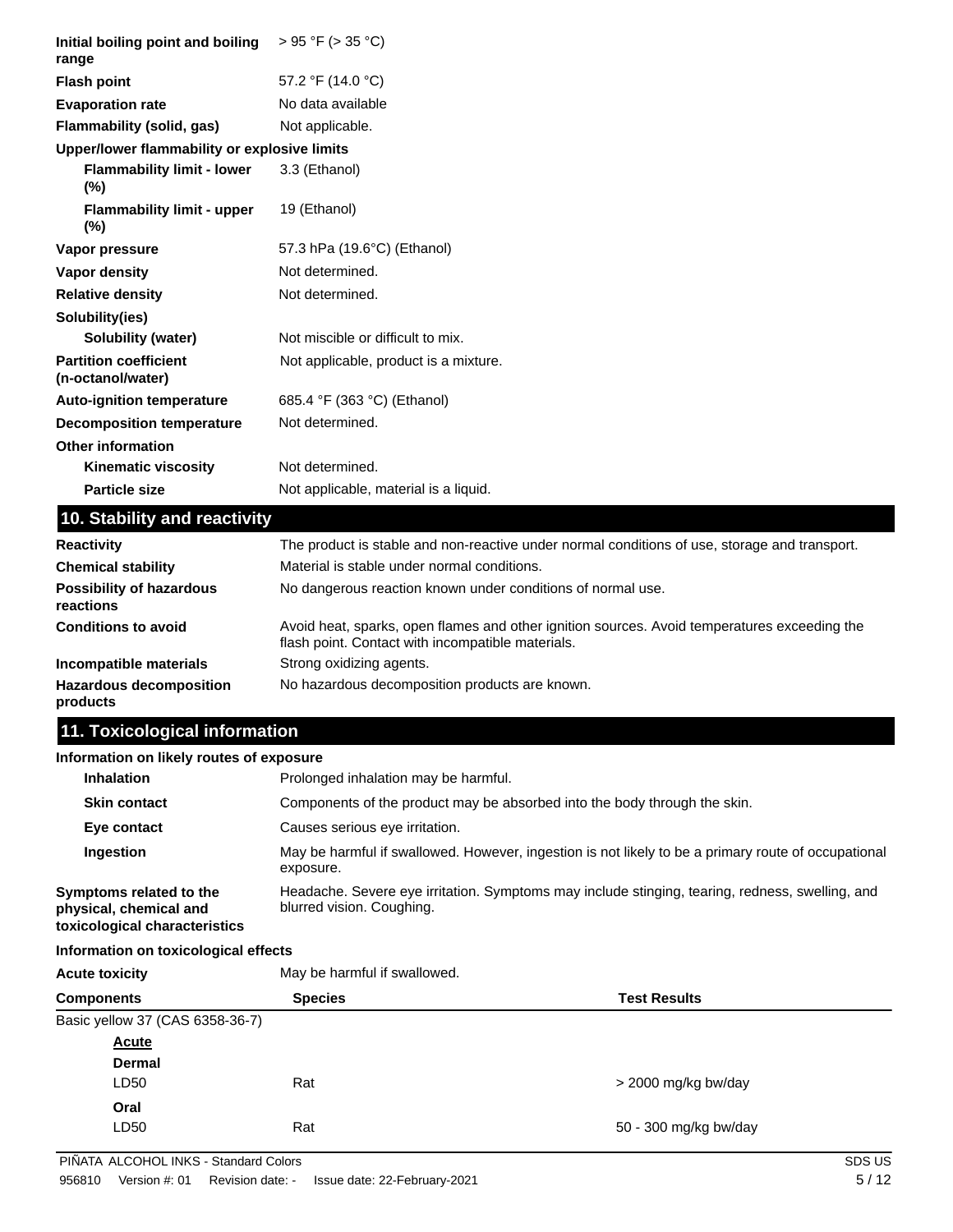| | |
|---|---|
| **Initial boiling point and boiling range** | > 95 °F (> 35 °C) |
| **Flash point** | 57.2 °F (14.0 °C) |
| **Evaporation rate** | No data available |
| **Flammability (solid, gas)** | Not applicable. |
| **Upper/lower flammability or explosive limits** | |
| **Flammability limit - lower (%)** | 3.3 (Ethanol) |
| **Flammability limit - upper (%)** | 19 (Ethanol) |
| **Vapor pressure** | 57.3 hPa (19.6°C) (Ethanol) |
| **Vapor density** | Not determined. |
| **Relative density** | Not determined. |
| **Solubility(ies)** | |
| **Solubility (water)** | Not miscible or difficult to mix. |
| **Partition coefficient (n-octanol/water)** | Not applicable, product is a mixture. |
| **Auto-ignition temperature** | 685.4 °F (363 °C) (Ethanol) |
| **Decomposition temperature** | Not determined. |
| **Other information** | |
| **Kinematic viscosity** | Not determined. |
| **Particle size** | Not applicable, material is a liquid. |

## 10. Stability and reactivity

| | |
|---|---|
| **Reactivity** | The product is stable and non-reactive under normal conditions of use, storage and transport. |
| **Chemical stability** | Material is stable under normal conditions. |
| **Possibility of hazardous reactions** | No dangerous reaction known under conditions of normal use. |
| **Conditions to avoid** | Avoid heat, sparks, open flames and other ignition sources. Avoid temperatures exceeding the flash point. Contact with incompatible materials. |
| **Incompatible materials** | Strong oxidizing agents. |
| **Hazardous decomposition products** | No hazardous decomposition products are known. |

## 11. Toxicological information

**Information on likely routes of exposure**

| | |
|---|---|
| **Inhalation** | Prolonged inhalation may be harmful. |
| **Skin contact** | Components of the product may be absorbed into the body through the skin. |
| **Eye contact** | Causes serious eye irritation. |
| **Ingestion** | May be harmful if swallowed. However, ingestion is not likely to be a primary route of occupational exposure. |
| **Symptoms related to the physical, chemical and toxicological characteristics** | Headache. Severe eye irritation. Symptoms may include stinging, tearing, redness, swelling, and blurred vision. Coughing. |

**Information on toxicological effects**

**Acute toxicity** May be harmful if swallowed.

| Components | Species | Test Results |
|---|---|---|
| Basic yellow 37 (CAS 6358-36-7) | | |
| **Acute** | | |
| **Dermal** | | |
| LD50 | Rat | > 2000 mg/kg bw/day |
| **Oral** | | |
| LD50 | Rat | 50 - 300 mg/kg bw/day |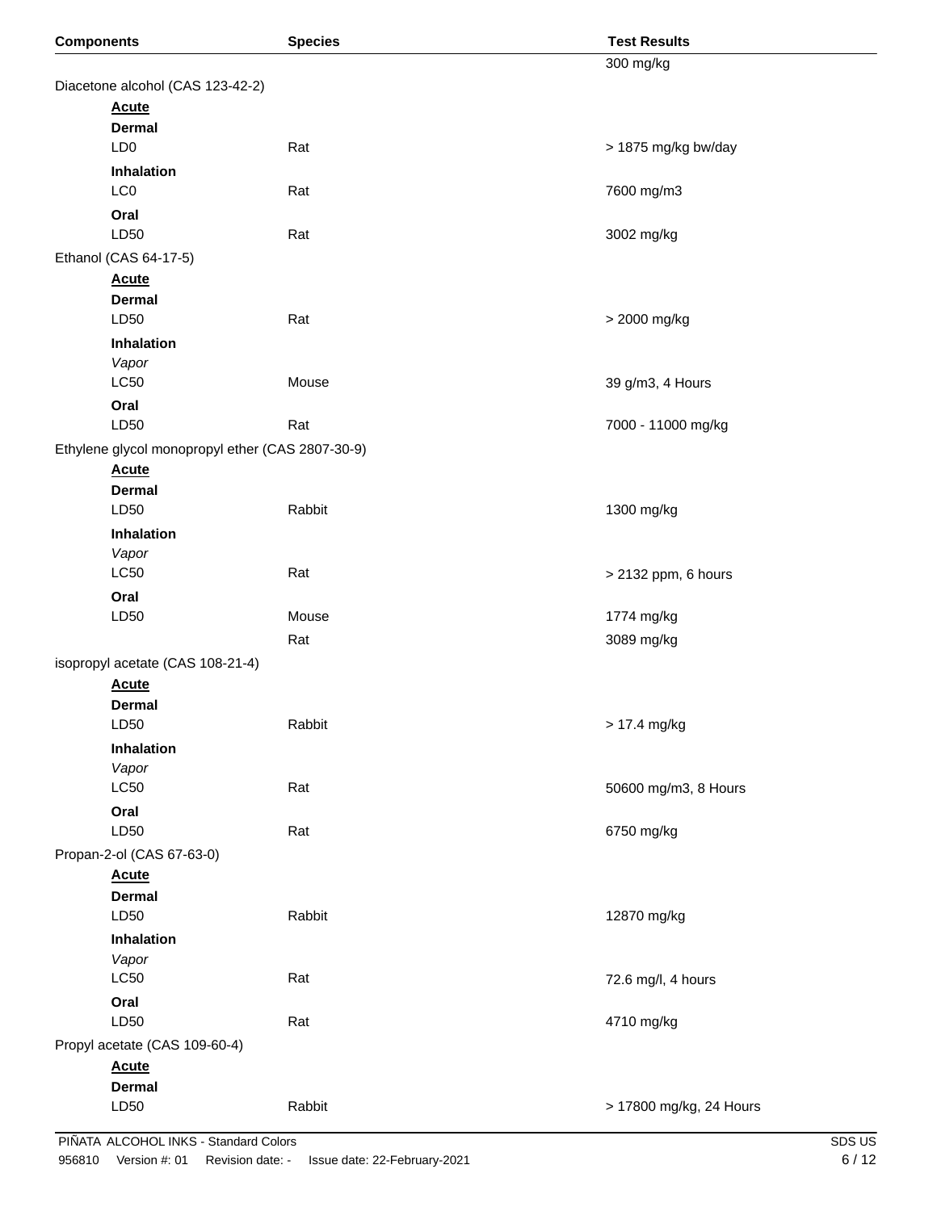| Components | Species | Test Results |
| --- | --- | --- |
| | | 300 mg/kg |
| Diacetone alcohol (CAS 123-42-2) | | |
| **Acute** | | |
| **Dermal** | | |
| LD0 | Rat | > 1875 mg/kg bw/day |
| **Inhalation** | | |
| LC0 | Rat | 7600 mg/m3 |
| **Oral** | | |
| LD50 | Rat | 3002 mg/kg |
| Ethanol (CAS 64-17-5) | | |
| **Acute** | | |
| **Dermal** | | |
| LD50 | Rat | > 2000 mg/kg |
| **Inhalation** | | |
| *Vapor* | | |
| LC50 | Mouse | 39 g/m3, 4 Hours |
| **Oral** | | |
| LD50 | Rat | 7000 - 11000 mg/kg |
| Ethylene glycol monopropyl ether (CAS 2807-30-9) | | |
| **Acute** | | |
| **Dermal** | | |
| LD50 | Rabbit | 1300 mg/kg |
| **Inhalation** | | |
| *Vapor* | | |
| LC50 | Rat | > 2132 ppm, 6 hours |
| **Oral** | | |
| LD50 | Mouse | 1774 mg/kg |
| | Rat | 3089 mg/kg |
| isopropyl acetate (CAS 108-21-4) | | |
| **Acute** | | |
| **Dermal** | | |
| LD50 | Rabbit | > 17.4 mg/kg |
| **Inhalation** | | |
| *Vapor* | | |
| LC50 | Rat | 50600 mg/m3, 8 Hours |
| **Oral** | | |
| LD50 | Rat | 6750 mg/kg |
| Propan-2-ol (CAS 67-63-0) | | |
| **Acute** | | |
| **Dermal** | | |
| LD50 | Rabbit | 12870 mg/kg |
| **Inhalation** | | |
| *Vapor* | | |
| LC50 | Rat | 72.6 mg/l, 4 hours |
| **Oral** | | |
| LD50 | Rat | 4710 mg/kg |
| Propyl acetate (CAS 109-60-4) | | |
| **Acute** | | |
| **Dermal** | | |
| LD50 | Rabbit | > 17800 mg/kg, 24 Hours |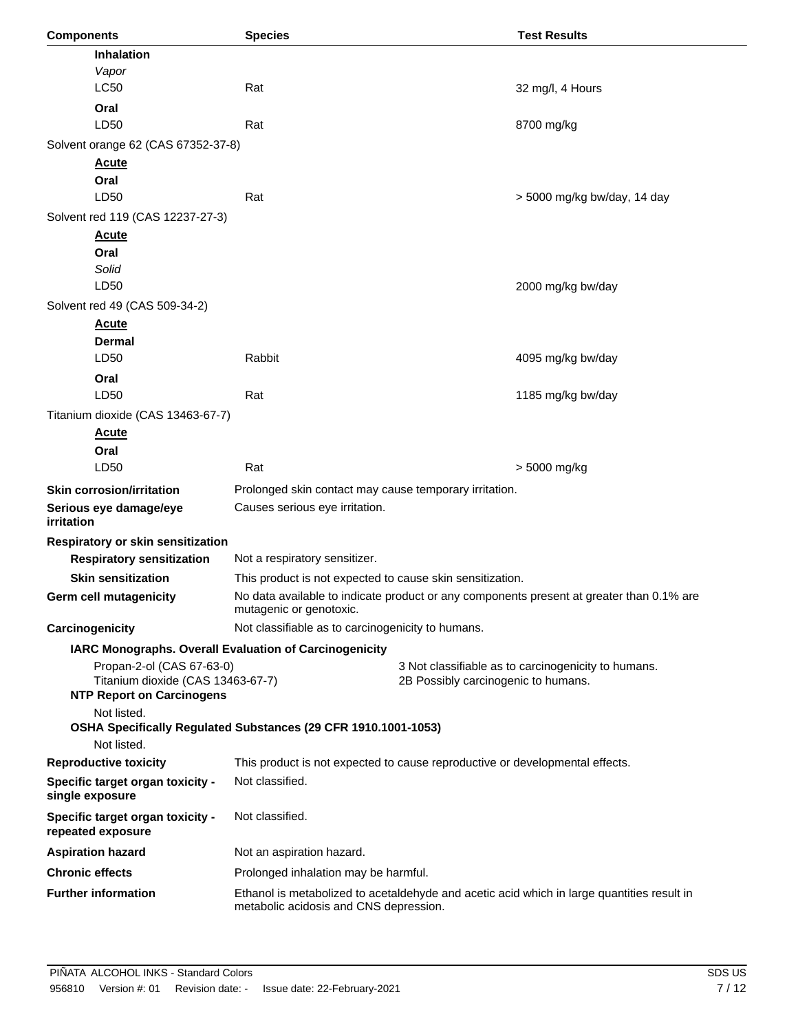| Components | Species | Test Results |
|---|---|---|
| **Inhalation** | | |
| *Vapor* | | |
| LC50 | Rat | 32 mg/l, 4 Hours |
| **Oral** | | |
| LD50 | Rat | 8700 mg/kg |
| Solvent orange 62 (CAS 67352-37-8) | | |
| **Acute** | | |
| **Oral** | | |
| LD50 | Rat | > 5000 mg/kg bw/day, 14 day |
| Solvent red 119 (CAS 12237-27-3) | | |
| **Acute** | | |
| **Oral** | | |
| *Solid* | | |
| LD50 | | 2000 mg/kg bw/day |
| Solvent red 49 (CAS 509-34-2) | | |
| **Acute** | | |
| **Dermal** | | |
| LD50 | Rabbit | 4095 mg/kg bw/day |
| **Oral** | | |
| LD50 | Rat | 1185 mg/kg bw/day |
| Titanium dioxide (CAS 13463-67-7) | | |
| **Acute** | | |
| **Oral** | | |
| LD50 | Rat | > 5000 mg/kg |

**Skin corrosion/irritation** Prolonged skin contact may cause temporary irritation.

**Serious eye damage/eye irritation** Causes serious eye irritation.

**Respiratory or skin sensitization**

**Respiratory sensitization** Not a respiratory sensitizer.

**Skin sensitization** This product is not expected to cause skin sensitization.

**Germ cell mutagenicity** No data available to indicate product or any components present at greater than 0.1% are mutagenic or genotoxic.

**Carcinogenicity** Not classifiable as to carcinogenicity to humans.

**IARC Monographs. Overall Evaluation of Carcinogenicity**

| | |
|---|---|
| Propan-2-ol (CAS 67-63-0) | 3 Not classifiable as to carcinogenicity to humans. |
| Titanium dioxide (CAS 13463-67-7) | 2B Possibly carcinogenic to humans. |

**NTP Report on Carcinogens**

Not listed.

**OSHA Specifically Regulated Substances (29 CFR 1910.1001-1053)**

Not listed.

**Reproductive toxicity** This product is not expected to cause reproductive or developmental effects.

**Specific target organ toxicity - single exposure** Not classified.

**Specific target organ toxicity - repeated exposure** Not classified.

**Aspiration hazard** Not an aspiration hazard.

**Chronic effects** Prolonged inhalation may be harmful.

**Further information** Ethanol is metabolized to acetaldehyde and acetic acid which in large quantities result in metabolic acidosis and CNS depression.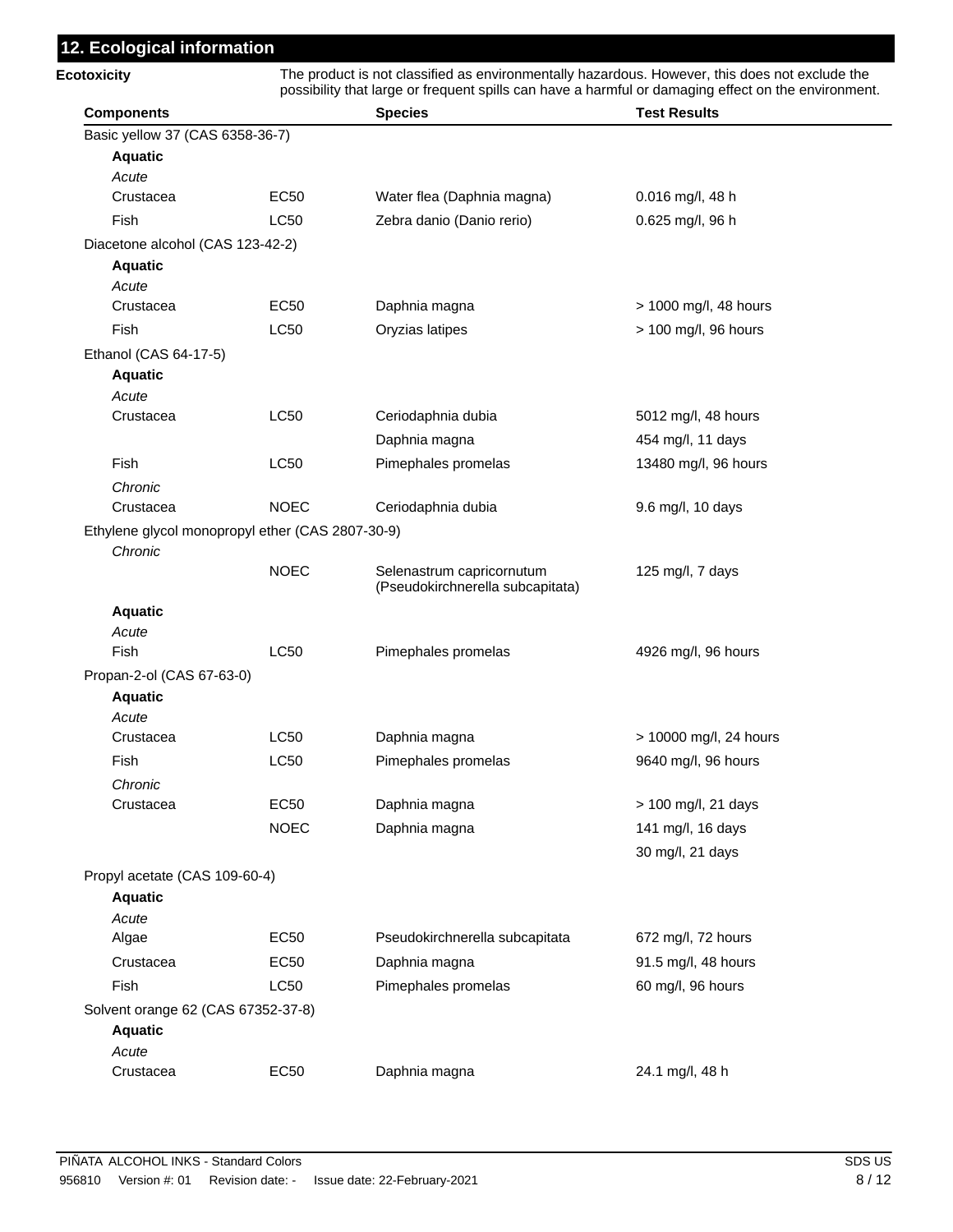## 12. Ecological information

**Ecotoxicity** The product is not classified as environmentally hazardous. However, this does not exclude the possibility that large or frequent spills can have a harmful or damaging effect on the environment.

| Components | | Species | Test Results |
|---|---|---|---|
| Basic yellow 37 (CAS 6358-36-7) | | | |
| **Aquatic** | | | |
| *Acute* | | | |
| Crustacea | EC50 | Water flea (Daphnia magna) | 0.016 mg/l, 48 h |
| Fish | LC50 | Zebra danio (Danio rerio) | 0.625 mg/l, 96 h |
| Diacetone alcohol (CAS 123-42-2) | | | |
| **Aquatic** | | | |
| *Acute* | | | |
| Crustacea | EC50 | Daphnia magna | > 1000 mg/l, 48 hours |
| Fish | LC50 | Oryzias latipes | > 100 mg/l, 96 hours |
| Ethanol (CAS 64-17-5) | | | |
| **Aquatic** | | | |
| *Acute* | | | |
| Crustacea | LC50 | Ceriodaphnia dubia | 5012 mg/l, 48 hours |
| | | Daphnia magna | 454 mg/l, 11 days |
| Fish | LC50 | Pimephales promelas | 13480 mg/l, 96 hours |
| *Chronic* | | | |
| Crustacea | NOEC | Ceriodaphnia dubia | 9.6 mg/l, 10 days |
| Ethylene glycol monopropyl ether (CAS 2807-30-9) | | | |
| *Chronic* | | | |
| | NOEC | Selenastrum capricornutum (Pseudokirchnerella subcapitata) | 125 mg/l, 7 days |
| **Aquatic** | | | |
| *Acute* | | | |
| Fish | LC50 | Pimephales promelas | 4926 mg/l, 96 hours |
| Propan-2-ol (CAS 67-63-0) | | | |
| **Aquatic** | | | |
| *Acute* | | | |
| Crustacea | LC50 | Daphnia magna | > 10000 mg/l, 24 hours |
| Fish | LC50 | Pimephales promelas | 9640 mg/l, 96 hours |
| *Chronic* | | | |
| Crustacea | EC50 | Daphnia magna | > 100 mg/l, 21 days |
| | NOEC | Daphnia magna | 141 mg/l, 16 days |
| | | | 30 mg/l, 21 days |
| Propyl acetate (CAS 109-60-4) | | | |
| **Aquatic** | | | |
| *Acute* | | | |
| Algae | EC50 | Pseudokirchnerella subcapitata | 672 mg/l, 72 hours |
| Crustacea | EC50 | Daphnia magna | 91.5 mg/l, 48 hours |
| Fish | LC50 | Pimephales promelas | 60 mg/l, 96 hours |
| Solvent orange 62 (CAS 67352-37-8) | | | |
| **Aquatic** | | | |
| *Acute* | | | |
| Crustacea | EC50 | Daphnia magna | 24.1 mg/l, 48 h |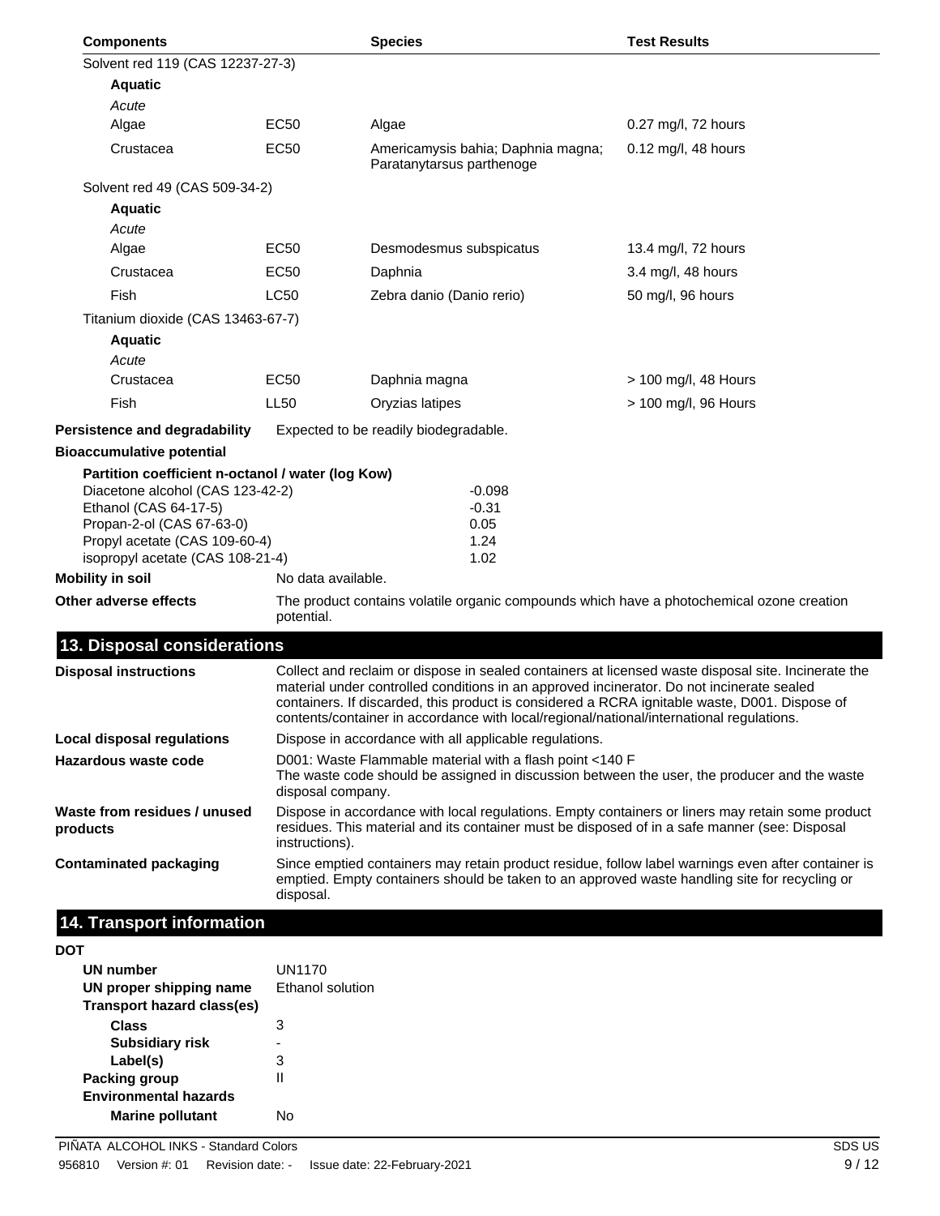| Components | | Species | Test Results |
|---|---|---|---|
| Solvent red 119 (CAS 12237-27-3) | | | |
| **Aquatic** | | | |
| *Acute* | | | |
| Algae | EC50 | Algae | 0.27 mg/l, 72 hours |
| Crustacea | EC50 | Americamysis bahia; Daphnia magna; Paratanytarsus parthenoge | 0.12 mg/l, 48 hours |
| Solvent red 49 (CAS 509-34-2) | | | |
| **Aquatic** | | | |
| *Acute* | | | |
| Algae | EC50 | Desmodesmus subspicatus | 13.4 mg/l, 72 hours |
| Crustacea | EC50 | Daphnia | 3.4 mg/l, 48 hours |
| Fish | LC50 | Zebra danio (Danio rerio) | 50 mg/l, 96 hours |
| Titanium dioxide (CAS 13463-67-7) | | | |
| **Aquatic** | | | |
| *Acute* | | | |
| Crustacea | EC50 | Daphnia magna | > 100 mg/l, 48 Hours |
| Fish | LL50 | Oryzias latipes | > 100 mg/l, 96 Hours |

**Persistence and degradability** Expected to be readily biodegradable.

**Bioaccumulative potential**

**Partition coefficient n-octanol / water (log Kow)**

| Component | log Kow |
|---|---|
| Diacetone alcohol (CAS 123-42-2) | -0.098 |
| Ethanol (CAS 64-17-5) | -0.31 |
| Propan-2-ol (CAS 67-63-0) | 0.05 |
| Propyl acetate (CAS 109-60-4) | 1.24 |
| isopropyl acetate (CAS 108-21-4) | 1.02 |

**Mobility in soil** No data available.

**Other adverse effects** The product contains volatile organic compounds which have a photochemical ozone creation potential.

## 13. Disposal considerations

**Disposal instructions** Collect and reclaim or dispose in sealed containers at licensed waste disposal site. Incinerate the material under controlled conditions in an approved incinerator. Do not incinerate sealed containers. If discarded, this product is considered a RCRA ignitable waste, D001. Dispose of contents/container in accordance with local/regional/national/international regulations.

**Local disposal regulations** Dispose in accordance with all applicable regulations.

**Hazardous waste code** D001: Waste Flammable material with a flash point <140 F
The waste code should be assigned in discussion between the user, the producer and the waste disposal company.

**Waste from residues / unused products** Dispose in accordance with local regulations. Empty containers or liners may retain some product residues. This material and its container must be disposed of in a safe manner (see: Disposal instructions).

**Contaminated packaging** Since emptied containers may retain product residue, follow label warnings even after container is emptied. Empty containers should be taken to an approved waste handling site for recycling or disposal.

## 14. Transport information

**DOT**

**UN number** UN1170
**UN proper shipping name** Ethanol solution
**Transport hazard class(es)**
**Class** 3
**Subsidiary risk** -
**Label(s)** 3
**Packing group** II
**Environmental hazards**
**Marine pollutant** No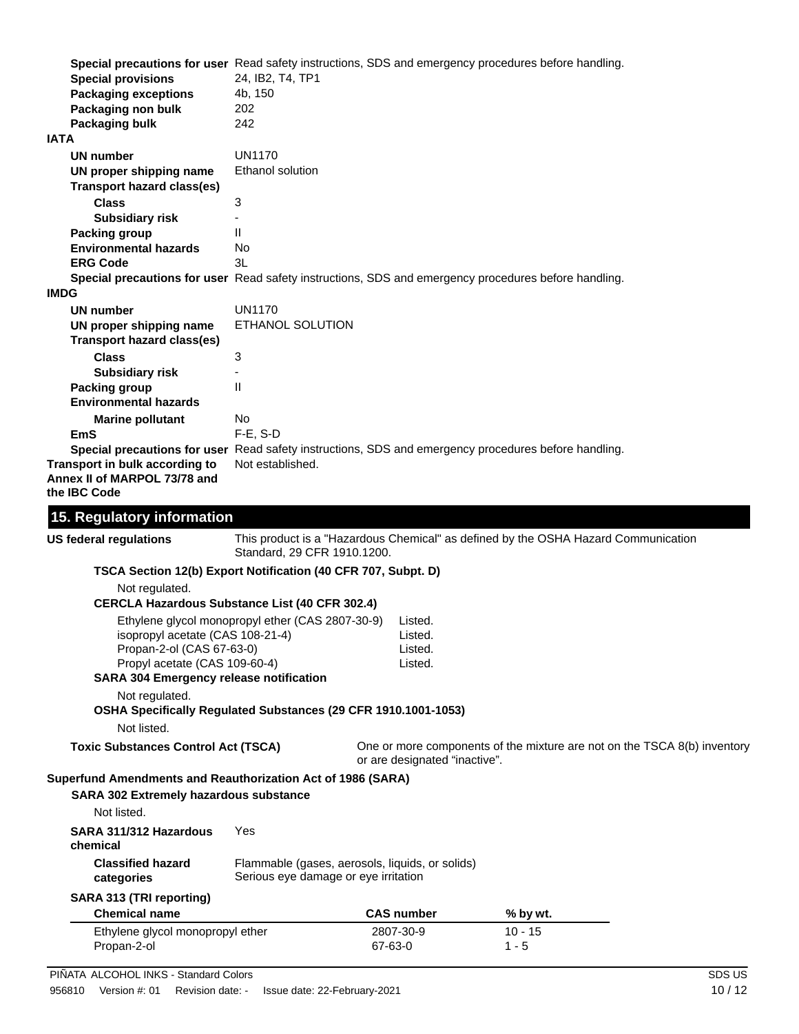**Special precautions for user** Read safety instructions, SDS and emergency procedures before handling.

**Special provisions** 24, IB2, T4, TP1

**Packaging exceptions** 4b, 150

**Packaging non bulk** 202

**Packaging bulk** 242

**IATA**

**UN number** UN1170

**UN proper shipping name** Ethanol solution

**Transport hazard class(es)**

**Class** 3

**Subsidiary risk** -

**Packing group** II

**Environmental hazards** No

**ERG Code** 3L

**Special precautions for user** Read safety instructions, SDS and emergency procedures before handling.

**IMDG**

**UN number** UN1170

**UN proper shipping name** ETHANOL SOLUTION

**Transport hazard class(es)**

**Class** 3

**Subsidiary risk** -

**Packing group** II

**Environmental hazards**

**Marine pollutant** No

**EmS** F-E, S-D

**Special precautions for user** Read safety instructions, SDS and emergency procedures before handling.

**Transport in bulk according to Annex II of MARPOL 73/78 and the IBC Code** Not established.

## 15. Regulatory information

**US federal regulations** This product is a "Hazardous Chemical" as defined by the OSHA Hazard Communication Standard, 29 CFR 1910.1200.

**TSCA Section 12(b) Export Notification (40 CFR 707, Subpt. D)**

Not regulated.

**CERCLA Hazardous Substance List (40 CFR 302.4)**

| | |
|---|---|
| Ethylene glycol monopropyl ether (CAS 2807-30-9) | Listed. |
| isopropyl acetate (CAS 108-21-4) | Listed. |
| Propan-2-ol (CAS 67-63-0) | Listed. |
| Propyl acetate (CAS 109-60-4) | Listed. |

**SARA 304 Emergency release notification**

Not regulated.

**OSHA Specifically Regulated Substances (29 CFR 1910.1001-1053)**

Not listed.

**Toxic Substances Control Act (TSCA)** One or more components of the mixture are not on the TSCA 8(b) inventory or are designated "inactive".

**Superfund Amendments and Reauthorization Act of 1986 (SARA)**

**SARA 302 Extremely hazardous substance**

Not listed.

**SARA 311/312 Hazardous chemical** Yes

**Classified hazard categories** Flammable (gases, aerosols, liquids, or solids)
Serious eye damage or eye irritation

**SARA 313 (TRI reporting)**

| Chemical name | CAS number | % by wt. |
|---|---|---|
| Ethylene glycol monopropyl ether | 2807-30-9 | 10 - 15 |
| Propan-2-ol | 67-63-0 | 1 - 5 |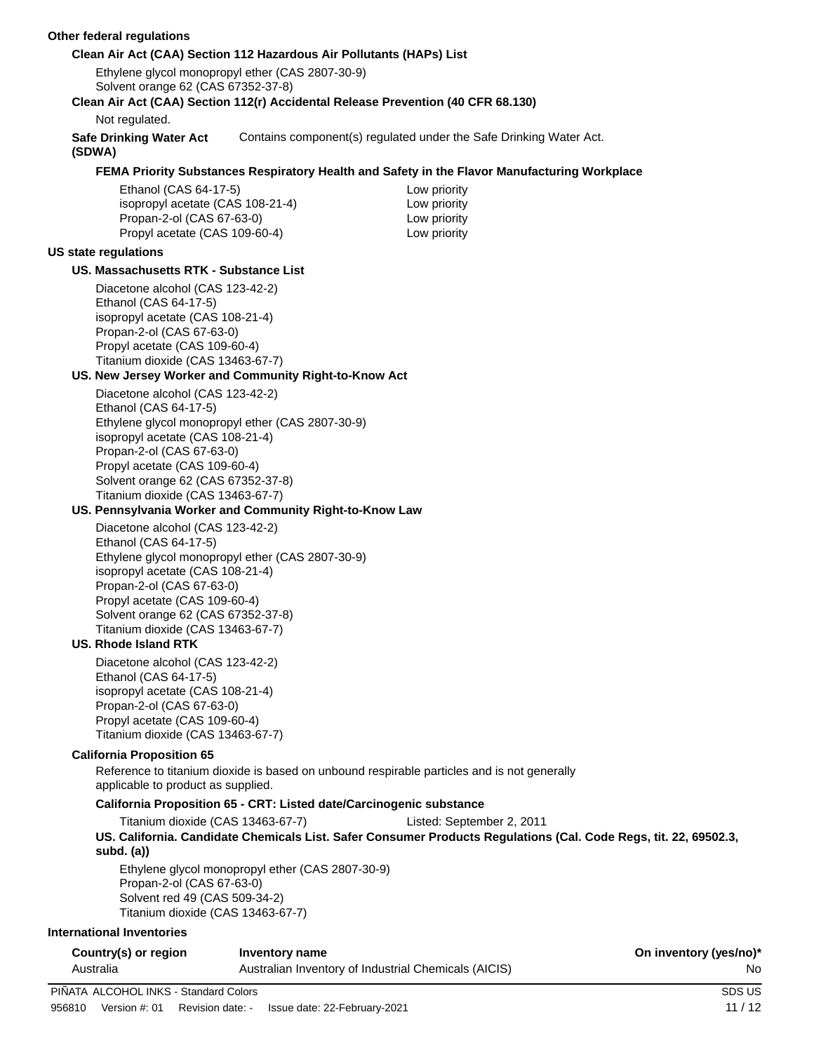## Other federal regulations

### Clean Air Act (CAA) Section 112 Hazardous Air Pollutants (HAPs) List

Ethylene glycol monopropyl ether (CAS 2807-30-9)
Solvent orange 62 (CAS 67352-37-8)

### Clean Air Act (CAA) Section 112(r) Accidental Release Prevention (40 CFR 68.130)

Not regulated.

**Safe Drinking Water Act (SDWA)** Contains component(s) regulated under the Safe Drinking Water Act.

#### FEMA Priority Substances Respiratory Health and Safety in the Flavor Manufacturing Workplace

| | |
|---|---|
| Ethanol (CAS 64-17-5) | Low priority |
| isopropyl acetate (CAS 108-21-4) | Low priority |
| Propan-2-ol (CAS 67-63-0) | Low priority |
| Propyl acetate (CAS 109-60-4) | Low priority |

## US state regulations

### US. Massachusetts RTK - Substance List

Diacetone alcohol (CAS 123-42-2)
Ethanol (CAS 64-17-5)
isopropyl acetate (CAS 108-21-4)
Propan-2-ol (CAS 67-63-0)
Propyl acetate (CAS 109-60-4)
Titanium dioxide (CAS 13463-67-7)

### US. New Jersey Worker and Community Right-to-Know Act

Diacetone alcohol (CAS 123-42-2)
Ethanol (CAS 64-17-5)
Ethylene glycol monopropyl ether (CAS 2807-30-9)
isopropyl acetate (CAS 108-21-4)
Propan-2-ol (CAS 67-63-0)
Propyl acetate (CAS 109-60-4)
Solvent orange 62 (CAS 67352-37-8)
Titanium dioxide (CAS 13463-67-7)

### US. Pennsylvania Worker and Community Right-to-Know Law

Diacetone alcohol (CAS 123-42-2)
Ethanol (CAS 64-17-5)
Ethylene glycol monopropyl ether (CAS 2807-30-9)
isopropyl acetate (CAS 108-21-4)
Propan-2-ol (CAS 67-63-0)
Propyl acetate (CAS 109-60-4)
Solvent orange 62 (CAS 67352-37-8)
Titanium dioxide (CAS 13463-67-7)

### US. Rhode Island RTK

Diacetone alcohol (CAS 123-42-2)
Ethanol (CAS 64-17-5)
isopropyl acetate (CAS 108-21-4)
Propan-2-ol (CAS 67-63-0)
Propyl acetate (CAS 109-60-4)
Titanium dioxide (CAS 13463-67-7)

### California Proposition 65

Reference to titanium dioxide is based on unbound respirable particles and is not generally applicable to product as supplied.

#### California Proposition 65 - CRT: Listed date/Carcinogenic substance

| | |
|---|---|
| Titanium dioxide (CAS 13463-67-7) | Listed: September 2, 2011 |

#### US. California. Candidate Chemicals List. Safer Consumer Products Regulations (Cal. Code Regs, tit. 22, 69502.3, subd. (a))

Ethylene glycol monopropyl ether (CAS 2807-30-9)
Propan-2-ol (CAS 67-63-0)
Solvent red 49 (CAS 509-34-2)
Titanium dioxide (CAS 13463-67-7)

## International Inventories

| Country(s) or region | Inventory name | On inventory (yes/no)* |
|---|---|---|
| Australia | Australian Inventory of Industrial Chemicals (AICIS) | No |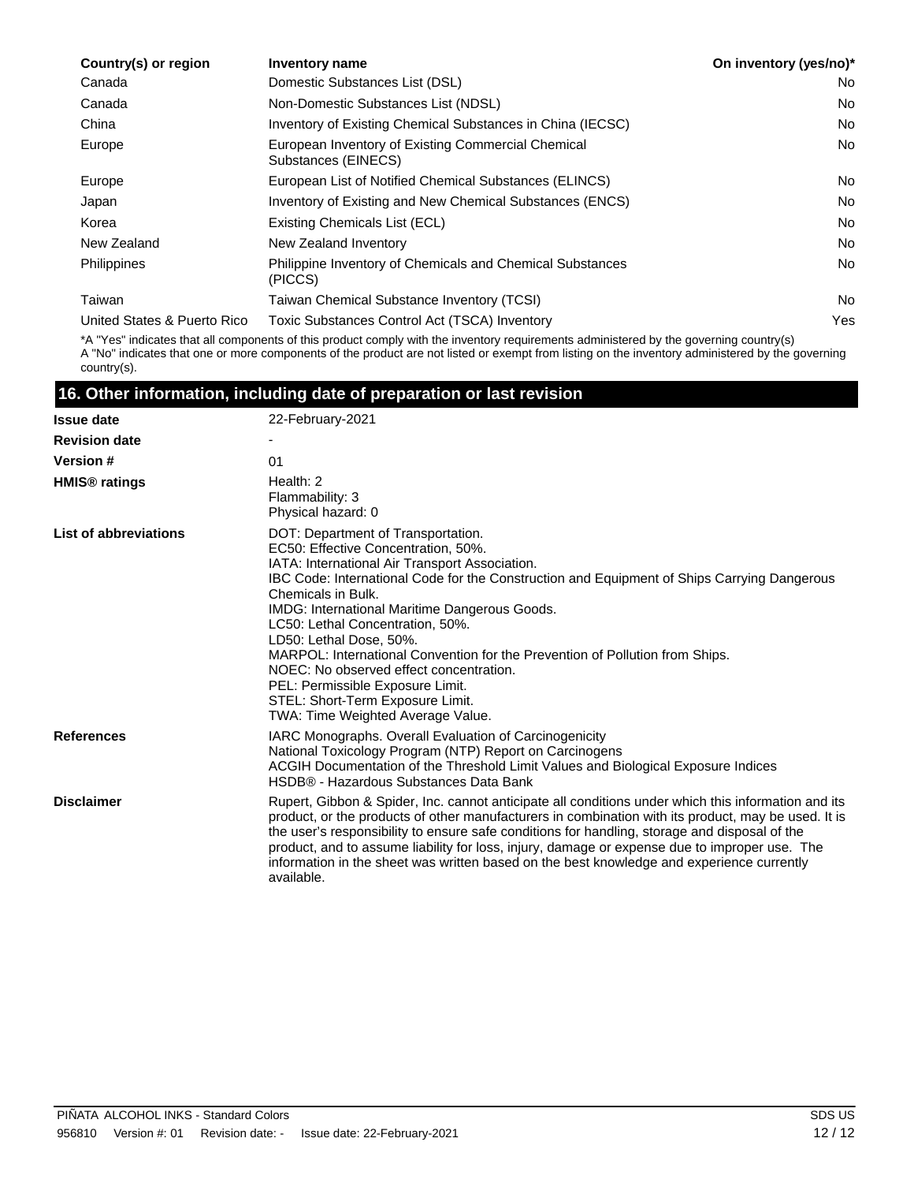| Country(s) or region | Inventory name | On inventory (yes/no)* |
|---|---|---|
| Canada | Domestic Substances List (DSL) | No |
| Canada | Non-Domestic Substances List (NDSL) | No |
| China | Inventory of Existing Chemical Substances in China (IECSC) | No |
| Europe | European Inventory of Existing Commercial Chemical Substances (EINECS) | No |
| Europe | European List of Notified Chemical Substances (ELINCS) | No |
| Japan | Inventory of Existing and New Chemical Substances (ENCS) | No |
| Korea | Existing Chemicals List (ECL) | No |
| New Zealand | New Zealand Inventory | No |
| Philippines | Philippine Inventory of Chemicals and Chemical Substances (PICCS) | No |
| Taiwan | Taiwan Chemical Substance Inventory (TCSI) | No |
| United States & Puerto Rico | Toxic Substances Control Act (TSCA) Inventory | Yes |

*A "Yes" indicates that all components of this product comply with the inventory requirements administered by the governing country(s)
A "No" indicates that one or more components of the product are not listed or exempt from listing on the inventory administered by the governing country(s).

## 16. Other information, including date of preparation or last revision

**Issue date** 22-February-2021

**Revision date** -

**Version #** 01

**HMIS® ratings**
Health: 2
Flammability: 3
Physical hazard: 0

**List of abbreviations**
DOT: Department of Transportation.
EC50: Effective Concentration, 50%.
IATA: International Air Transport Association.
IBC Code: International Code for the Construction and Equipment of Ships Carrying Dangerous Chemicals in Bulk.
IMDG: International Maritime Dangerous Goods.
LC50: Lethal Concentration, 50%.
LD50: Lethal Dose, 50%.
MARPOL: International Convention for the Prevention of Pollution from Ships.
NOEC: No observed effect concentration.
PEL: Permissible Exposure Limit.
STEL: Short-Term Exposure Limit.
TWA: Time Weighted Average Value.

**References**
IARC Monographs. Overall Evaluation of Carcinogenicity
National Toxicology Program (NTP) Report on Carcinogens
ACGIH Documentation of the Threshold Limit Values and Biological Exposure Indices
HSDB® - Hazardous Substances Data Bank

**Disclaimer**
Rupert, Gibbon & Spider, Inc. cannot anticipate all conditions under which this information and its product, or the products of other manufacturers in combination with its product, may be used. It is the user's responsibility to ensure safe conditions for handling, storage and disposal of the product, and to assume liability for loss, injury, damage or expense due to improper use. The information in the sheet was written based on the best knowledge and experience currently available.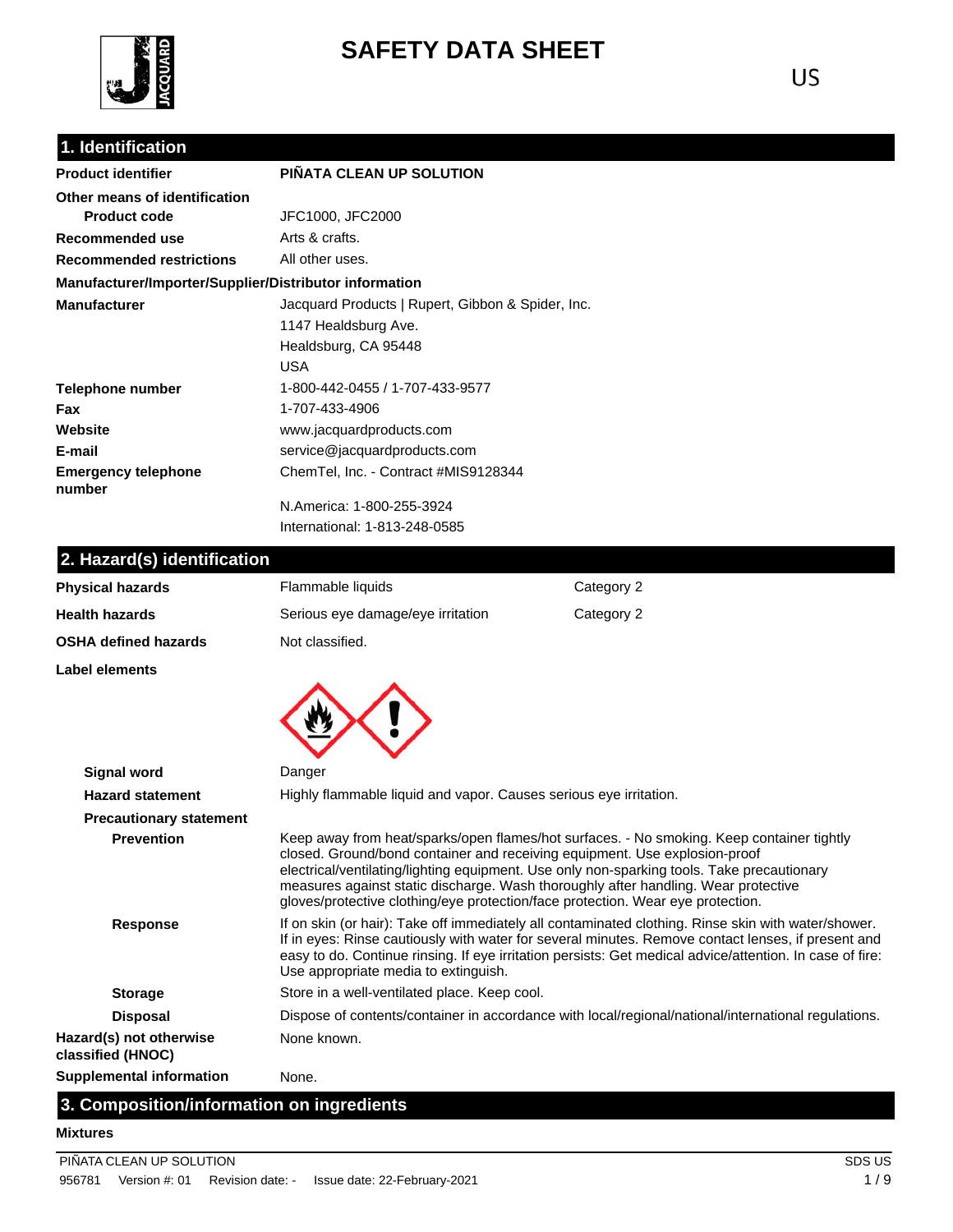# SAFETY DATA SHEET

US

## 1. Identification

| | |
|---|---|
| **Product identifier** | **PIÑATA CLEAN UP SOLUTION** |
| **Other means of identification** | |
| **Product code** | JFC1000, JFC2000 |
| **Recommended use** | Arts & crafts. |
| **Recommended restrictions** | All other uses. |

**Manufacturer/Importer/Supplier/Distributor information**

| | |
|---|---|
| **Manufacturer** | Jacquard Products \| Rupert, Gibbon & Spider, Inc.<br>1147 Healdsburg Ave.<br>Healdsburg, CA 95448<br>USA |
| **Telephone number** | 1-800-442-0455 / 1-707-433-9577 |
| **Fax** | 1-707-433-4906 |
| **Website** | www.jacquardproducts.com |
| **E-mail** | service@jacquardproducts.com |
| **Emergency telephone number** | ChemTel, Inc. - Contract #MIS9128344<br>N.America: 1-800-255-3924<br>International: 1-813-248-0585 |

## 2. Hazard(s) identification

| | | |
|---|---|---|
| **Physical hazards** | Flammable liquids | Category 2 |
| **Health hazards** | Serious eye damage/eye irritation | Category 2 |
| **OSHA defined hazards** | Not classified. | |

**Label elements**

**Signal word** Danger

**Hazard statement** Highly flammable liquid and vapor. Causes serious eye irritation.

**Precautionary statement**

**Prevention** Keep away from heat/sparks/open flames/hot surfaces. - No smoking. Keep container tightly closed. Ground/bond container and receiving equipment. Use explosion-proof electrical/ventilating/lighting equipment. Use only non-sparking tools. Take precautionary measures against static discharge. Wash thoroughly after handling. Wear protective gloves/protective clothing/eye protection/face protection. Wear eye protection.

**Response** If on skin (or hair): Take off immediately all contaminated clothing. Rinse skin with water/shower. If in eyes: Rinse cautiously with water for several minutes. Remove contact lenses, if present and easy to do. Continue rinsing. If eye irritation persists: Get medical advice/attention. In case of fire: Use appropriate media to extinguish.

**Storage** Store in a well-ventilated place. Keep cool.

**Disposal** Dispose of contents/container in accordance with local/regional/national/international regulations.

**Hazard(s) not otherwise classified (HNOC)** None known.

**Supplemental information** None.

## 3. Composition/information on ingredients

**Mixtures**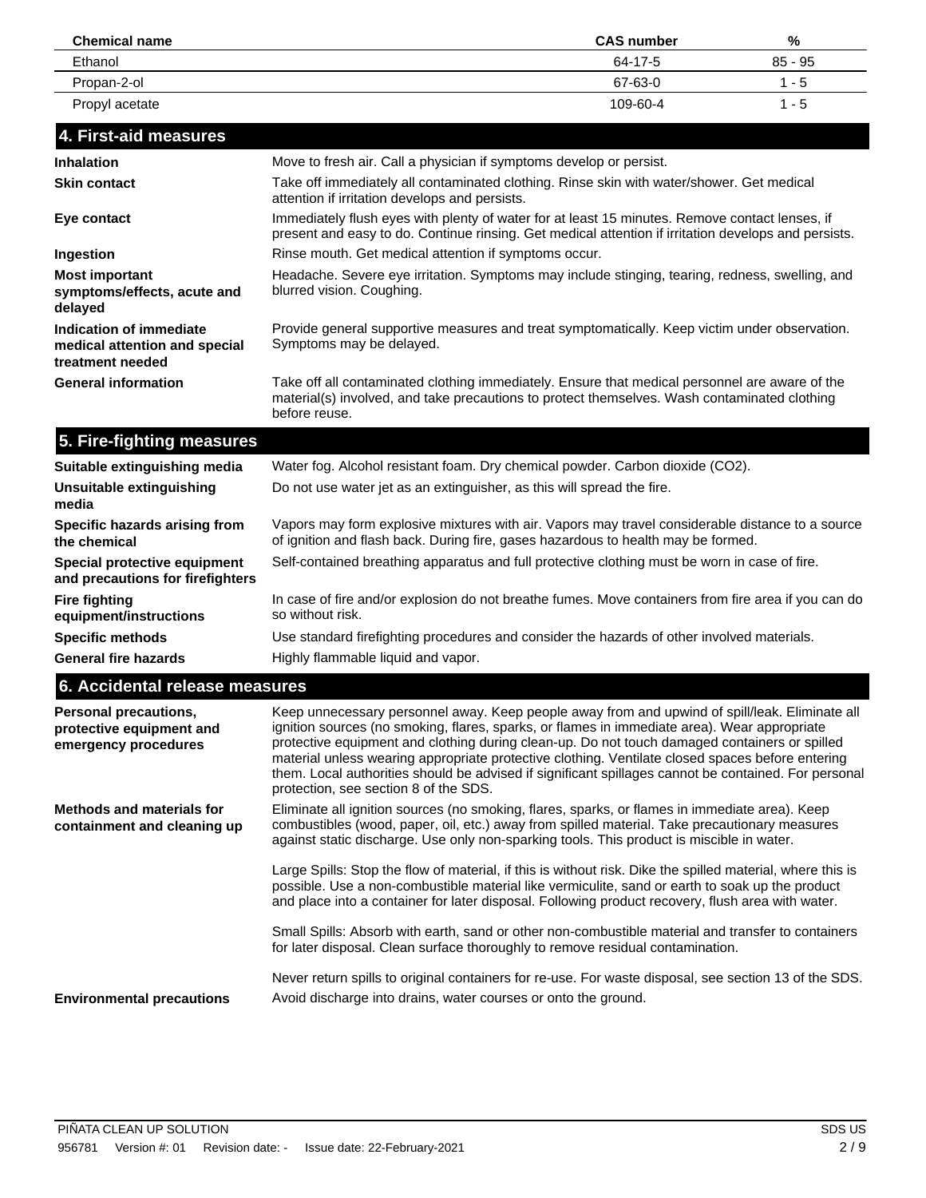| Chemical name | CAS number | % |
| --- | --- | --- |
| Ethanol | 64-17-5 | 85 - 95 |
| Propan-2-ol | 67-63-0 | 1 - 5 |
| Propyl acetate | 109-60-4 | 1 - 5 |

## 4. First-aid measures

**Inhalation**
Move to fresh air. Call a physician if symptoms develop or persist.

**Skin contact**
Take off immediately all contaminated clothing. Rinse skin with water/shower. Get medical attention if irritation develops and persists.

**Eye contact**
Immediately flush eyes with plenty of water for at least 15 minutes. Remove contact lenses, if present and easy to do. Continue rinsing. Get medical attention if irritation develops and persists.

**Ingestion**
Rinse mouth. Get medical attention if symptoms occur.

**Most important symptoms/effects, acute and delayed**
Headache. Severe eye irritation. Symptoms may include stinging, tearing, redness, swelling, and blurred vision. Coughing.

**Indication of immediate medical attention and special treatment needed**
Provide general supportive measures and treat symptomatically. Keep victim under observation. Symptoms may be delayed.

**General information**
Take off all contaminated clothing immediately. Ensure that medical personnel are aware of the material(s) involved, and take precautions to protect themselves. Wash contaminated clothing before reuse.

## 5. Fire-fighting measures

**Suitable extinguishing media**
Water fog. Alcohol resistant foam. Dry chemical powder. Carbon dioxide ($CO_2$).

**Unsuitable extinguishing media**
Do not use water jet as an extinguisher, as this will spread the fire.

**Specific hazards arising from the chemical**
Vapors may form explosive mixtures with air. Vapors may travel considerable distance to a source of ignition and flash back. During fire, gases hazardous to health may be formed.

**Special protective equipment and precautions for firefighters**
Self-contained breathing apparatus and full protective clothing must be worn in case of fire.

**Fire fighting equipment/instructions**
In case of fire and/or explosion do not breathe fumes. Move containers from fire area if you can do so without risk.

**Specific methods**
Use standard firefighting procedures and consider the hazards of other involved materials.

**General fire hazards**
Highly flammable liquid and vapor.

## 6. Accidental release measures

**Personal precautions, protective equipment and emergency procedures**
Keep unnecessary personnel away. Keep people away from and upwind of spill/leak. Eliminate all ignition sources (no smoking, flares, sparks, or flames in immediate area). Wear appropriate protective equipment and clothing during clean-up. Do not touch damaged containers or spilled material unless wearing appropriate protective clothing. Ventilate closed spaces before entering them. Local authorities should be advised if significant spillages cannot be contained. For personal protection, see section 8 of the SDS.

**Methods and materials for containment and cleaning up**
Eliminate all ignition sources (no smoking, flares, sparks, or flames in immediate area). Keep combustibles (wood, paper, oil, etc.) away from spilled material. Take precautionary measures against static discharge. Use only non-sparking tools. This product is miscible in water.

Large Spills: Stop the flow of material, if this is without risk. Dike the spilled material, where this is possible. Use a non-combustible material like vermiculite, sand or earth to soak up the product and place into a container for later disposal. Following product recovery, flush area with water.

Small Spills: Absorb with earth, sand or other non-combustible material and transfer to containers for later disposal. Clean surface thoroughly to remove residual contamination.

Never return spills to original containers for re-use. For waste disposal, see section 13 of the SDS.

**Environmental precautions**
Avoid discharge into drains, water courses or onto the ground.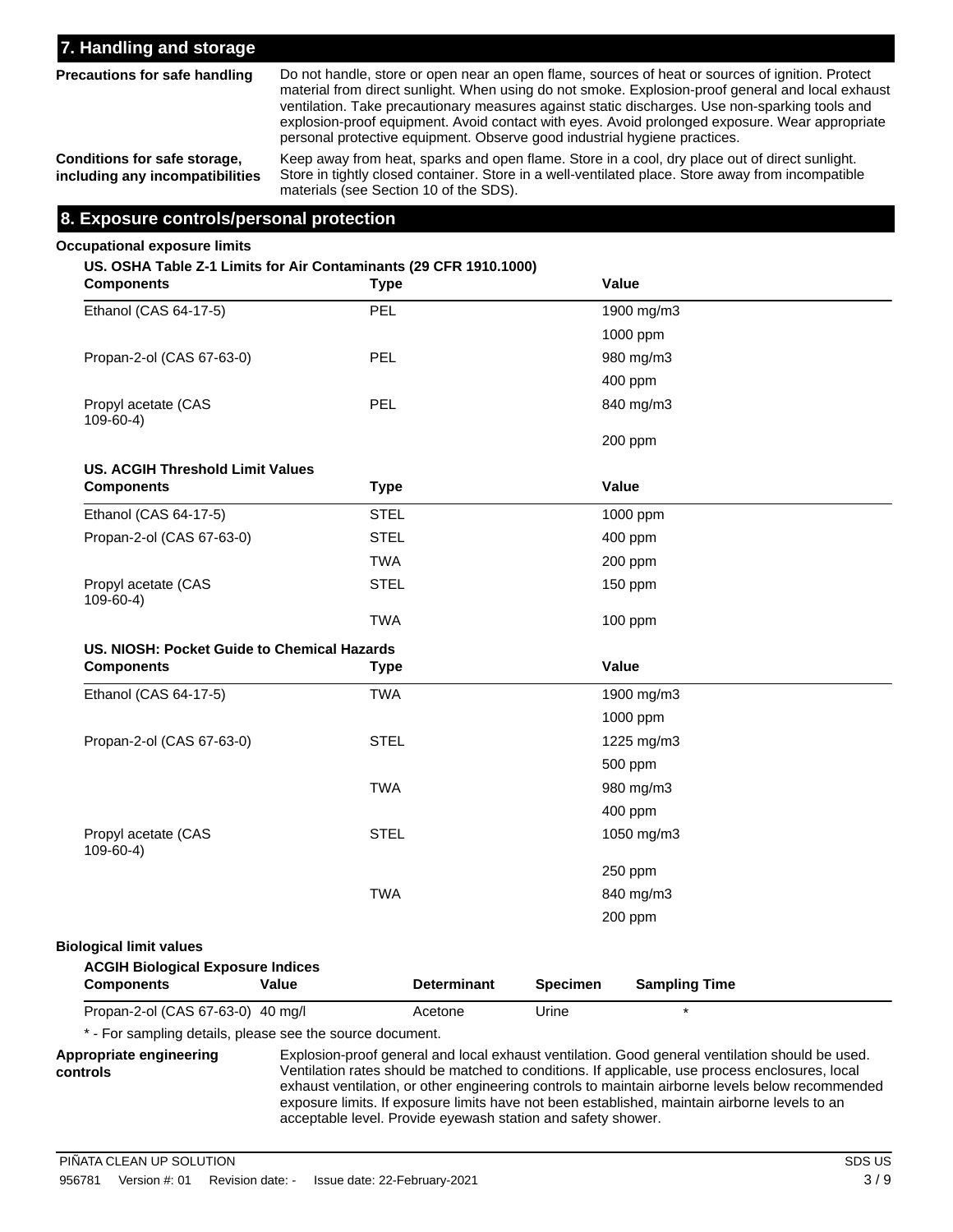## 7. Handling and storage

**Precautions for safe handling**

Do not handle, store or open near an open flame, sources of heat or sources of ignition. Protect material from direct sunlight. When using do not smoke. Explosion-proof general and local exhaust ventilation. Take precautionary measures against static discharges. Use non-sparking tools and explosion-proof equipment. Avoid contact with eyes. Avoid prolonged exposure. Wear appropriate personal protective equipment. Observe good industrial hygiene practices.

**Conditions for safe storage, including any incompatibilities**

Keep away from heat, sparks and open flame. Store in a cool, dry place out of direct sunlight. Store in tightly closed container. Store in a well-ventilated place. Store away from incompatible materials (see Section 10 of the SDS).

## 8. Exposure controls/personal protection

**Occupational exposure limits**

**US. OSHA Table Z-1 Limits for Air Contaminants (29 CFR 1910.1000)**

| Components | Type | Value |
|---|---|---|
| Ethanol (CAS 64-17-5) | PEL | 1900 mg/m3 |
| | | 1000 ppm |
| Propan-2-ol (CAS 67-63-0) | PEL | 980 mg/m3 |
| | | 400 ppm |
| Propyl acetate (CAS 109-60-4) | PEL | 840 mg/m3 |
| | | 200 ppm |

**US. ACGIH Threshold Limit Values**

| Components | Type | Value |
|---|---|---|
| Ethanol (CAS 64-17-5) | STEL | 1000 ppm |
| Propan-2-ol (CAS 67-63-0) | STEL | 400 ppm |
| | TWA | 200 ppm |
| Propyl acetate (CAS 109-60-4) | STEL | 150 ppm |
| | TWA | 100 ppm |

**US. NIOSH: Pocket Guide to Chemical Hazards**

| Components | Type | Value |
|---|---|---|
| Ethanol (CAS 64-17-5) | TWA | 1900 mg/m3 |
| | | 1000 ppm |
| Propan-2-ol (CAS 67-63-0) | STEL | 1225 mg/m3 |
| | | 500 ppm |
| | TWA | 980 mg/m3 |
| | | 400 ppm |
| Propyl acetate (CAS 109-60-4) | STEL | 1050 mg/m3 |
| | | 250 ppm |
| | TWA | 840 mg/m3 |
| | | 200 ppm |

**Biological limit values**

**ACGIH Biological Exposure Indices**

| Components | Value | Determinant | Specimen | Sampling Time |
|---|---|---|---|---|
| Propan-2-ol (CAS 67-63-0) | 40 mg/l | Acetone | Urine | * |

\* - For sampling details, please see the source document.

**Appropriate engineering controls**

Explosion-proof general and local exhaust ventilation. Good general ventilation should be used. Ventilation rates should be matched to conditions. If applicable, use process enclosures, local exhaust ventilation, or other engineering controls to maintain airborne levels below recommended exposure limits. If exposure limits have not been established, maintain airborne levels to an acceptable level. Provide eyewash station and safety shower.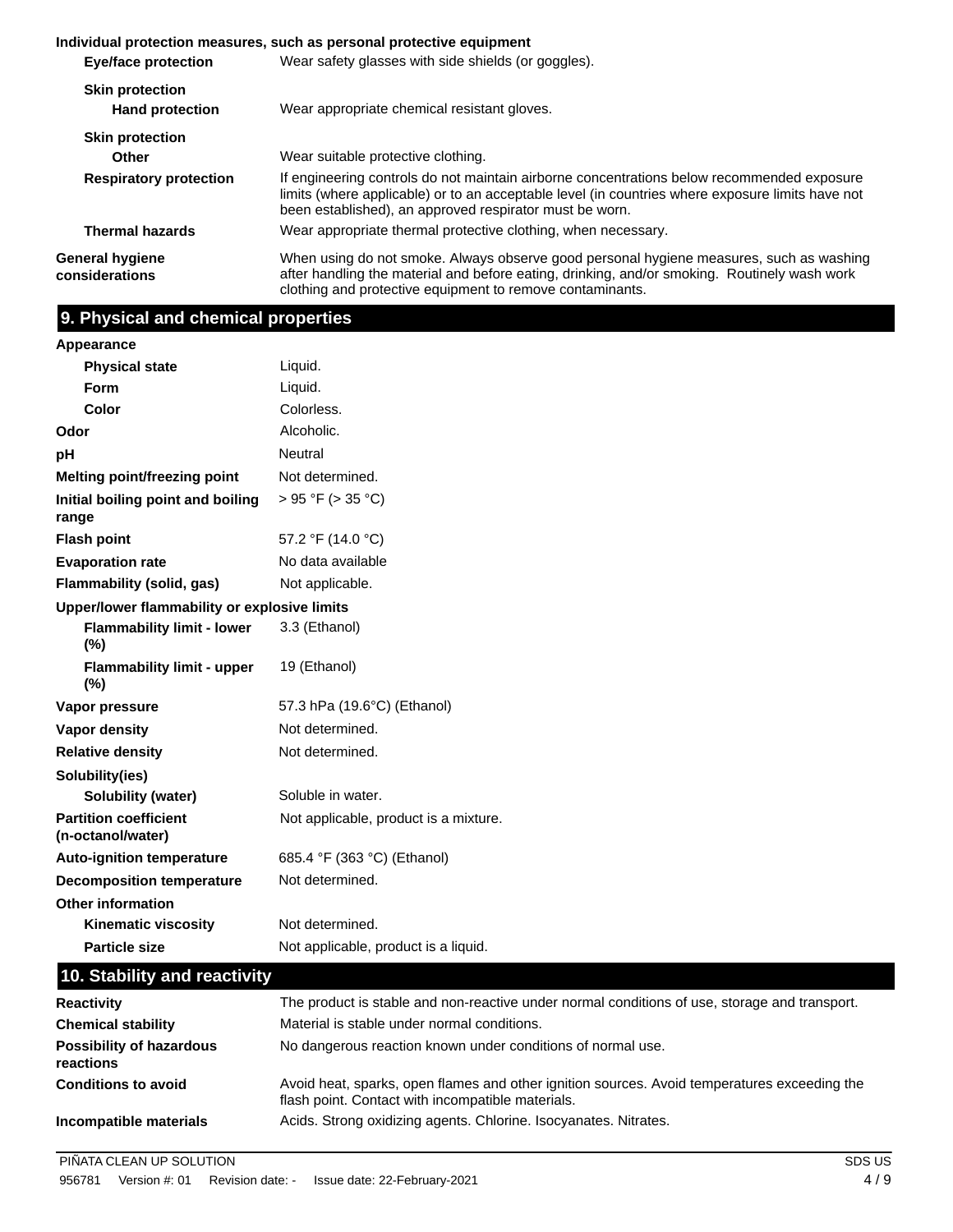**Individual protection measures, such as personal protective equipment**

| | |
|---|---|
| **Eye/face protection** | Wear safety glasses with side shields (or goggles). |
| **Skin protection** | |
| **Hand protection** | Wear appropriate chemical resistant gloves. |
| **Skin protection** | |
| **Other** | Wear suitable protective clothing. |
| **Respiratory protection** | If engineering controls do not maintain airborne concentrations below recommended exposure limits (where applicable) or to an acceptable level (in countries where exposure limits have not been established), an approved respirator must be worn. |
| **Thermal hazards** | Wear appropriate thermal protective clothing, when necessary. |
| **General hygiene considerations** | When using do not smoke. Always observe good personal hygiene measures, such as washing after handling the material and before eating, drinking, and/or smoking. Routinely wash work clothing and protective equipment to remove contaminants. |

## 9. Physical and chemical properties

| | |
|---|---|
| **Appearance** | |
| **Physical state** | Liquid. |
| **Form** | Liquid. |
| **Color** | Colorless. |
| **Odor** | Alcoholic. |
| **pH** | Neutral |
| **Melting point/freezing point** | Not determined. |
| **Initial boiling point and boiling range** | > 95 °F (> 35 °C) |
| **Flash point** | 57.2 °F (14.0 °C) |
| **Evaporation rate** | No data available |
| **Flammability (solid, gas)** | Not applicable. |
| **Upper/lower flammability or explosive limits** | |
| **Flammability limit - lower (%)** | 3.3 (Ethanol) |
| **Flammability limit - upper (%)** | 19 (Ethanol) |
| **Vapor pressure** | 57.3 hPa (19.6°C) (Ethanol) |
| **Vapor density** | Not determined. |
| **Relative density** | Not determined. |
| **Solubility(ies)** | |
| **Solubility (water)** | Soluble in water. |
| **Partition coefficient (n-octanol/water)** | Not applicable, product is a mixture. |
| **Auto-ignition temperature** | 685.4 °F (363 °C) (Ethanol) |
| **Decomposition temperature** | Not determined. |
| **Other information** | |
| **Kinematic viscosity** | Not determined. |
| **Particle size** | Not applicable, product is a liquid. |

## 10. Stability and reactivity

| | |
|---|---|
| **Reactivity** | The product is stable and non-reactive under normal conditions of use, storage and transport. |
| **Chemical stability** | Material is stable under normal conditions. |
| **Possibility of hazardous reactions** | No dangerous reaction known under conditions of normal use. |
| **Conditions to avoid** | Avoid heat, sparks, open flames and other ignition sources. Avoid temperatures exceeding the flash point. Contact with incompatible materials. |
| **Incompatible materials** | Acids. Strong oxidizing agents. Chlorine. Isocyanates. Nitrates. |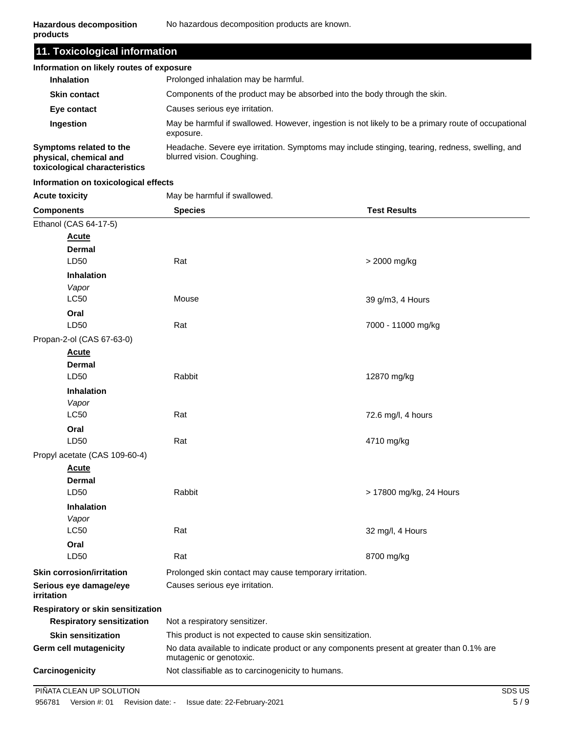**Hazardous decomposition products** No hazardous decomposition products are known.

## 11. Toxicological information

**Information on likely routes of exposure**

| | |
|---|---|
| **Inhalation** | Prolonged inhalation may be harmful. |
| **Skin contact** | Components of the product may be absorbed into the body through the skin. |
| **Eye contact** | Causes serious eye irritation. |
| **Ingestion** | May be harmful if swallowed. However, ingestion is not likely to be a primary route of occupational exposure. |
| **Symptoms related to the physical, chemical and toxicological characteristics** | Headache. Severe eye irritation. Symptoms may include stinging, tearing, redness, swelling, and blurred vision. Coughing. |

**Information on toxicological effects**

**Acute toxicity** May be harmful if swallowed.

| Components | Species | Test Results |
|---|---|---|
| Ethanol (CAS 64-17-5) | | |
| **Acute** | | |
| **Dermal** | | |
| LD50 | Rat | > 2000 mg/kg |
| **Inhalation** | | |
| *Vapor* | | |
| LC50 | Mouse | 39 g/m3, 4 Hours |
| **Oral** | | |
| LD50 | Rat | 7000 - 11000 mg/kg |
| Propan-2-ol (CAS 67-63-0) | | |
| **Acute** | | |
| **Dermal** | | |
| LD50 | Rabbit | 12870 mg/kg |
| **Inhalation** | | |
| *Vapor* | | |
| LC50 | Rat | 72.6 mg/l, 4 hours |
| **Oral** | | |
| LD50 | Rat | 4710 mg/kg |
| Propyl acetate (CAS 109-60-4) | | |
| **Acute** | | |
| **Dermal** | | |
| LD50 | Rabbit | > 17800 mg/kg, 24 Hours |
| **Inhalation** | | |
| *Vapor* | | |
| LC50 | Rat | 32 mg/l, 4 Hours |
| **Oral** | | |
| LD50 | Rat | 8700 mg/kg |

| | |
|---|---|
| **Skin corrosion/irritation** | Prolonged skin contact may cause temporary irritation. |
| **Serious eye damage/eye irritation** | Causes serious eye irritation. |
| **Respiratory or skin sensitization** | |
| **Respiratory sensitization** | Not a respiratory sensitizer. |
| **Skin sensitization** | This product is not expected to cause skin sensitization. |
| **Germ cell mutagenicity** | No data available to indicate product or any components present at greater than 0.1% are mutagenic or genotoxic. |
| **Carcinogenicity** | Not classifiable as to carcinogenicity to humans. |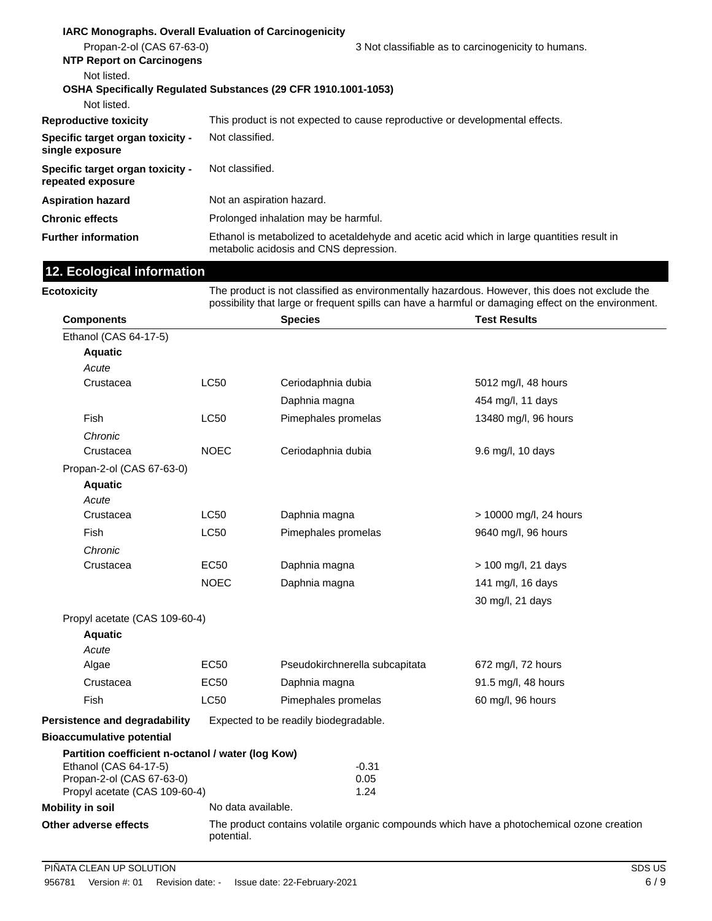**IARC Monographs. Overall Evaluation of Carcinogenicity**

Propan-2-ol (CAS 67-63-0) — 3 Not classifiable as to carcinogenicity to humans.

**NTP Report on Carcinogens**

Not listed.

**OSHA Specifically Regulated Substances (29 CFR 1910.1001-1053)**

Not listed.

**Reproductive toxicity** — This product is not expected to cause reproductive or developmental effects.

**Specific target organ toxicity - single exposure** — Not classified.

**Specific target organ toxicity - repeated exposure** — Not classified.

**Aspiration hazard** — Not an aspiration hazard.

**Chronic effects** — Prolonged inhalation may be harmful.

**Further information** — Ethanol is metabolized to acetaldehyde and acetic acid which in large quantities result in metabolic acidosis and CNS depression.

## 12. Ecological information

**Ecotoxicity** — The product is not classified as environmentally hazardous. However, this does not exclude the possibility that large or frequent spills can have a harmful or damaging effect on the environment.

| Components | | Species | Test Results |
|---|---|---|---|
| Ethanol (CAS 64-17-5) | | | |
| **Aquatic** | | | |
| *Acute* | | | |
| Crustacea | LC50 | Ceriodaphnia dubia | 5012 mg/l, 48 hours |
| | | Daphnia magna | 454 mg/l, 11 days |
| Fish | LC50 | Pimephales promelas | 13480 mg/l, 96 hours |
| *Chronic* | | | |
| Crustacea | NOEC | Ceriodaphnia dubia | 9.6 mg/l, 10 days |
| Propan-2-ol (CAS 67-63-0) | | | |
| **Aquatic** | | | |
| *Acute* | | | |
| Crustacea | LC50 | Daphnia magna | > 10000 mg/l, 24 hours |
| Fish | LC50 | Pimephales promelas | 9640 mg/l, 96 hours |
| *Chronic* | | | |
| Crustacea | EC50 | Daphnia magna | > 100 mg/l, 21 days |
| | NOEC | Daphnia magna | 141 mg/l, 16 days |
| | | | 30 mg/l, 21 days |
| Propyl acetate (CAS 109-60-4) | | | |
| **Aquatic** | | | |
| *Acute* | | | |
| Algae | EC50 | Pseudokirchnerella subcapitata | 672 mg/l, 72 hours |
| Crustacea | EC50 | Daphnia magna | 91.5 mg/l, 48 hours |
| Fish | LC50 | Pimephales promelas | 60 mg/l, 96 hours |

**Persistence and degradability** — Expected to be readily biodegradable.

**Bioaccumulative potential**

**Partition coefficient n-octanol / water (log Kow)**

| | |
|---|---|
| Ethanol (CAS 64-17-5) | -0.31 |
| Propan-2-ol (CAS 67-63-0) | 0.05 |
| Propyl acetate (CAS 109-60-4) | 1.24 |

**Mobility in soil** — No data available.

**Other adverse effects** — The product contains volatile organic compounds which have a photochemical ozone creation potential.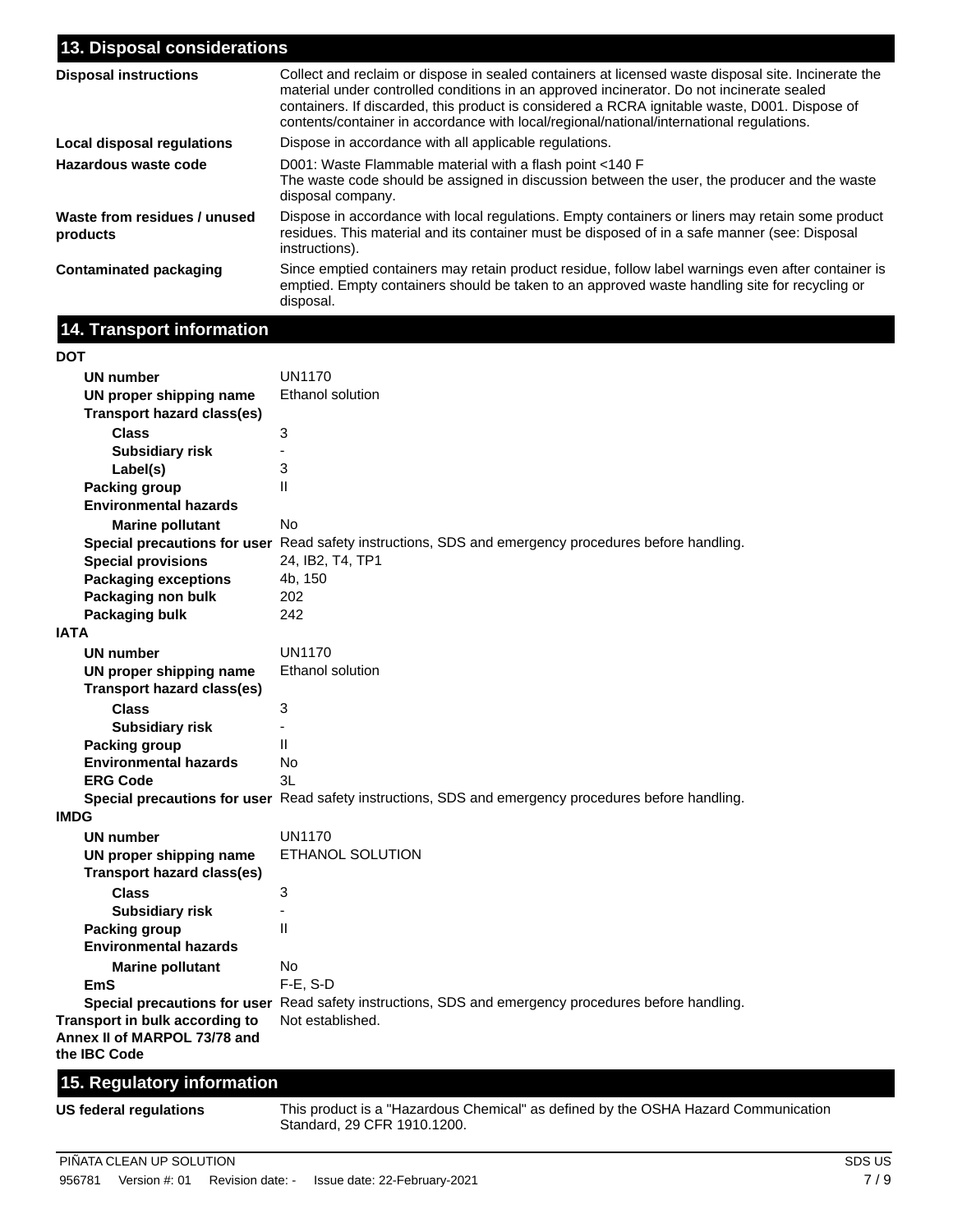## 13. Disposal considerations

| | |
|---|---|
| **Disposal instructions** | Collect and reclaim or dispose in sealed containers at licensed waste disposal site. Incinerate the material under controlled conditions in an approved incinerator. Do not incinerate sealed containers. If discarded, this product is considered a RCRA ignitable waste, D001. Dispose of contents/container in accordance with local/regional/national/international regulations. |
| **Local disposal regulations** | Dispose in accordance with all applicable regulations. |
| **Hazardous waste code** | D001: Waste Flammable material with a flash point <140 F<br>The waste code should be assigned in discussion between the user, the producer and the waste disposal company. |
| **Waste from residues / unused products** | Dispose in accordance with local regulations. Empty containers or liners may retain some product residues. This material and its container must be disposed of in a safe manner (see: Disposal instructions). |
| **Contaminated packaging** | Since emptied containers may retain product residue, follow label warnings even after container is emptied. Empty containers should be taken to an approved waste handling site for recycling or disposal. |

## 14. Transport information

**DOT**

| | |
|---|---|
| **UN number** | UN1170 |
| **UN proper shipping name** | Ethanol solution |
| **Transport hazard class(es)** | |
| **Class** | 3 |
| **Subsidiary risk** | - |
| **Label(s)** | 3 |
| **Packing group** | II |
| **Environmental hazards** | |
| **Marine pollutant** | No |
| **Special precautions for user** | Read safety instructions, SDS and emergency procedures before handling. |
| **Special provisions** | 24, IB2, T4, TP1 |
| **Packaging exceptions** | 4b, 150 |
| **Packaging non bulk** | 202 |
| **Packaging bulk** | 242 |

**IATA**

| | |
|---|---|
| **UN number** | UN1170 |
| **UN proper shipping name** | Ethanol solution |
| **Transport hazard class(es)** | |
| **Class** | 3 |
| **Subsidiary risk** | - |
| **Packing group** | II |
| **Environmental hazards** | No |
| **ERG Code** | 3L |
| **Special precautions for user** | Read safety instructions, SDS and emergency procedures before handling. |

**IMDG**

| | |
|---|---|
| **UN number** | UN1170 |
| **UN proper shipping name** | ETHANOL SOLUTION |
| **Transport hazard class(es)** | |
| **Class** | 3 |
| **Subsidiary risk** | - |
| **Packing group** | II |
| **Environmental hazards** | |
| **Marine pollutant** | No |
| **EmS** | F-E, S-D |
| **Special precautions for user** | Read safety instructions, SDS and emergency procedures before handling. |
| **Transport in bulk according to Annex II of MARPOL 73/78 and the IBC Code** | Not established. |

## 15. Regulatory information

| | |
|---|---|
| **US federal regulations** | This product is a "Hazardous Chemical" as defined by the OSHA Hazard Communication Standard, 29 CFR 1910.1200. |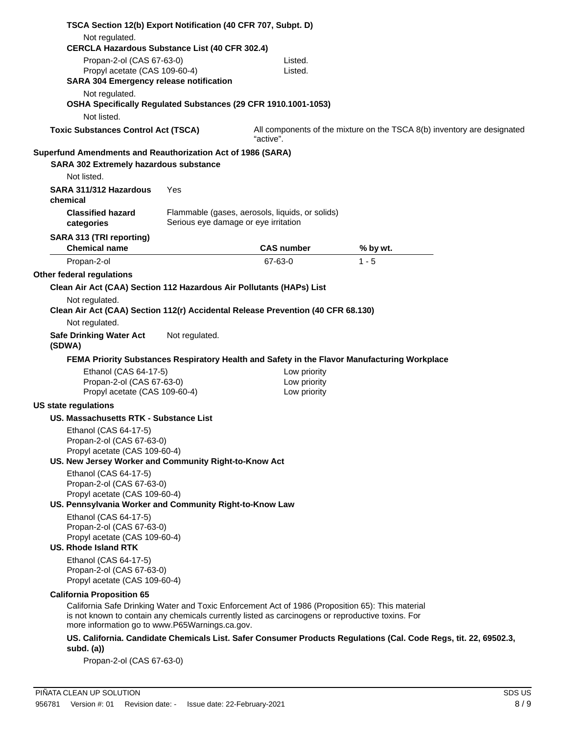**TSCA Section 12(b) Export Notification (40 CFR 707, Subpt. D)**

Not regulated.

**CERCLA Hazardous Substance List (40 CFR 302.4)**

| | |
|---|---|
| Propan-2-ol (CAS 67-63-0) | Listed. |
| Propyl acetate (CAS 109-60-4) | Listed. |

**SARA 304 Emergency release notification**

Not regulated.

**OSHA Specifically Regulated Substances (29 CFR 1910.1001-1053)**

Not listed.

**Toxic Substances Control Act (TSCA)** — All components of the mixture on the TSCA 8(b) inventory are designated "active".

**Superfund Amendments and Reauthorization Act of 1986 (SARA)**

**SARA 302 Extremely hazardous substance**

Not listed.

**SARA 311/312 Hazardous chemical** — Yes

**Classified hazard categories** — Flammable (gases, aerosols, liquids, or solids)
Serious eye damage or eye irritation

**SARA 313 (TRI reporting)**

| Chemical name | CAS number | % by wt. |
|---|---|---|
| Propan-2-ol | 67-63-0 | 1 - 5 |

**Other federal regulations**

**Clean Air Act (CAA) Section 112 Hazardous Air Pollutants (HAPs) List**

Not regulated.

**Clean Air Act (CAA) Section 112(r) Accidental Release Prevention (40 CFR 68.130)**

Not regulated.

**Safe Drinking Water Act (SDWA)** — Not regulated.

**FEMA Priority Substances Respiratory Health and Safety in the Flavor Manufacturing Workplace**

| | |
|---|---|
| Ethanol (CAS 64-17-5) | Low priority |
| Propan-2-ol (CAS 67-63-0) | Low priority |
| Propyl acetate (CAS 109-60-4) | Low priority |

**US state regulations**

**US. Massachusetts RTK - Substance List**

Ethanol (CAS 64-17-5)
Propan-2-ol (CAS 67-63-0)
Propyl acetate (CAS 109-60-4)

**US. New Jersey Worker and Community Right-to-Know Act**

Ethanol (CAS 64-17-5)
Propan-2-ol (CAS 67-63-0)
Propyl acetate (CAS 109-60-4)

**US. Pennsylvania Worker and Community Right-to-Know Law**

Ethanol (CAS 64-17-5)
Propan-2-ol (CAS 67-63-0)
Propyl acetate (CAS 109-60-4)

**US. Rhode Island RTK**

Ethanol (CAS 64-17-5)
Propan-2-ol (CAS 67-63-0)
Propyl acetate (CAS 109-60-4)

**California Proposition 65**

California Safe Drinking Water and Toxic Enforcement Act of 1986 (Proposition 65): This material is not known to contain any chemicals currently listed as carcinogens or reproductive toxins. For more information go to www.P65Warnings.ca.gov.

**US. California. Candidate Chemicals List. Safer Consumer Products Regulations (Cal. Code Regs, tit. 22, 69502.3, subd. (a))**

Propan-2-ol (CAS 67-63-0)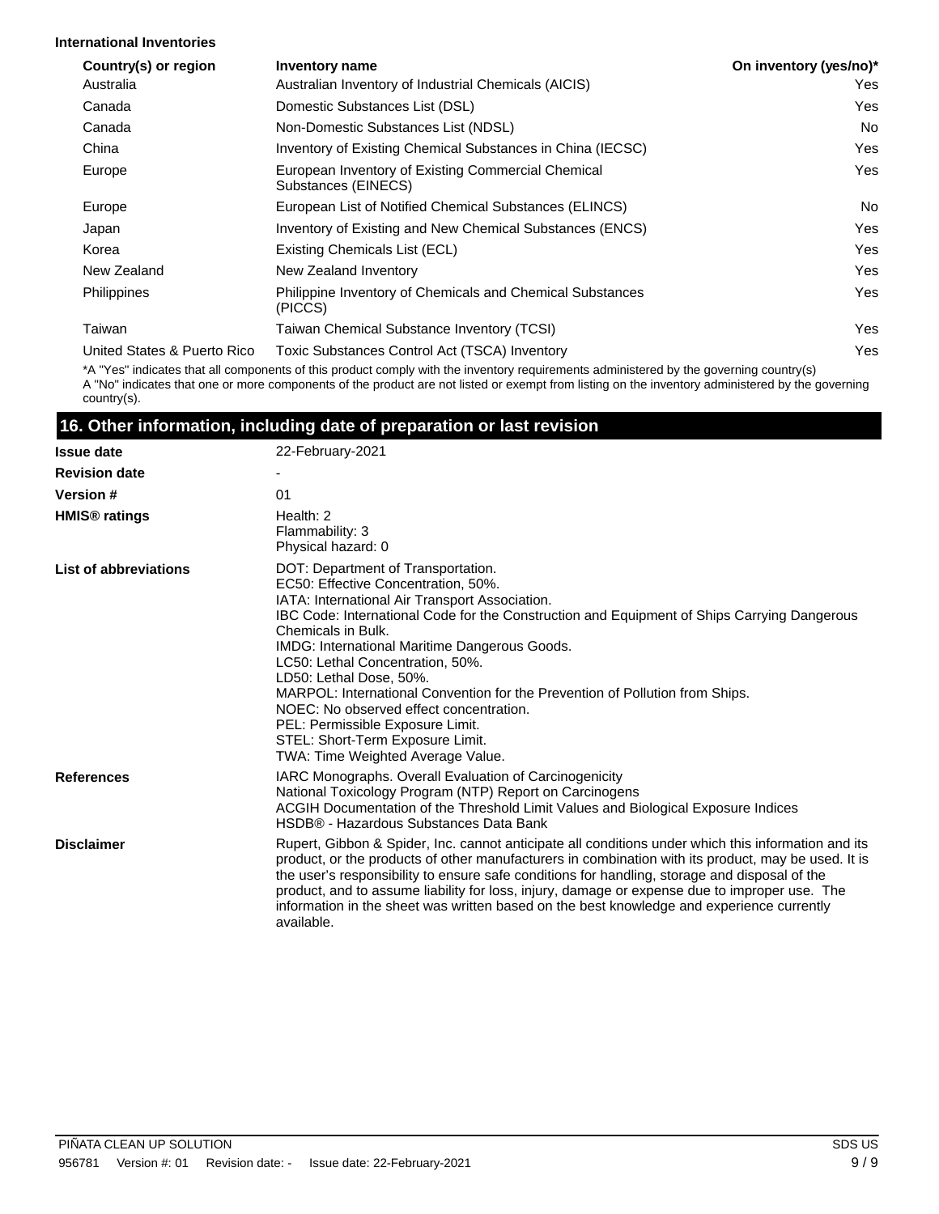**International Inventories**

| Country(s) or region | Inventory name | On inventory (yes/no)* |
| --- | --- | --- |
| Australia | Australian Inventory of Industrial Chemicals (AICIS) | Yes |
| Canada | Domestic Substances List (DSL) | Yes |
| Canada | Non-Domestic Substances List (NDSL) | No |
| China | Inventory of Existing Chemical Substances in China (IECSC) | Yes |
| Europe | European Inventory of Existing Commercial Chemical Substances (EINECS) | Yes |
| Europe | European List of Notified Chemical Substances (ELINCS) | No |
| Japan | Inventory of Existing and New Chemical Substances (ENCS) | Yes |
| Korea | Existing Chemicals List (ECL) | Yes |
| New Zealand | New Zealand Inventory | Yes |
| Philippines | Philippine Inventory of Chemicals and Chemical Substances (PICCS) | Yes |
| Taiwan | Taiwan Chemical Substance Inventory (TCSI) | Yes |
| United States & Puerto Rico | Toxic Substances Control Act (TSCA) Inventory | Yes |

*A "Yes" indicates that all components of this product comply with the inventory requirements administered by the governing country(s)
A "No" indicates that one or more components of the product are not listed or exempt from listing on the inventory administered by the governing country(s).

## 16. Other information, including date of preparation or last revision

**Issue date** 22-February-2021

**Revision date** -

**Version #** 01

**HMIS® ratings**
Health: 2
Flammability: 3
Physical hazard: 0

**List of abbreviations**
DOT: Department of Transportation.
EC50: Effective Concentration, 50%.
IATA: International Air Transport Association.
IBC Code: International Code for the Construction and Equipment of Ships Carrying Dangerous Chemicals in Bulk.
IMDG: International Maritime Dangerous Goods.
LC50: Lethal Concentration, 50%.
LD50: Lethal Dose, 50%.
MARPOL: International Convention for the Prevention of Pollution from Ships.
NOEC: No observed effect concentration.
PEL: Permissible Exposure Limit.
STEL: Short-Term Exposure Limit.
TWA: Time Weighted Average Value.

**References**
IARC Monographs. Overall Evaluation of Carcinogenicity
National Toxicology Program (NTP) Report on Carcinogens
ACGIH Documentation of the Threshold Limit Values and Biological Exposure Indices
HSDB® - Hazardous Substances Data Bank

**Disclaimer**
Rupert, Gibbon & Spider, Inc. cannot anticipate all conditions under which this information and its product, or the products of other manufacturers in combination with its product, may be used. It is the user's responsibility to ensure safe conditions for handling, storage and disposal of the product, and to assume liability for loss, injury, damage or expense due to improper use. The information in the sheet was written based on the best knowledge and experience currently available.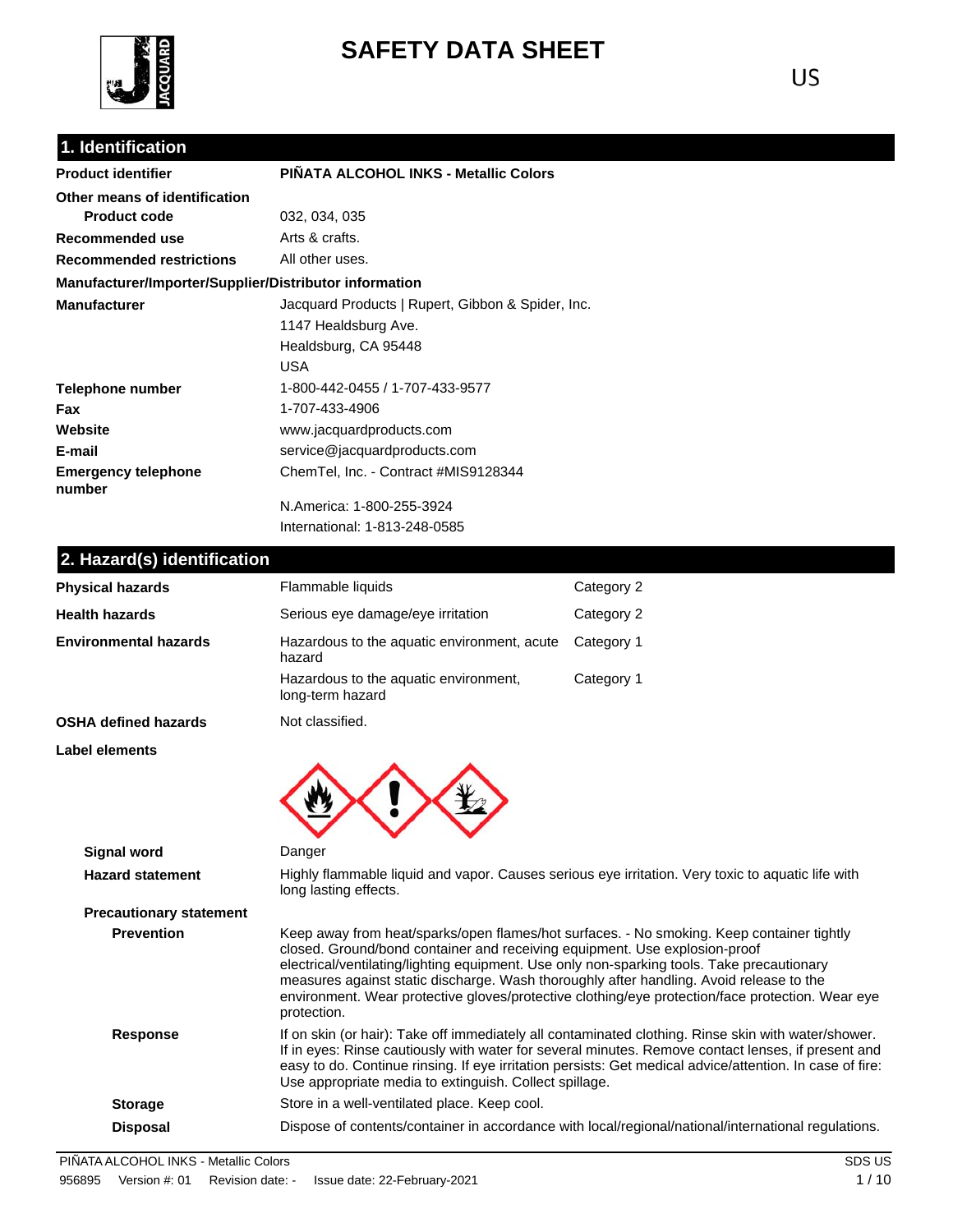# SAFETY DATA SHEET

US

## 1. Identification

| | |
|---|---|
| **Product identifier** | **PIÑATA ALCOHOL INKS - Metallic Colors** |
| **Other means of identification** | |
| **Product code** | 032, 034, 035 |
| **Recommended use** | Arts & crafts. |
| **Recommended restrictions** | All other uses. |

**Manufacturer/Importer/Supplier/Distributor information**

| | |
|---|---|
| **Manufacturer** | Jacquard Products \| Rupert, Gibbon & Spider, Inc.<br>1147 Healdsburg Ave.<br>Healdsburg, CA 95448<br>USA |
| **Telephone number** | 1-800-442-0455 / 1-707-433-9577 |
| **Fax** | 1-707-433-4906 |
| **Website** | www.jacquardproducts.com |
| **E-mail** | service@jacquardproducts.com |
| **Emergency telephone number** | ChemTel, Inc. - Contract #MIS9128344<br>N.America: 1-800-255-3924<br>International: 1-813-248-0585 |

## 2. Hazard(s) identification

| | | |
|---|---|---|
| **Physical hazards** | Flammable liquids | Category 2 |
| **Health hazards** | Serious eye damage/eye irritation | Category 2 |
| **Environmental hazards** | Hazardous to the aquatic environment, acute hazard | Category 1 |
| | Hazardous to the aquatic environment, long-term hazard | Category 1 |
| **OSHA defined hazards** | Not classified. | |

**Label elements**

**Signal word** Danger

**Hazard statement** Highly flammable liquid and vapor. Causes serious eye irritation. Very toxic to aquatic life with long lasting effects.

**Precautionary statement**

**Prevention** Keep away from heat/sparks/open flames/hot surfaces. - No smoking. Keep container tightly closed. Ground/bond container and receiving equipment. Use explosion-proof electrical/ventilating/lighting equipment. Use only non-sparking tools. Take precautionary measures against static discharge. Wash thoroughly after handling. Avoid release to the environment. Wear protective gloves/protective clothing/eye protection/face protection. Wear eye protection.

**Response** If on skin (or hair): Take off immediately all contaminated clothing. Rinse skin with water/shower. If in eyes: Rinse cautiously with water for several minutes. Remove contact lenses, if present and easy to do. Continue rinsing. If eye irritation persists: Get medical advice/attention. In case of fire: Use appropriate media to extinguish. Collect spillage.

**Storage** Store in a well-ventilated place. Keep cool.

**Disposal** Dispose of contents/container in accordance with local/regional/national/international regulations.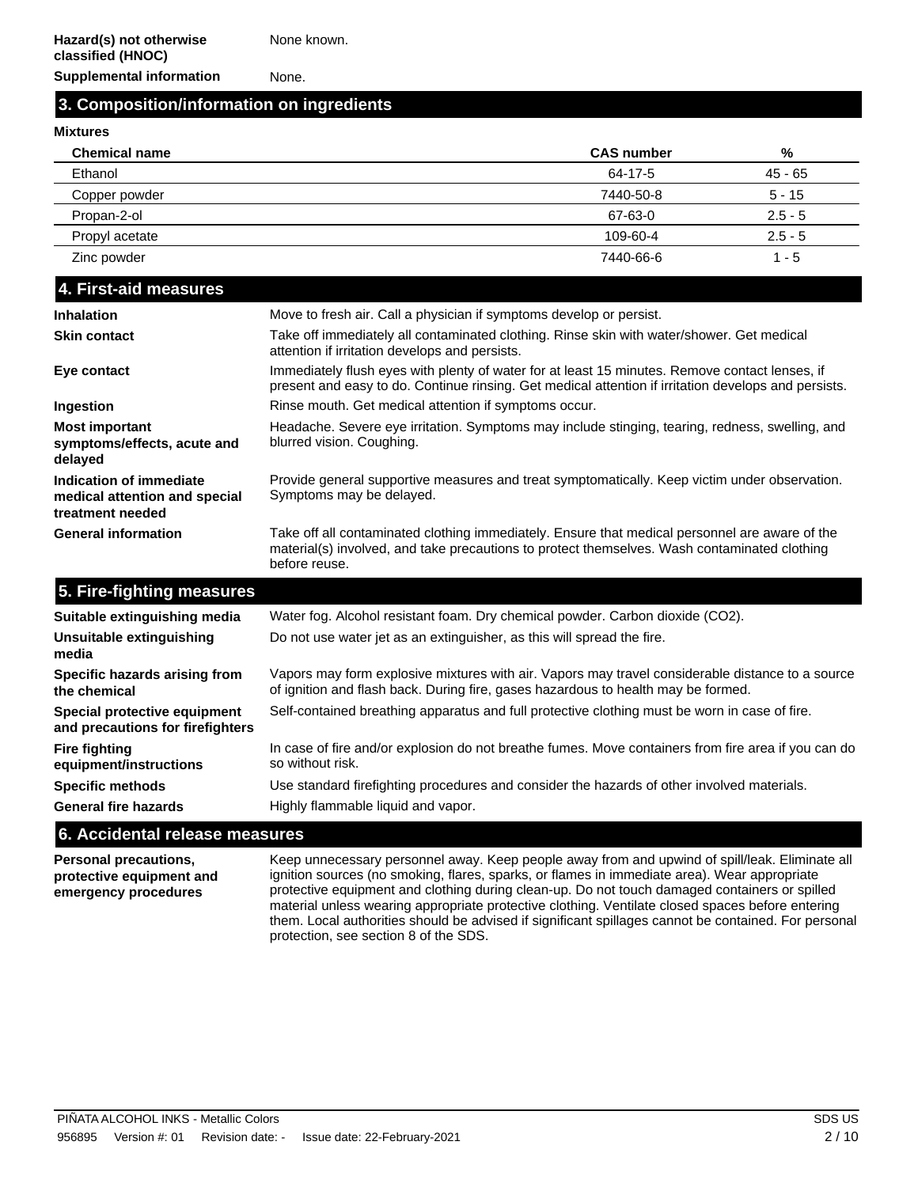**Hazard(s) not otherwise classified (HNOC)** None known.

**Supplemental information** None.

## 3. Composition/information on ingredients

**Mixtures**

| Chemical name | CAS number | % |
|---|---|---|
| Ethanol | 64-17-5 | 45 - 65 |
| Copper powder | 7440-50-8 | 5 - 15 |
| Propan-2-ol | 67-63-0 | 2.5 - 5 |
| Propyl acetate | 109-60-4 | 2.5 - 5 |
| Zinc powder | 7440-66-6 | 1 - 5 |

## 4. First-aid measures

**Inhalation** Move to fresh air. Call a physician if symptoms develop or persist.

**Skin contact** Take off immediately all contaminated clothing. Rinse skin with water/shower. Get medical attention if irritation develops and persists.

**Eye contact** Immediately flush eyes with plenty of water for at least 15 minutes. Remove contact lenses, if present and easy to do. Continue rinsing. Get medical attention if irritation develops and persists.

**Ingestion** Rinse mouth. Get medical attention if symptoms occur.

**Most important symptoms/effects, acute and delayed** Headache. Severe eye irritation. Symptoms may include stinging, tearing, redness, swelling, and blurred vision. Coughing.

**Indication of immediate medical attention and special treatment needed** Provide general supportive measures and treat symptomatically. Keep victim under observation. Symptoms may be delayed.

**General information** Take off all contaminated clothing immediately. Ensure that medical personnel are aware of the material(s) involved, and take precautions to protect themselves. Wash contaminated clothing before reuse.

## 5. Fire-fighting measures

**Suitable extinguishing media** Water fog. Alcohol resistant foam. Dry chemical powder. Carbon dioxide ($CO_2$).

**Unsuitable extinguishing media** Do not use water jet as an extinguisher, as this will spread the fire.

**Specific hazards arising from the chemical** Vapors may form explosive mixtures with air. Vapors may travel considerable distance to a source of ignition and flash back. During fire, gases hazardous to health may be formed.

**Special protective equipment and precautions for firefighters** Self-contained breathing apparatus and full protective clothing must be worn in case of fire.

**Fire fighting equipment/instructions** In case of fire and/or explosion do not breathe fumes. Move containers from fire area if you can do so without risk.

**Specific methods** Use standard firefighting procedures and consider the hazards of other involved materials.

**General fire hazards** Highly flammable liquid and vapor.

## 6. Accidental release measures

**Personal precautions, protective equipment and emergency procedures** Keep unnecessary personnel away. Keep people away from and upwind of spill/leak. Eliminate all ignition sources (no smoking, flares, sparks, or flames in immediate area). Wear appropriate protective equipment and clothing during clean-up. Do not touch damaged containers or spilled material unless wearing appropriate protective clothing. Ventilate closed spaces before entering them. Local authorities should be advised if significant spillages cannot be contained. For personal protection, see section 8 of the SDS.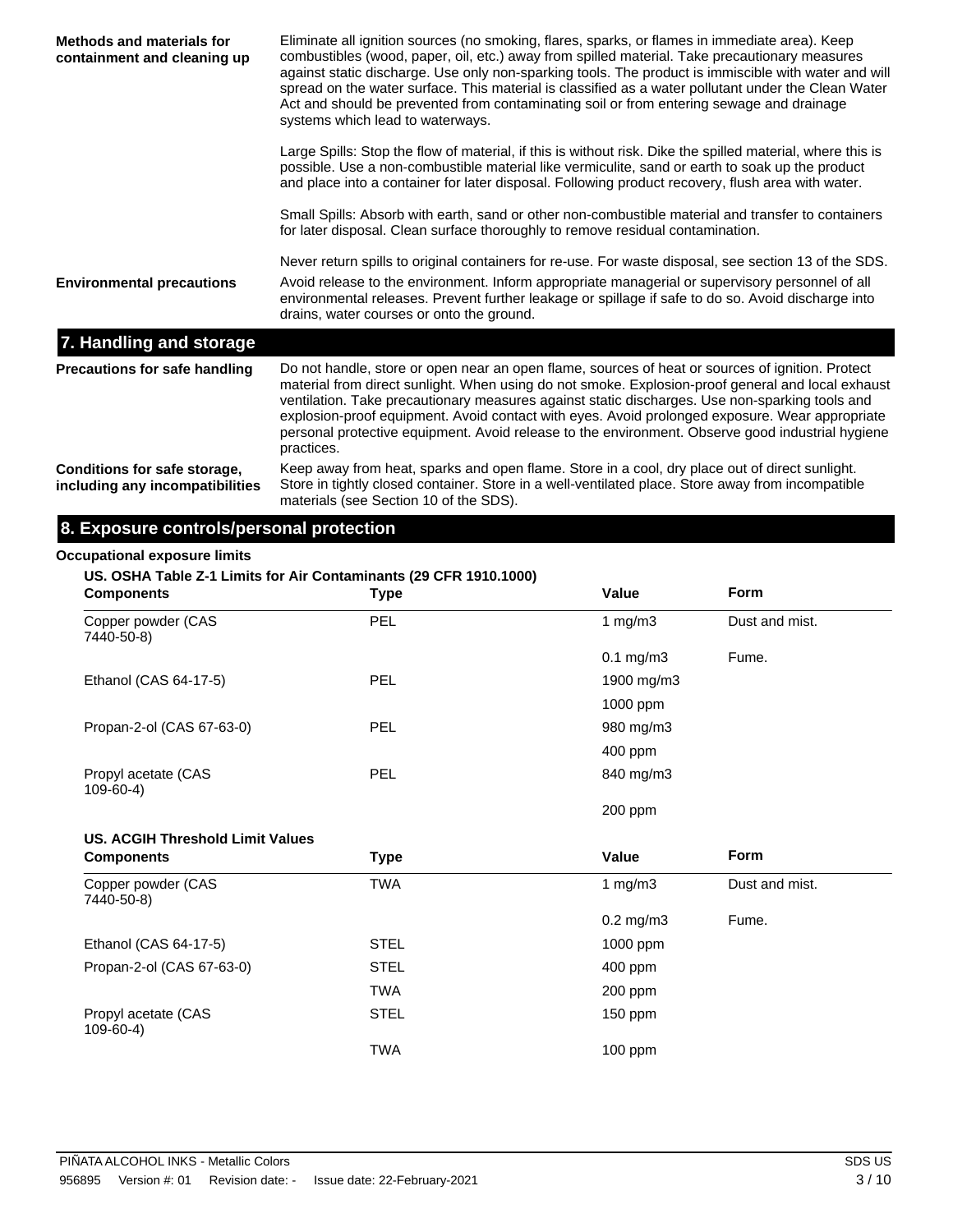**Methods and materials for containment and cleaning up**

Eliminate all ignition sources (no smoking, flares, sparks, or flames in immediate area). Keep combustibles (wood, paper, oil, etc.) away from spilled material. Take precautionary measures against static discharge. Use only non-sparking tools. The product is immiscible with water and will spread on the water surface. This material is classified as a water pollutant under the Clean Water Act and should be prevented from contaminating soil or from entering sewage and drainage systems which lead to waterways.

Large Spills: Stop the flow of material, if this is without risk. Dike the spilled material, where this is possible. Use a non-combustible material like vermiculite, sand or earth to soak up the product and place into a container for later disposal. Following product recovery, flush area with water.

Small Spills: Absorb with earth, sand or other non-combustible material and transfer to containers for later disposal. Clean surface thoroughly to remove residual contamination.

Never return spills to original containers for re-use. For waste disposal, see section 13 of the SDS.

**Environmental precautions**

Avoid release to the environment. Inform appropriate managerial or supervisory personnel of all environmental releases. Prevent further leakage or spillage if safe to do so. Avoid discharge into drains, water courses or onto the ground.

## 7. Handling and storage

**Precautions for safe handling**

Do not handle, store or open near an open flame, sources of heat or sources of ignition. Protect material from direct sunlight. When using do not smoke. Explosion-proof general and local exhaust ventilation. Take precautionary measures against static discharges. Use non-sparking tools and explosion-proof equipment. Avoid contact with eyes. Avoid prolonged exposure. Wear appropriate personal protective equipment. Avoid release to the environment. Observe good industrial hygiene practices.

**Conditions for safe storage, including any incompatibilities**

Keep away from heat, sparks and open flame. Store in a cool, dry place out of direct sunlight. Store in tightly closed container. Store in a well-ventilated place. Store away from incompatible materials (see Section 10 of the SDS).

## 8. Exposure controls/personal protection

**Occupational exposure limits**

**US. OSHA Table Z-1 Limits for Air Contaminants (29 CFR 1910.1000)**

| Components | Type | Value | Form |
|---|---|---|---|
| Copper powder (CAS 7440-50-8) | PEL | 1 mg/m3 | Dust and mist. |
| | | 0.1 mg/m3 | Fume. |
| Ethanol (CAS 64-17-5) | PEL | 1900 mg/m3 | |
| | | 1000 ppm | |
| Propan-2-ol (CAS 67-63-0) | PEL | 980 mg/m3 | |
| | | 400 ppm | |
| Propyl acetate (CAS 109-60-4) | PEL | 840 mg/m3 | |
| | | 200 ppm | |

**US. ACGIH Threshold Limit Values**

| Components | Type | Value | Form |
|---|---|---|---|
| Copper powder (CAS 7440-50-8) | TWA | 1 mg/m3 | Dust and mist. |
| | | 0.2 mg/m3 | Fume. |
| Ethanol (CAS 64-17-5) | STEL | 1000 ppm | |
| Propan-2-ol (CAS 67-63-0) | STEL | 400 ppm | |
| | TWA | 200 ppm | |
| Propyl acetate (CAS 109-60-4) | STEL | 150 ppm | |
| | TWA | 100 ppm | |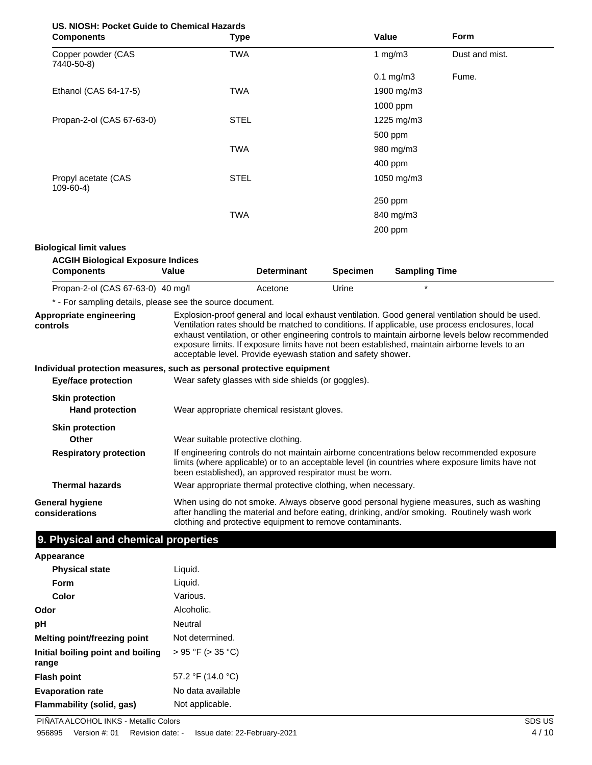**US. NIOSH: Pocket Guide to Chemical Hazards**

| Components | Type | Value | Form |
|---|---|---|---|
| Copper powder (CAS 7440-50-8) | TWA | 1 mg/m3 | Dust and mist. |
| | | 0.1 mg/m3 | Fume. |
| Ethanol (CAS 64-17-5) | TWA | 1900 mg/m3 | |
| | | 1000 ppm | |
| Propan-2-ol (CAS 67-63-0) | STEL | 1225 mg/m3 | |
| | | 500 ppm | |
| | TWA | 980 mg/m3 | |
| | | 400 ppm | |
| Propyl acetate (CAS 109-60-4) | STEL | 1050 mg/m3 | |
| | | 250 ppm | |
| | TWA | 840 mg/m3 | |
| | | 200 ppm | |

**Biological limit values**

**ACGIH Biological Exposure Indices**

| Components | Value | Determinant | Specimen | Sampling Time |
|---|---|---|---|---|
| Propan-2-ol (CAS 67-63-0) | 40 mg/l | Acetone | Urine | * |

* - For sampling details, please see the source document.

**Appropriate engineering controls**
Explosion-proof general and local exhaust ventilation. Good general ventilation should be used. Ventilation rates should be matched to conditions. If applicable, use process enclosures, local exhaust ventilation, or other engineering controls to maintain airborne levels below recommended exposure limits. If exposure limits have not been established, maintain airborne levels to an acceptable level. Provide eyewash station and safety shower.

**Individual protection measures, such as personal protective equipment**

**Eye/face protection**
Wear safety glasses with side shields (or goggles).

**Skin protection**

**Hand protection**
Wear appropriate chemical resistant gloves.

**Skin protection**

**Other**
Wear suitable protective clothing.

**Respiratory protection**
If engineering controls do not maintain airborne concentrations below recommended exposure limits (where applicable) or to an acceptable level (in countries where exposure limits have not been established), an approved respirator must be worn.

**Thermal hazards**
Wear appropriate thermal protective clothing, when necessary.

**General hygiene considerations**
When using do not smoke. Always observe good personal hygiene measures, such as washing after handling the material and before eating, drinking, and/or smoking. Routinely wash work clothing and protective equipment to remove contaminants.

## 9. Physical and chemical properties

**Appearance**

| | |
|---|---|
| **Physical state** | Liquid. |
| **Form** | Liquid. |
| **Color** | Various. |
| **Odor** | Alcoholic. |
| **pH** | Neutral |
| **Melting point/freezing point** | Not determined. |
| **Initial boiling point and boiling range** | > 95 °F (> 35 °C) |
| **Flash point** | 57.2 °F (14.0 °C) |
| **Evaporation rate** | No data available |
| **Flammability (solid, gas)** | Not applicable. |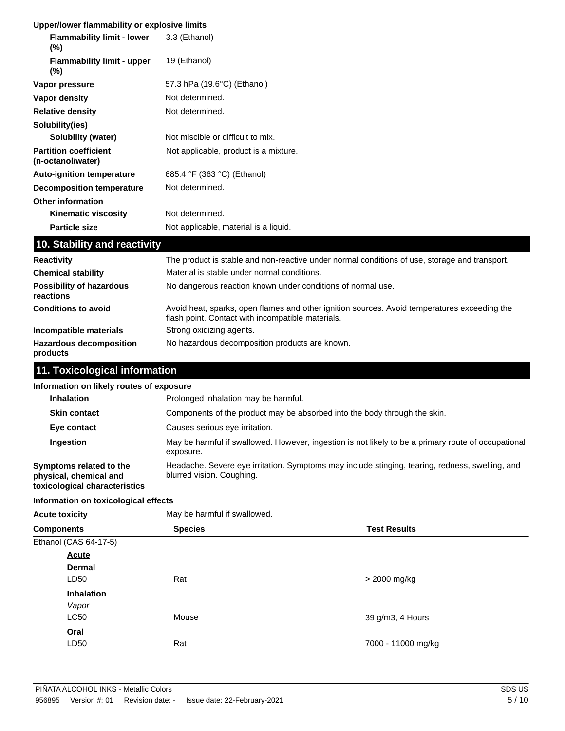**Upper/lower flammability or explosive limits**

| | |
|---|---|
| **Flammability limit - lower (%)** | 3.3 (Ethanol) |
| **Flammability limit - upper (%)** | 19 (Ethanol) |
| **Vapor pressure** | 57.3 hPa (19.6°C) (Ethanol) |
| **Vapor density** | Not determined. |
| **Relative density** | Not determined. |
| **Solubility(ies)** | |
| **Solubility (water)** | Not miscible or difficult to mix. |
| **Partition coefficient (n-octanol/water)** | Not applicable, product is a mixture. |
| **Auto-ignition temperature** | 685.4 °F (363 °C) (Ethanol) |
| **Decomposition temperature** | Not determined. |
| **Other information** | |
| **Kinematic viscosity** | Not determined. |
| **Particle size** | Not applicable, material is a liquid. |

## 10. Stability and reactivity

| | |
|---|---|
| **Reactivity** | The product is stable and non-reactive under normal conditions of use, storage and transport. |
| **Chemical stability** | Material is stable under normal conditions. |
| **Possibility of hazardous reactions** | No dangerous reaction known under conditions of normal use. |
| **Conditions to avoid** | Avoid heat, sparks, open flames and other ignition sources. Avoid temperatures exceeding the flash point. Contact with incompatible materials. |
| **Incompatible materials** | Strong oxidizing agents. |
| **Hazardous decomposition products** | No hazardous decomposition products are known. |

## 11. Toxicological information

**Information on likely routes of exposure**

| | |
|---|---|
| **Inhalation** | Prolonged inhalation may be harmful. |
| **Skin contact** | Components of the product may be absorbed into the body through the skin. |
| **Eye contact** | Causes serious eye irritation. |
| **Ingestion** | May be harmful if swallowed. However, ingestion is not likely to be a primary route of occupational exposure. |
| **Symptoms related to the physical, chemical and toxicological characteristics** | Headache. Severe eye irritation. Symptoms may include stinging, tearing, redness, swelling, and blurred vision. Coughing. |

**Information on toxicological effects**

**Acute toxicity** May be harmful if swallowed.

| Components | Species | Test Results |
|---|---|---|
| Ethanol (CAS 64-17-5) | | |
| <u>**Acute**</u> | | |
| **Dermal** | | |
| LD50 | Rat | > 2000 mg/kg |
| **Inhalation** | | |
| *Vapor* | | |
| LC50 | Mouse | 39 g/m3, 4 Hours |
| **Oral** | | |
| LD50 | Rat | 7000 - 11000 mg/kg |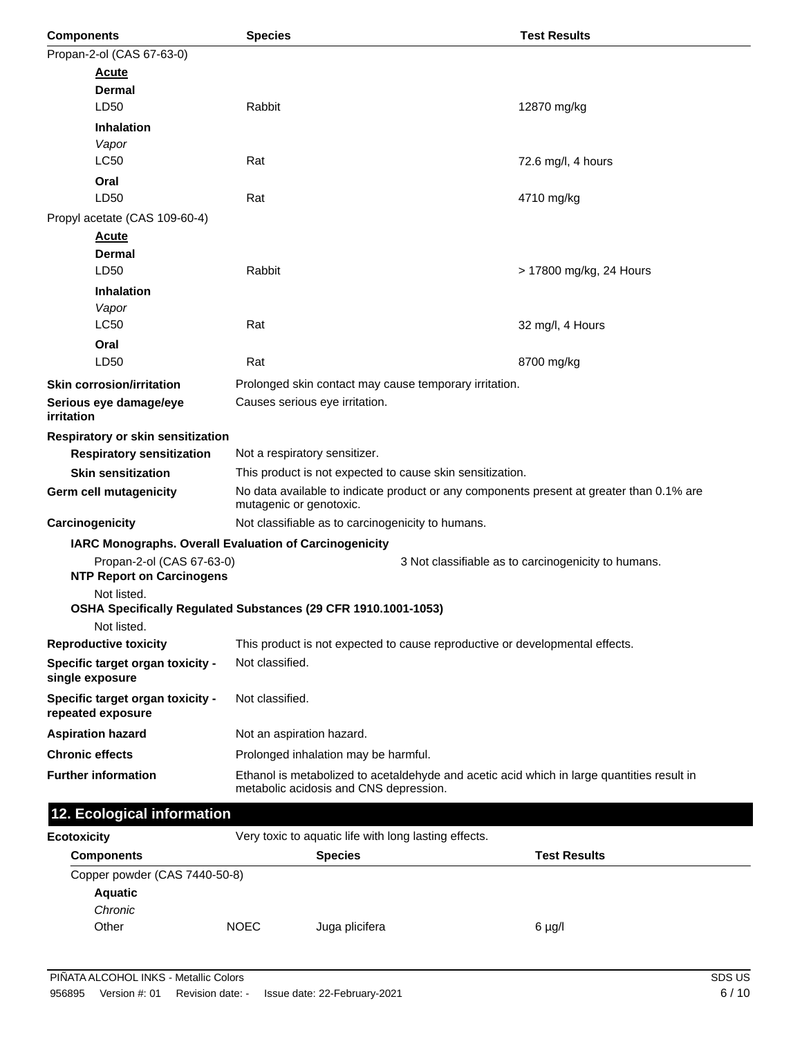| Components | Species | Test Results |
| --- | --- | --- |
| Propan-2-ol (CAS 67-63-0) | | |
| **Acute** | | |
| **Dermal** | | |
| LD50 | Rabbit | 12870 mg/kg |
| **Inhalation** | | |
| *Vapor* | | |
| LC50 | Rat | 72.6 mg/l, 4 hours |
| **Oral** | | |
| LD50 | Rat | 4710 mg/kg |
| Propyl acetate (CAS 109-60-4) | | |
| **Acute** | | |
| **Dermal** | | |
| LD50 | Rabbit | > 17800 mg/kg, 24 Hours |
| **Inhalation** | | |
| *Vapor* | | |
| LC50 | Rat | 32 mg/l, 4 Hours |
| **Oral** | | |
| LD50 | Rat | 8700 mg/kg |

**Skin corrosion/irritation** Prolonged skin contact may cause temporary irritation.

**Serious eye damage/eye irritation** Causes serious eye irritation.

**Respiratory or skin sensitization**

**Respiratory sensitization** Not a respiratory sensitizer.

**Skin sensitization** This product is not expected to cause skin sensitization.

**Germ cell mutagenicity** No data available to indicate product or any components present at greater than 0.1% are mutagenic or genotoxic.

**Carcinogenicity** Not classifiable as to carcinogenicity to humans.

**IARC Monographs. Overall Evaluation of Carcinogenicity**

Propan-2-ol (CAS 67-63-0) 3 Not classifiable as to carcinogenicity to humans.

**NTP Report on Carcinogens**

Not listed.

**OSHA Specifically Regulated Substances (29 CFR 1910.1001-1053)**

Not listed.

**Reproductive toxicity** This product is not expected to cause reproductive or developmental effects.

**Specific target organ toxicity - single exposure** Not classified.

**Specific target organ toxicity - repeated exposure** Not classified.

**Aspiration hazard** Not an aspiration hazard.

**Chronic effects** Prolonged inhalation may be harmful.

**Further information** Ethanol is metabolized to acetaldehyde and acetic acid which in large quantities result in metabolic acidosis and CNS depression.

## 12. Ecological information

**Ecotoxicity** Very toxic to aquatic life with long lasting effects.

| Components | | Species | Test Results |
| --- | --- | --- | --- |
| Copper powder (CAS 7440-50-8) | | | |
| **Aquatic** | | | |
| *Chronic* | | | |
| Other | NOEC | Juga plicifera | 6 µg/l |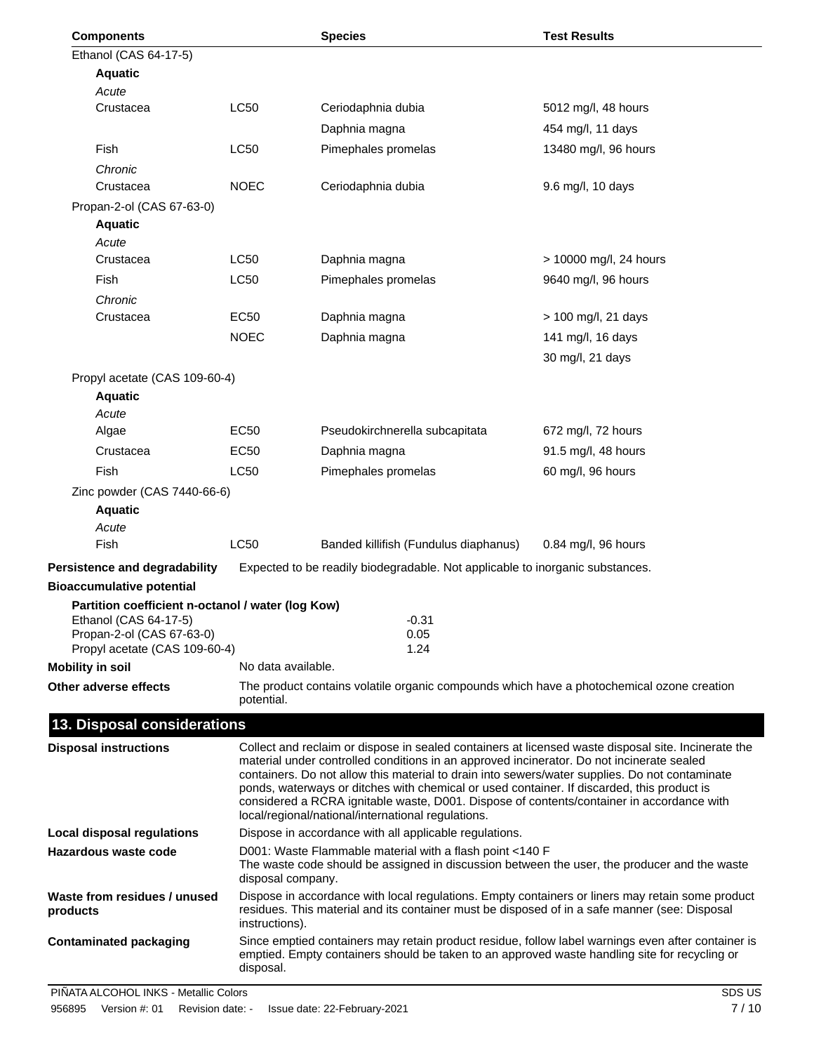| Components | | Species | Test Results |
|---|---|---|---|
| Ethanol (CAS 64-17-5) | | | |
| **Aquatic** | | | |
| *Acute* | | | |
| Crustacea | LC50 | Ceriodaphnia dubia | 5012 mg/l, 48 hours |
| | | Daphnia magna | 454 mg/l, 11 days |
| Fish | LC50 | Pimephales promelas | 13480 mg/l, 96 hours |
| *Chronic* | | | |
| Crustacea | NOEC | Ceriodaphnia dubia | 9.6 mg/l, 10 days |
| Propan-2-ol (CAS 67-63-0) | | | |
| **Aquatic** | | | |
| *Acute* | | | |
| Crustacea | LC50 | Daphnia magna | > 10000 mg/l, 24 hours |
| Fish | LC50 | Pimephales promelas | 9640 mg/l, 96 hours |
| *Chronic* | | | |
| Crustacea | EC50 | Daphnia magna | > 100 mg/l, 21 days |
| | NOEC | Daphnia magna | 141 mg/l, 16 days |
| | | | 30 mg/l, 21 days |
| Propyl acetate (CAS 109-60-4) | | | |
| **Aquatic** | | | |
| *Acute* | | | |
| Algae | EC50 | Pseudokirchnerella subcapitata | 672 mg/l, 72 hours |
| Crustacea | EC50 | Daphnia magna | 91.5 mg/l, 48 hours |
| Fish | LC50 | Pimephales promelas | 60 mg/l, 96 hours |
| Zinc powder (CAS 7440-66-6) | | | |
| **Aquatic** | | | |
| *Acute* | | | |
| Fish | LC50 | Banded killifish (Fundulus diaphanus) | 0.84 mg/l, 96 hours |

**Persistence and degradability** Expected to be readily biodegradable. Not applicable to inorganic substances.

**Bioaccumulative potential**

**Partition coefficient n-octanol / water (log Kow)**

| | |
|---|---|
| Ethanol (CAS 64-17-5) | -0.31 |
| Propan-2-ol (CAS 67-63-0) | 0.05 |
| Propyl acetate (CAS 109-60-4) | 1.24 |

**Mobility in soil** No data available.

**Other adverse effects** The product contains volatile organic compounds which have a photochemical ozone creation potential.

## 13. Disposal considerations

**Disposal instructions** Collect and reclaim or dispose in sealed containers at licensed waste disposal site. Incinerate the material under controlled conditions in an approved incinerator. Do not incinerate sealed containers. Do not allow this material to drain into sewers/water supplies. Do not contaminate ponds, waterways or ditches with chemical or used container. If discarded, this product is considered a RCRA ignitable waste, D001. Dispose of contents/container in accordance with local/regional/national/international regulations.

**Local disposal regulations** Dispose in accordance with all applicable regulations.

**Hazardous waste code** D001: Waste Flammable material with a flash point <140 F
The waste code should be assigned in discussion between the user, the producer and the waste disposal company.

**Waste from residues / unused products** Dispose in accordance with local regulations. Empty containers or liners may retain some product residues. This material and its container must be disposed of in a safe manner (see: Disposal instructions).

**Contaminated packaging** Since emptied containers may retain product residue, follow label warnings even after container is emptied. Empty containers should be taken to an approved waste handling site for recycling or disposal.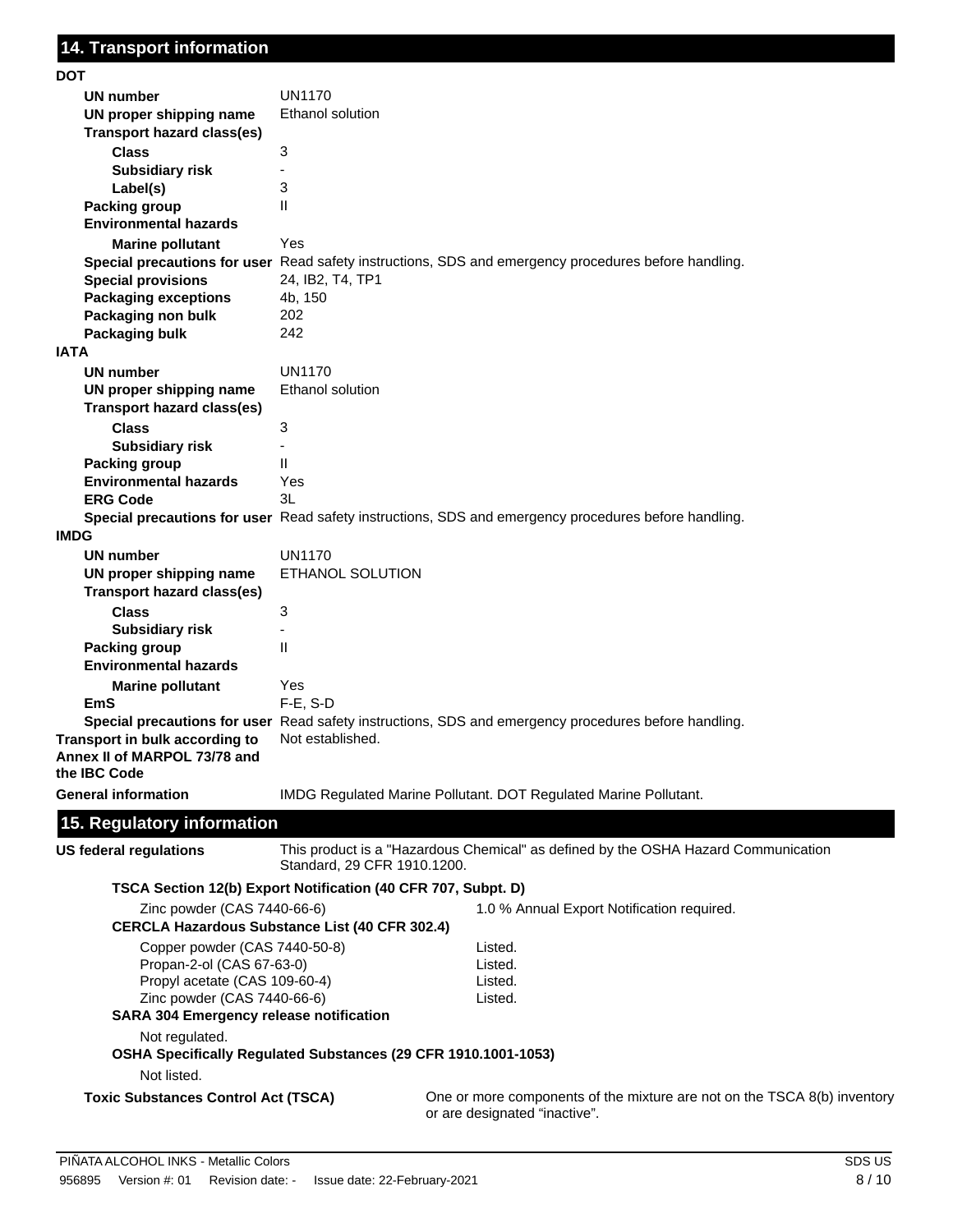## 14. Transport information

**DOT**

| | |
|---|---|
| **UN number** | UN1170 |
| **UN proper shipping name** | Ethanol solution |
| **Transport hazard class(es)** | |
| **Class** | 3 |
| **Subsidiary risk** | - |
| **Label(s)** | 3 |
| **Packing group** | II |
| **Environmental hazards** | |
| **Marine pollutant** | Yes |
| **Special precautions for user** | Read safety instructions, SDS and emergency procedures before handling. |
| **Special provisions** | 24, IB2, T4, TP1 |
| **Packaging exceptions** | 4b, 150 |
| **Packaging non bulk** | 202 |
| **Packaging bulk** | 242 |

**IATA**

| | |
|---|---|
| **UN number** | UN1170 |
| **UN proper shipping name** | Ethanol solution |
| **Transport hazard class(es)** | |
| **Class** | 3 |
| **Subsidiary risk** | - |
| **Packing group** | II |
| **Environmental hazards** | Yes |
| **ERG Code** | 3L |
| **Special precautions for user** | Read safety instructions, SDS and emergency procedures before handling. |

**IMDG**

| | |
|---|---|
| **UN number** | UN1170 |
| **UN proper shipping name** | ETHANOL SOLUTION |
| **Transport hazard class(es)** | |
| **Class** | 3 |
| **Subsidiary risk** | - |
| **Packing group** | II |
| **Environmental hazards** | |
| **Marine pollutant** | Yes |
| **EmS** | F-E, S-D |
| **Special precautions for user** | Read safety instructions, SDS and emergency procedures before handling. |

**Transport in bulk according to Annex II of MARPOL 73/78 and the IBC Code** Not established.

**General information** IMDG Regulated Marine Pollutant. DOT Regulated Marine Pollutant.

## 15. Regulatory information

**US federal regulations** This product is a "Hazardous Chemical" as defined by the OSHA Hazard Communication Standard, 29 CFR 1910.1200.

**TSCA Section 12(b) Export Notification (40 CFR 707, Subpt. D)**

| | |
|---|---|
| Zinc powder (CAS 7440-66-6) | 1.0 % Annual Export Notification required. |

**CERCLA Hazardous Substance List (40 CFR 302.4)**

| | |
|---|---|
| Copper powder (CAS 7440-50-8) | Listed. |
| Propan-2-ol (CAS 67-63-0) | Listed. |
| Propyl acetate (CAS 109-60-4) | Listed. |
| Zinc powder (CAS 7440-66-6) | Listed. |

**SARA 304 Emergency release notification**

Not regulated.

**OSHA Specifically Regulated Substances (29 CFR 1910.1001-1053)**

Not listed.

**Toxic Substances Control Act (TSCA)** One or more components of the mixture are not on the TSCA 8(b) inventory or are designated “inactive”.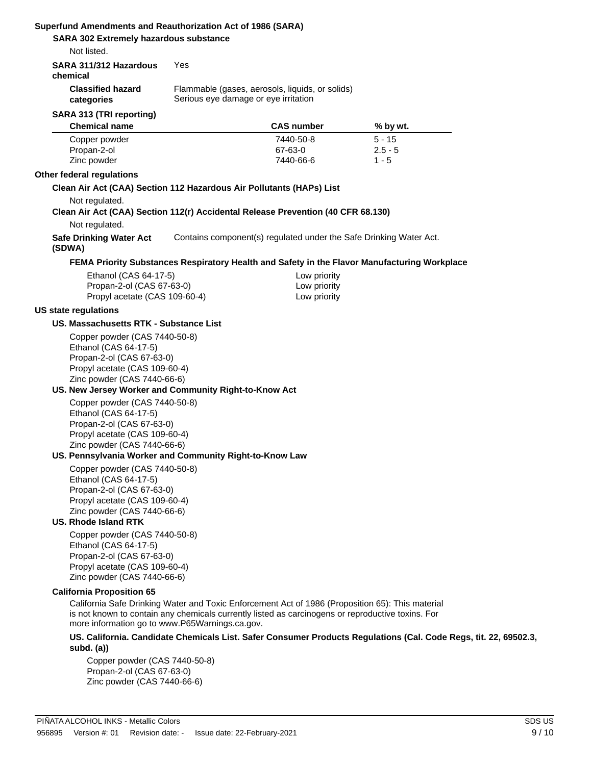**Superfund Amendments and Reauthorization Act of 1986 (SARA)**

**SARA 302 Extremely hazardous substance**

Not listed.

**SARA 311/312 Hazardous chemical** Yes

**Classified hazard categories** Flammable (gases, aerosols, liquids, or solids)
Serious eye damage or eye irritation

**SARA 313 (TRI reporting)**

| Chemical name | CAS number | % by wt. |
|---|---|---|
| Copper powder | 7440-50-8 | 5 - 15 |
| Propan-2-ol | 67-63-0 | 2.5 - 5 |
| Zinc powder | 7440-66-6 | 1 - 5 |

**Other federal regulations**

**Clean Air Act (CAA) Section 112 Hazardous Air Pollutants (HAPs) List**

Not regulated.

**Clean Air Act (CAA) Section 112(r) Accidental Release Prevention (40 CFR 68.130)**

Not regulated.

**Safe Drinking Water Act (SDWA)** Contains component(s) regulated under the Safe Drinking Water Act.

**FEMA Priority Substances Respiratory Health and Safety in the Flavor Manufacturing Workplace**

| | |
|---|---|
| Ethanol (CAS 64-17-5) | Low priority |
| Propan-2-ol (CAS 67-63-0) | Low priority |
| Propyl acetate (CAS 109-60-4) | Low priority |

**US state regulations**

**US. Massachusetts RTK - Substance List**

Copper powder (CAS 7440-50-8)
Ethanol (CAS 64-17-5)
Propan-2-ol (CAS 67-63-0)
Propyl acetate (CAS 109-60-4)
Zinc powder (CAS 7440-66-6)

**US. New Jersey Worker and Community Right-to-Know Act**

Copper powder (CAS 7440-50-8)
Ethanol (CAS 64-17-5)
Propan-2-ol (CAS 67-63-0)
Propyl acetate (CAS 109-60-4)
Zinc powder (CAS 7440-66-6)

**US. Pennsylvania Worker and Community Right-to-Know Law**

Copper powder (CAS 7440-50-8)
Ethanol (CAS 64-17-5)
Propan-2-ol (CAS 67-63-0)
Propyl acetate (CAS 109-60-4)
Zinc powder (CAS 7440-66-6)

**US. Rhode Island RTK**

Copper powder (CAS 7440-50-8)
Ethanol (CAS 64-17-5)
Propan-2-ol (CAS 67-63-0)
Propyl acetate (CAS 109-60-4)
Zinc powder (CAS 7440-66-6)

**California Proposition 65**

California Safe Drinking Water and Toxic Enforcement Act of 1986 (Proposition 65): This material is not known to contain any chemicals currently listed as carcinogens or reproductive toxins. For more information go to www.P65Warnings.ca.gov.

**US. California. Candidate Chemicals List. Safer Consumer Products Regulations (Cal. Code Regs, tit. 22, 69502.3, subd. (a))**

Copper powder (CAS 7440-50-8)
Propan-2-ol (CAS 67-63-0)
Zinc powder (CAS 7440-66-6)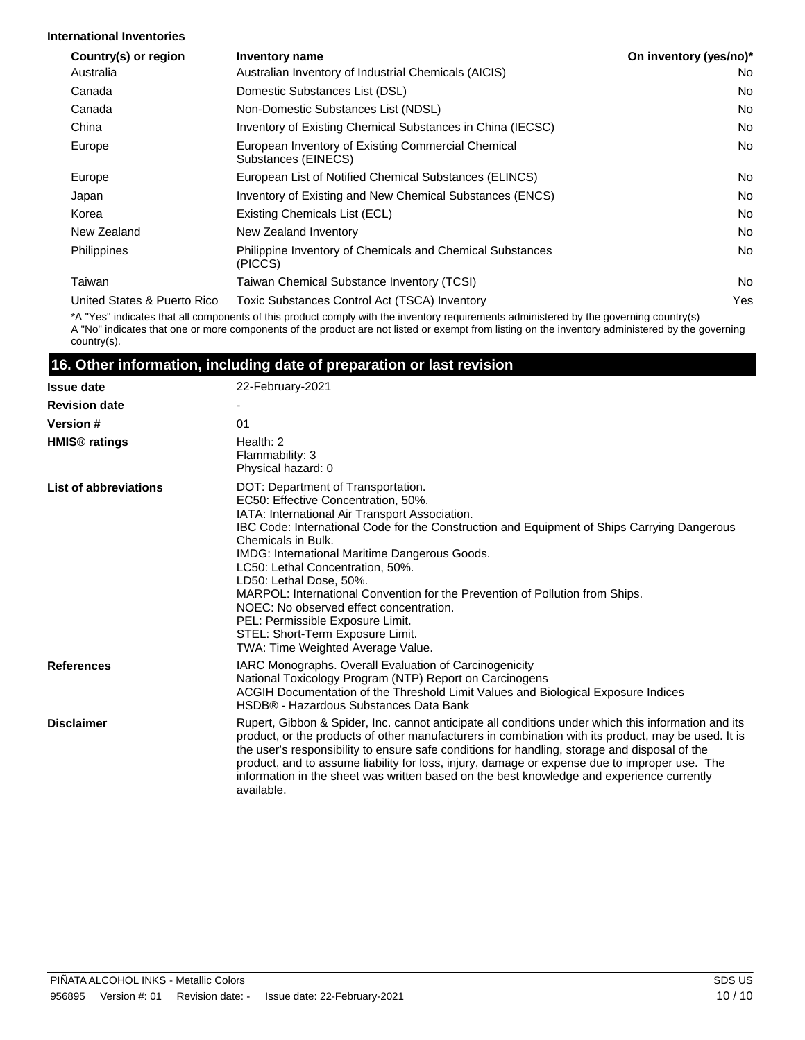**International Inventories**

| Country(s) or region | Inventory name | On inventory (yes/no)* |
|---|---|---|
| Australia | Australian Inventory of Industrial Chemicals (AICIS) | No |
| Canada | Domestic Substances List (DSL) | No |
| Canada | Non-Domestic Substances List (NDSL) | No |
| China | Inventory of Existing Chemical Substances in China (IECSC) | No |
| Europe | European Inventory of Existing Commercial Chemical Substances (EINECS) | No |
| Europe | European List of Notified Chemical Substances (ELINCS) | No |
| Japan | Inventory of Existing and New Chemical Substances (ENCS) | No |
| Korea | Existing Chemicals List (ECL) | No |
| New Zealand | New Zealand Inventory | No |
| Philippines | Philippine Inventory of Chemicals and Chemical Substances (PICCS) | No |
| Taiwan | Taiwan Chemical Substance Inventory (TCSI) | No |
| United States & Puerto Rico | Toxic Substances Control Act (TSCA) Inventory | Yes |

*A "Yes" indicates that all components of this product comply with the inventory requirements administered by the governing country(s)
A "No" indicates that one or more components of the product are not listed or exempt from listing on the inventory administered by the governing country(s).

## 16. Other information, including date of preparation or last revision

**Issue date** 22-February-2021

**Revision date** -

**Version #** 01

**HMIS® ratings**
Health: 2
Flammability: 3
Physical hazard: 0

**List of abbreviations**
DOT: Department of Transportation.
EC50: Effective Concentration, 50%.
IATA: International Air Transport Association.
IBC Code: International Code for the Construction and Equipment of Ships Carrying Dangerous Chemicals in Bulk.
IMDG: International Maritime Dangerous Goods.
LC50: Lethal Concentration, 50%.
LD50: Lethal Dose, 50%.
MARPOL: International Convention for the Prevention of Pollution from Ships.
NOEC: No observed effect concentration.
PEL: Permissible Exposure Limit.
STEL: Short-Term Exposure Limit.
TWA: Time Weighted Average Value.

**References**
IARC Monographs. Overall Evaluation of Carcinogenicity
National Toxicology Program (NTP) Report on Carcinogens
ACGIH Documentation of the Threshold Limit Values and Biological Exposure Indices
HSDB® - Hazardous Substances Data Bank

**Disclaimer**
Rupert, Gibbon & Spider, Inc. cannot anticipate all conditions under which this information and its product, or the products of other manufacturers in combination with its product, may be used. It is the user's responsibility to ensure safe conditions for handling, storage and disposal of the product, and to assume liability for loss, injury, damage or expense due to improper use. The information in the sheet was written based on the best knowledge and experience currently available.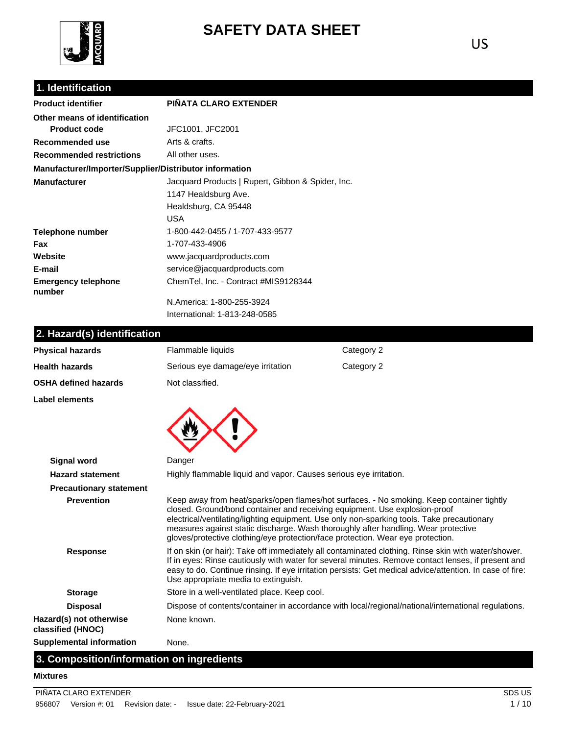# SAFETY DATA SHEET

US

## 1. Identification

| | |
|---|---|
| **Product identifier** | **PIÑATA CLARO EXTENDER** |
| **Other means of identification** | |
| **Product code** | JFC1001, JFC2001 |
| **Recommended use** | Arts & crafts. |
| **Recommended restrictions** | All other uses. |

**Manufacturer/Importer/Supplier/Distributor information**

| | |
|---|---|
| **Manufacturer** | Jacquard Products \| Rupert, Gibbon & Spider, Inc.<br>1147 Healdsburg Ave.<br>Healdsburg, CA 95448<br>USA |
| **Telephone number** | 1-800-442-0455 / 1-707-433-9577 |
| **Fax** | 1-707-433-4906 |
| **Website** | www.jacquardproducts.com |
| **E-mail** | service@jacquardproducts.com |
| **Emergency telephone number** | ChemTel, Inc. - Contract #MIS9128344<br>N.America: 1-800-255-3924<br>International: 1-813-248-0585 |

## 2. Hazard(s) identification

| | | |
|---|---|---|
| **Physical hazards** | Flammable liquids | Category 2 |
| **Health hazards** | Serious eye damage/eye irritation | Category 2 |
| **OSHA defined hazards** | Not classified. | |

**Label elements**

**Signal word** Danger

**Hazard statement** Highly flammable liquid and vapor. Causes serious eye irritation.

**Precautionary statement**

**Prevention** Keep away from heat/sparks/open flames/hot surfaces. - No smoking. Keep container tightly closed. Ground/bond container and receiving equipment. Use explosion-proof electrical/ventilating/lighting equipment. Use only non-sparking tools. Take precautionary measures against static discharge. Wash thoroughly after handling. Wear protective gloves/protective clothing/eye protection/face protection. Wear eye protection.

**Response** If on skin (or hair): Take off immediately all contaminated clothing. Rinse skin with water/shower. If in eyes: Rinse cautiously with water for several minutes. Remove contact lenses, if present and easy to do. Continue rinsing. If eye irritation persists: Get medical advice/attention. In case of fire: Use appropriate media to extinguish.

**Storage** Store in a well-ventilated place. Keep cool.

**Disposal** Dispose of contents/container in accordance with local/regional/national/international regulations.

**Hazard(s) not otherwise classified (HNOC)** None known.

**Supplemental information** None.

## 3. Composition/information on ingredients

**Mixtures**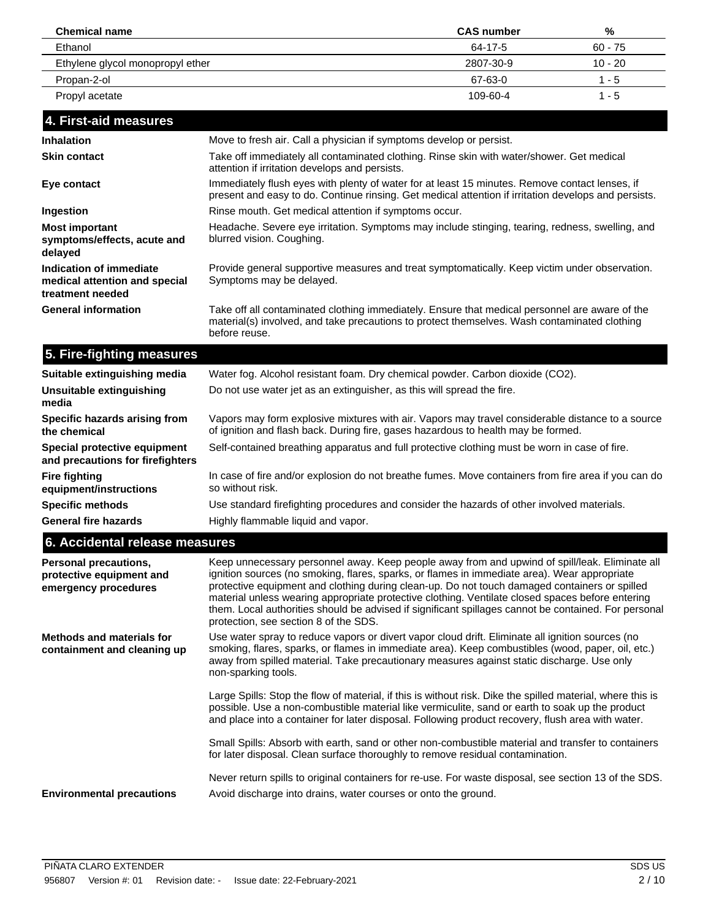| Chemical name | CAS number | % |
| --- | --- | --- |
| Ethanol | 64-17-5 | 60 - 75 |
| Ethylene glycol monopropyl ether | 2807-30-9 | 10 - 20 |
| Propan-2-ol | 67-63-0 | 1 - 5 |
| Propyl acetate | 109-60-4 | 1 - 5 |

## 4. First-aid measures

**Inhalation**
Move to fresh air. Call a physician if symptoms develop or persist.

**Skin contact**
Take off immediately all contaminated clothing. Rinse skin with water/shower. Get medical attention if irritation develops and persists.

**Eye contact**
Immediately flush eyes with plenty of water for at least 15 minutes. Remove contact lenses, if present and easy to do. Continue rinsing. Get medical attention if irritation develops and persists.

**Ingestion**
Rinse mouth. Get medical attention if symptoms occur.

**Most important symptoms/effects, acute and delayed**
Headache. Severe eye irritation. Symptoms may include stinging, tearing, redness, swelling, and blurred vision. Coughing.

**Indication of immediate medical attention and special treatment needed**
Provide general supportive measures and treat symptomatically. Keep victim under observation. Symptoms may be delayed.

**General information**
Take off all contaminated clothing immediately. Ensure that medical personnel are aware of the material(s) involved, and take precautions to protect themselves. Wash contaminated clothing before reuse.

## 5. Fire-fighting measures

**Suitable extinguishing media**
Water fog. Alcohol resistant foam. Dry chemical powder. Carbon dioxide ($CO_2$).

**Unsuitable extinguishing media**
Do not use water jet as an extinguisher, as this will spread the fire.

**Specific hazards arising from the chemical**
Vapors may form explosive mixtures with air. Vapors may travel considerable distance to a source of ignition and flash back. During fire, gases hazardous to health may be formed.

**Special protective equipment and precautions for firefighters**
Self-contained breathing apparatus and full protective clothing must be worn in case of fire.

**Fire fighting equipment/instructions**
In case of fire and/or explosion do not breathe fumes. Move containers from fire area if you can do so without risk.

**Specific methods**
Use standard firefighting procedures and consider the hazards of other involved materials.

**General fire hazards**
Highly flammable liquid and vapor.

## 6. Accidental release measures

**Personal precautions, protective equipment and emergency procedures**
Keep unnecessary personnel away. Keep people away from and upwind of spill/leak. Eliminate all ignition sources (no smoking, flares, sparks, or flames in immediate area). Wear appropriate protective equipment and clothing during clean-up. Do not touch damaged containers or spilled material unless wearing appropriate protective clothing. Ventilate closed spaces before entering them. Local authorities should be advised if significant spillages cannot be contained. For personal protection, see section 8 of the SDS.

**Methods and materials for containment and cleaning up**
Use water spray to reduce vapors or divert vapor cloud drift. Eliminate all ignition sources (no smoking, flares, sparks, or flames in immediate area). Keep combustibles (wood, paper, oil, etc.) away from spilled material. Take precautionary measures against static discharge. Use only non-sparking tools.

Large Spills: Stop the flow of material, if this is without risk. Dike the spilled material, where this is possible. Use a non-combustible material like vermiculite, sand or earth to soak up the product and place into a container for later disposal. Following product recovery, flush area with water.

Small Spills: Absorb with earth, sand or other non-combustible material and transfer to containers for later disposal. Clean surface thoroughly to remove residual contamination.

Never return spills to original containers for re-use. For waste disposal, see section 13 of the SDS.

**Environmental precautions**
Avoid discharge into drains, water courses or onto the ground.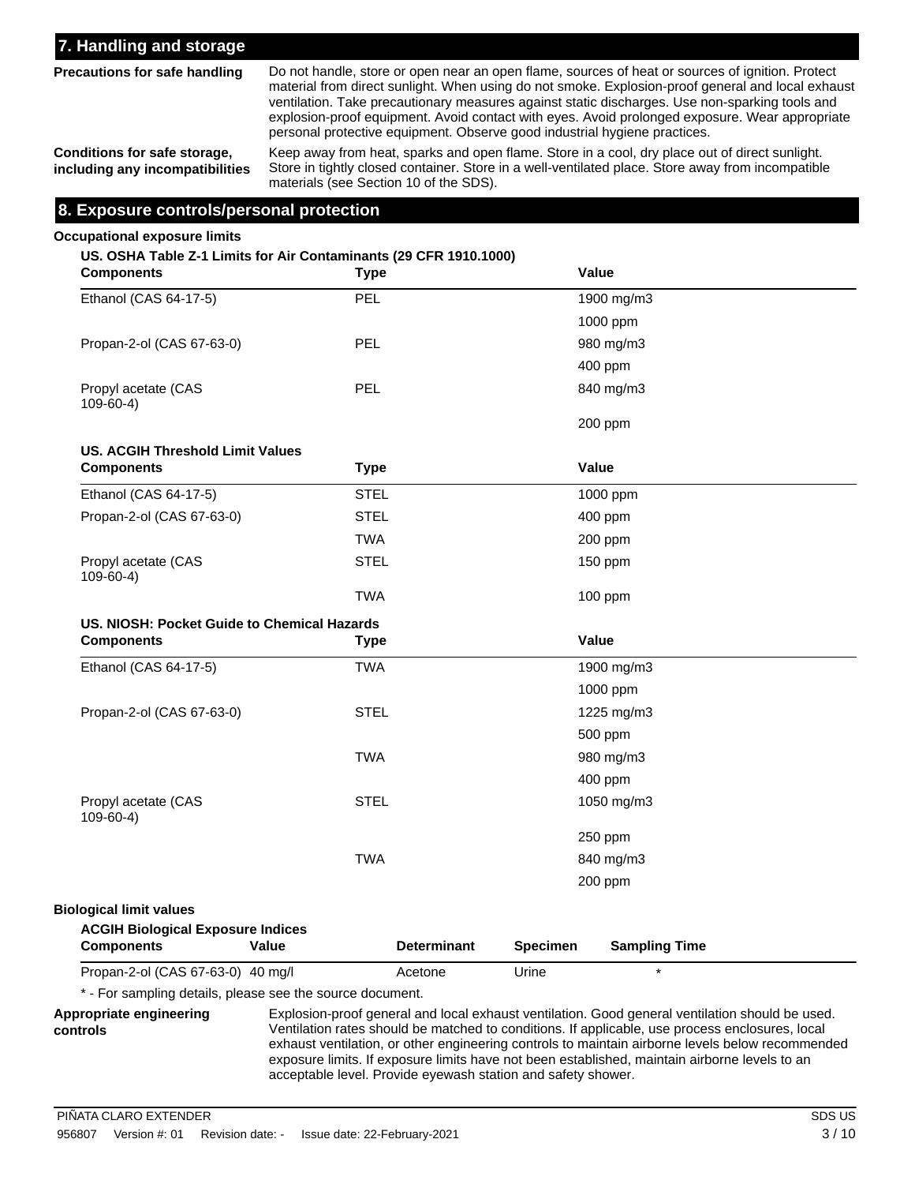## 7. Handling and storage

**Precautions for safe handling**
Do not handle, store or open near an open flame, sources of heat or sources of ignition. Protect material from direct sunlight. When using do not smoke. Explosion-proof general and local exhaust ventilation. Take precautionary measures against static discharges. Use non-sparking tools and explosion-proof equipment. Avoid contact with eyes. Avoid prolonged exposure. Wear appropriate personal protective equipment. Observe good industrial hygiene practices.

**Conditions for safe storage, including any incompatibilities**
Keep away from heat, sparks and open flame. Store in a cool, dry place out of direct sunlight. Store in tightly closed container. Store in a well-ventilated place. Store away from incompatible materials (see Section 10 of the SDS).

## 8. Exposure controls/personal protection

**Occupational exposure limits**

**US. OSHA Table Z-1 Limits for Air Contaminants (29 CFR 1910.1000)**

| Components | Type | Value |
|---|---|---|
| Ethanol (CAS 64-17-5) | PEL | 1900 mg/m3 |
| | | 1000 ppm |
| Propan-2-ol (CAS 67-63-0) | PEL | 980 mg/m3 |
| | | 400 ppm |
| Propyl acetate (CAS 109-60-4) | PEL | 840 mg/m3 |
| | | 200 ppm |

**US. ACGIH Threshold Limit Values**

| Components | Type | Value |
|---|---|---|
| Ethanol (CAS 64-17-5) | STEL | 1000 ppm |
| Propan-2-ol (CAS 67-63-0) | STEL | 400 ppm |
| | TWA | 200 ppm |
| Propyl acetate (CAS 109-60-4) | STEL | 150 ppm |
| | TWA | 100 ppm |

**US. NIOSH: Pocket Guide to Chemical Hazards**

| Components | Type | Value |
|---|---|---|
| Ethanol (CAS 64-17-5) | TWA | 1900 mg/m3 |
| | | 1000 ppm |
| Propan-2-ol (CAS 67-63-0) | STEL | 1225 mg/m3 |
| | | 500 ppm |
| | TWA | 980 mg/m3 |
| | | 400 ppm |
| Propyl acetate (CAS 109-60-4) | STEL | 1050 mg/m3 |
| | | 250 ppm |
| | TWA | 840 mg/m3 |
| | | 200 ppm |

**Biological limit values**

**ACGIH Biological Exposure Indices**

| Components | Value | Determinant | Specimen | Sampling Time |
|---|---|---|---|---|
| Propan-2-ol (CAS 67-63-0) | 40 mg/l | Acetone | Urine | * |

* - For sampling details, please see the source document.

**Appropriate engineering controls**
Explosion-proof general and local exhaust ventilation. Good general ventilation should be used. Ventilation rates should be matched to conditions. If applicable, use process enclosures, local exhaust ventilation, or other engineering controls to maintain airborne levels below recommended exposure limits. If exposure limits have not been established, maintain airborne levels to an acceptable level. Provide eyewash station and safety shower.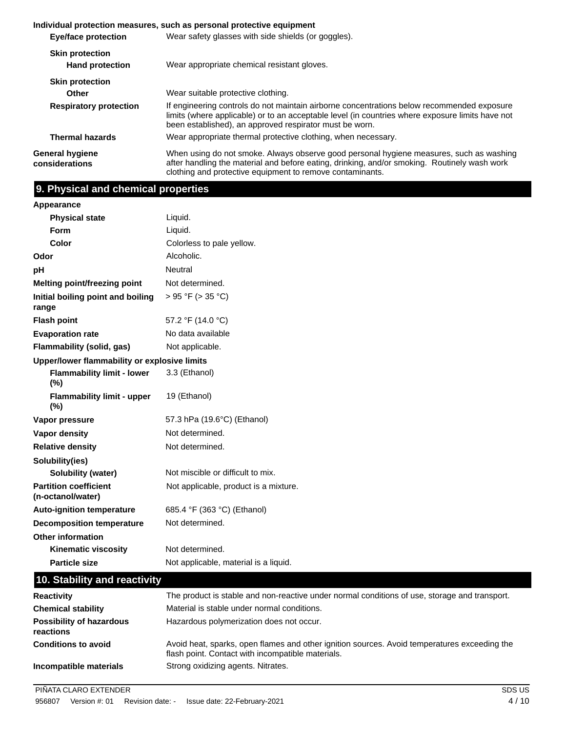**Individual protection measures, such as personal protective equipment**

| | |
|---|---|
| **Eye/face protection** | Wear safety glasses with side shields (or goggles). |
| **Skin protection** | |
| **Hand protection** | Wear appropriate chemical resistant gloves. |
| **Skin protection** | |
| **Other** | Wear suitable protective clothing. |
| **Respiratory protection** | If engineering controls do not maintain airborne concentrations below recommended exposure limits (where applicable) or to an acceptable level (in countries where exposure limits have not been established), an approved respirator must be worn. |
| **Thermal hazards** | Wear appropriate thermal protective clothing, when necessary. |
| **General hygiene considerations** | When using do not smoke. Always observe good personal hygiene measures, such as washing after handling the material and before eating, drinking, and/or smoking. Routinely wash work clothing and protective equipment to remove contaminants. |

## 9. Physical and chemical properties

| | |
|---|---|
| **Appearance** | |
| **Physical state** | Liquid. |
| **Form** | Liquid. |
| **Color** | Colorless to pale yellow. |
| **Odor** | Alcoholic. |
| **pH** | Neutral |
| **Melting point/freezing point** | Not determined. |
| **Initial boiling point and boiling range** | > 95 °F (> 35 °C) |
| **Flash point** | 57.2 °F (14.0 °C) |
| **Evaporation rate** | No data available |
| **Flammability (solid, gas)** | Not applicable. |
| **Upper/lower flammability or explosive limits** | |
| **Flammability limit - lower (%)** | 3.3 (Ethanol) |
| **Flammability limit - upper (%)** | 19 (Ethanol) |
| **Vapor pressure** | 57.3 hPa (19.6°C) (Ethanol) |
| **Vapor density** | Not determined. |
| **Relative density** | Not determined. |
| **Solubility(ies)** | |
| **Solubility (water)** | Not miscible or difficult to mix. |
| **Partition coefficient (n-octanol/water)** | Not applicable, product is a mixture. |
| **Auto-ignition temperature** | 685.4 °F (363 °C) (Ethanol) |
| **Decomposition temperature** | Not determined. |
| **Other information** | |
| **Kinematic viscosity** | Not determined. |
| **Particle size** | Not applicable, material is a liquid. |

## 10. Stability and reactivity

| | |
|---|---|
| **Reactivity** | The product is stable and non-reactive under normal conditions of use, storage and transport. |
| **Chemical stability** | Material is stable under normal conditions. |
| **Possibility of hazardous reactions** | Hazardous polymerization does not occur. |
| **Conditions to avoid** | Avoid heat, sparks, open flames and other ignition sources. Avoid temperatures exceeding the flash point. Contact with incompatible materials. |
| **Incompatible materials** | Strong oxidizing agents. Nitrates. |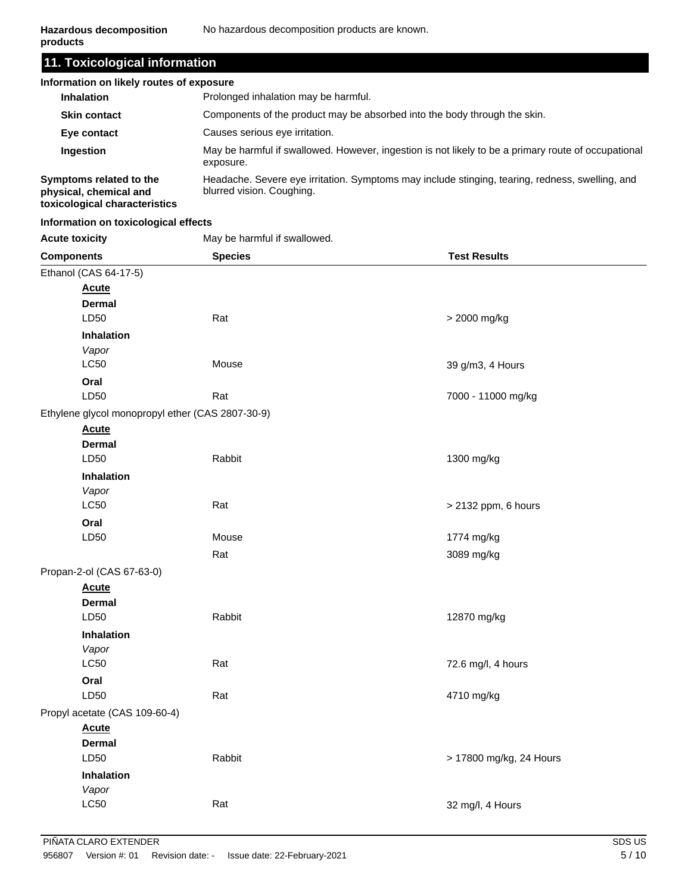| Hazardous decomposition products | No hazardous decomposition products are known. |
|---|---|

## 11. Toxicological information

**Information on likely routes of exposure**

| | |
|---|---|
| **Inhalation** | Prolonged inhalation may be harmful. |
| **Skin contact** | Components of the product may be absorbed into the body through the skin. |
| **Eye contact** | Causes serious eye irritation. |
| **Ingestion** | May be harmful if swallowed. However, ingestion is not likely to be a primary route of occupational exposure. |
| **Symptoms related to the physical, chemical and toxicological characteristics** | Headache. Severe eye irritation. Symptoms may include stinging, tearing, redness, swelling, and blurred vision. Coughing. |

**Information on toxicological effects**

| | |
|---|---|
| **Acute toxicity** | May be harmful if swallowed. |

| Components | Species | Test Results |
|---|---|---|
| Ethanol (CAS 64-17-5) | | |
| **Acute** | | |
| **Dermal** | | |
| LD50 | Rat | > 2000 mg/kg |
| **Inhalation** | | |
| *Vapor* | | |
| LC50 | Mouse | 39 g/m3, 4 Hours |
| **Oral** | | |
| LD50 | Rat | 7000 - 11000 mg/kg |
| Ethylene glycol monopropyl ether (CAS 2807-30-9) | | |
| **Acute** | | |
| **Dermal** | | |
| LD50 | Rabbit | 1300 mg/kg |
| **Inhalation** | | |
| *Vapor* | | |
| LC50 | Rat | > 2132 ppm, 6 hours |
| **Oral** | | |
| LD50 | Mouse | 1774 mg/kg |
| | Rat | 3089 mg/kg |
| Propan-2-ol (CAS 67-63-0) | | |
| **Acute** | | |
| **Dermal** | | |
| LD50 | Rabbit | 12870 mg/kg |
| **Inhalation** | | |
| *Vapor* | | |
| LC50 | Rat | 72.6 mg/l, 4 hours |
| **Oral** | | |
| LD50 | Rat | 4710 mg/kg |
| Propyl acetate (CAS 109-60-4) | | |
| **Acute** | | |
| **Dermal** | | |
| LD50 | Rabbit | > 17800 mg/kg, 24 Hours |
| **Inhalation** | | |
| *Vapor* | | |
| LC50 | Rat | 32 mg/l, 4 Hours |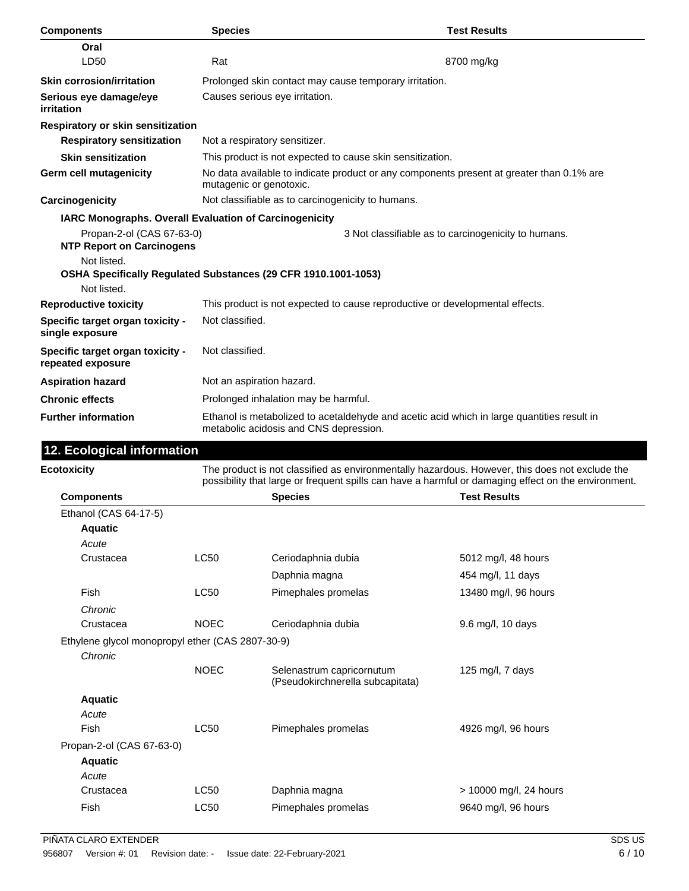| Components | Species | Test Results |
|---|---|---|
| **Oral** | | |
| LD50 | Rat | 8700 mg/kg |

**Skin corrosion/irritation**: Prolonged skin contact may cause temporary irritation.

**Serious eye damage/eye irritation**: Causes serious eye irritation.

**Respiratory or skin sensitization**

**Respiratory sensitization**: Not a respiratory sensitizer.

**Skin sensitization**: This product is not expected to cause skin sensitization.

**Germ cell mutagenicity**: No data available to indicate product or any components present at greater than 0.1% are mutagenic or genotoxic.

**Carcinogenicity**: Not classifiable as to carcinogenicity to humans.

**IARC Monographs. Overall Evaluation of Carcinogenicity**

Propan-2-ol (CAS 67-63-0) — 3 Not classifiable as to carcinogenicity to humans.

**NTP Report on Carcinogens**

Not listed.

**OSHA Specifically Regulated Substances (29 CFR 1910.1001-1053)**

Not listed.

**Reproductive toxicity**: This product is not expected to cause reproductive or developmental effects.

**Specific target organ toxicity - single exposure**: Not classified.

**Specific target organ toxicity - repeated exposure**: Not classified.

**Aspiration hazard**: Not an aspiration hazard.

**Chronic effects**: Prolonged inhalation may be harmful.

**Further information**: Ethanol is metabolized to acetaldehyde and acetic acid which in large quantities result in metabolic acidosis and CNS depression.

## 12. Ecological information

**Ecotoxicity**: The product is not classified as environmentally hazardous. However, this does not exclude the possibility that large or frequent spills can have a harmful or damaging effect on the environment.

| Components | | Species | Test Results |
|---|---|---|---|
| Ethanol (CAS 64-17-5) | | | |
| **Aquatic** | | | |
| *Acute* | | | |
| Crustacea | LC50 | Ceriodaphnia dubia | 5012 mg/l, 48 hours |
| | | Daphnia magna | 454 mg/l, 11 days |
| Fish | LC50 | Pimephales promelas | 13480 mg/l, 96 hours |
| *Chronic* | | | |
| Crustacea | NOEC | Ceriodaphnia dubia | 9.6 mg/l, 10 days |
| Ethylene glycol monopropyl ether (CAS 2807-30-9) | | | |
| *Chronic* | | | |
| | NOEC | Selenastrum capricornutum (Pseudokirchnerella subcapitata) | 125 mg/l, 7 days |
| **Aquatic** | | | |
| *Acute* | | | |
| Fish | LC50 | Pimephales promelas | 4926 mg/l, 96 hours |
| Propan-2-ol (CAS 67-63-0) | | | |
| **Aquatic** | | | |
| *Acute* | | | |
| Crustacea | LC50 | Daphnia magna | > 10000 mg/l, 24 hours |
| Fish | LC50 | Pimephales promelas | 9640 mg/l, 96 hours |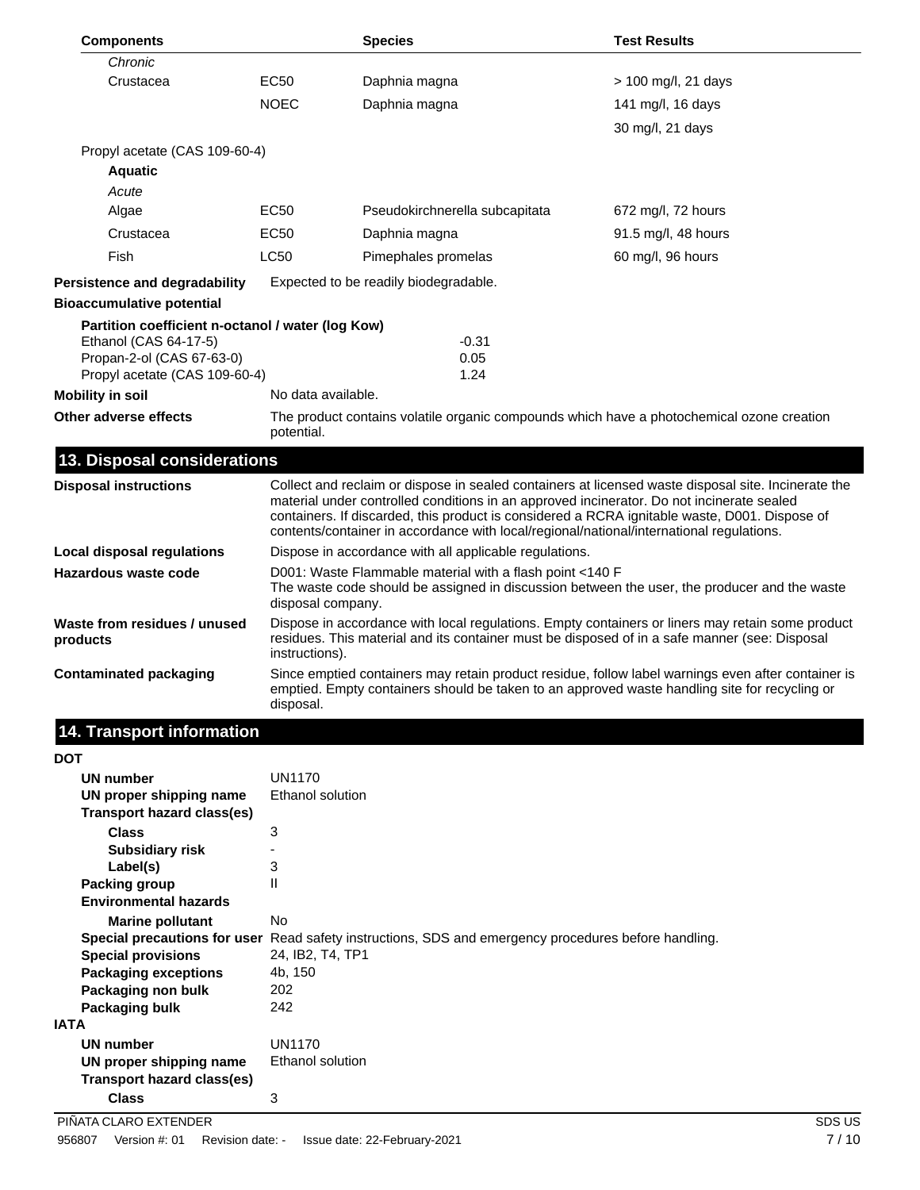| Components | | Species | Test Results |
|---|---|---|---|
| *Chronic* | | | |
| Crustacea | EC50 | Daphnia magna | > 100 mg/l, 21 days |
| | NOEC | Daphnia magna | 141 mg/l, 16 days |
| | | | 30 mg/l, 21 days |
| Propyl acetate (CAS 109-60-4) | | | |
| **Aquatic** | | | |
| *Acute* | | | |
| Algae | EC50 | Pseudokirchnerella subcapitata | 672 mg/l, 72 hours |
| Crustacea | EC50 | Daphnia magna | 91.5 mg/l, 48 hours |
| Fish | LC50 | Pimephales promelas | 60 mg/l, 96 hours |

**Persistence and degradability** Expected to be readily biodegradable.

**Bioaccumulative potential**

**Partition coefficient n-octanol / water (log Kow)**

| | |
|---|---|
| Ethanol (CAS 64-17-5) | -0.31 |
| Propan-2-ol (CAS 67-63-0) | 0.05 |
| Propyl acetate (CAS 109-60-4) | 1.24 |

**Mobility in soil** No data available.

**Other adverse effects** The product contains volatile organic compounds which have a photochemical ozone creation potential.

## 13. Disposal considerations

**Disposal instructions** Collect and reclaim or dispose in sealed containers at licensed waste disposal site. Incinerate the material under controlled conditions in an approved incinerator. Do not incinerate sealed containers. If discarded, this product is considered a RCRA ignitable waste, D001. Dispose of contents/container in accordance with local/regional/national/international regulations.

**Local disposal regulations** Dispose in accordance with all applicable regulations.

**Hazardous waste code** D001: Waste Flammable material with a flash point <140 F
The waste code should be assigned in discussion between the user, the producer and the waste disposal company.

**Waste from residues / unused products** Dispose in accordance with local regulations. Empty containers or liners may retain some product residues. This material and its container must be disposed of in a safe manner (see: Disposal instructions).

**Contaminated packaging** Since emptied containers may retain product residue, follow label warnings even after container is emptied. Empty containers should be taken to an approved waste handling site for recycling or disposal.

## 14. Transport information

**DOT**

**UN number** UN1170
**UN proper shipping name** Ethanol solution
**Transport hazard class(es)**
**Class** 3
**Subsidiary risk** -
**Label(s)** 3
**Packing group** II
**Environmental hazards**
**Marine pollutant** No
**Special precautions for user** Read safety instructions, SDS and emergency procedures before handling.
**Special provisions** 24, IB2, T4, TP1
**Packaging exceptions** 4b, 150
**Packaging non bulk** 202
**Packaging bulk** 242

**IATA**

**UN number** UN1170
**UN proper shipping name** Ethanol solution
**Transport hazard class(es)**
**Class** 3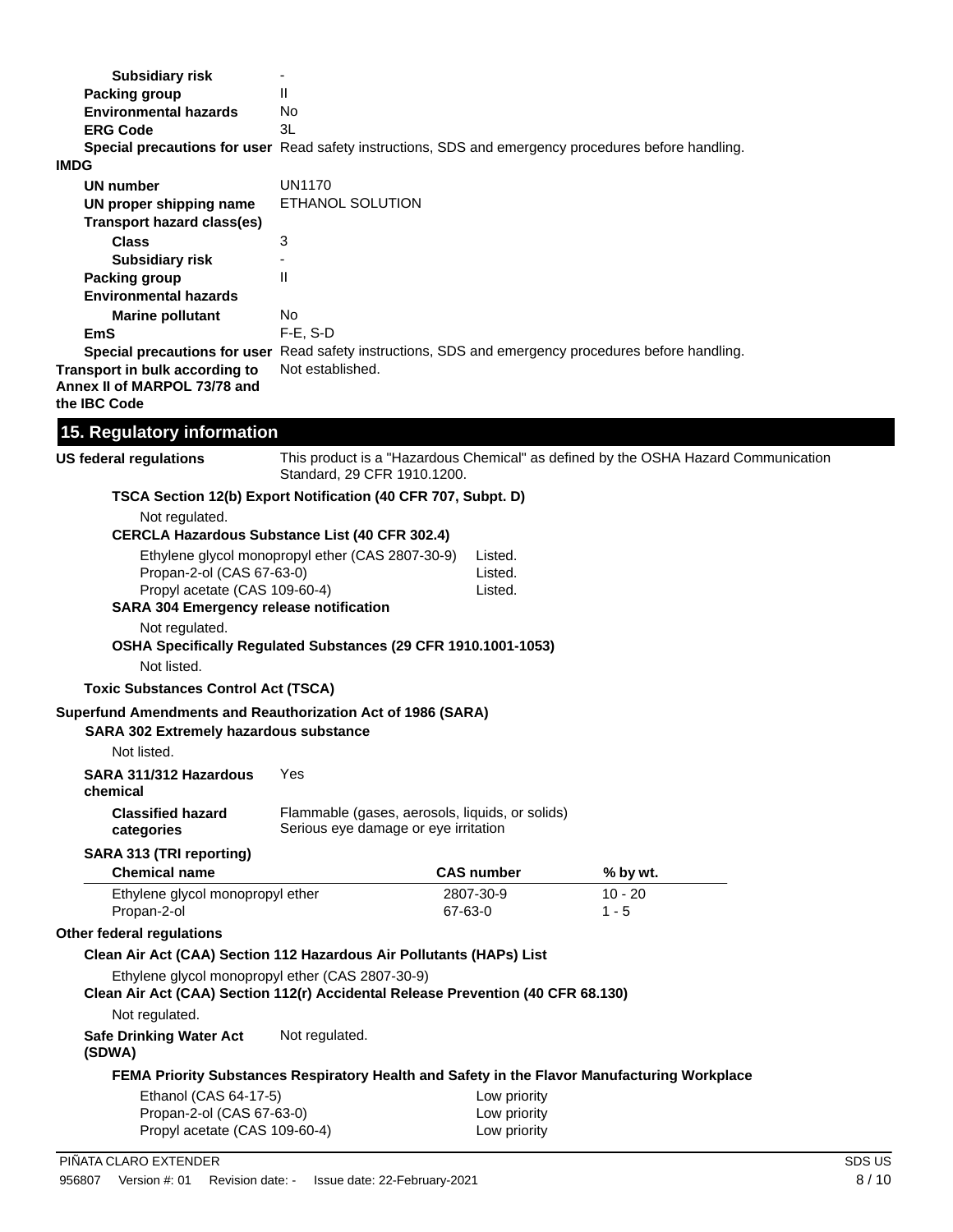**Subsidiary risk** -
**Packing group** II
**Environmental hazards** No
**ERG Code** 3L
**Special precautions for user** Read safety instructions, SDS and emergency procedures before handling.

**IMDG**

**UN number** UN1170
**UN proper shipping name** ETHANOL SOLUTION
**Transport hazard class(es)**
**Class** 3
**Subsidiary risk** -
**Packing group** II
**Environmental hazards**
**Marine pollutant** No
**EmS** F-E, S-D
**Special precautions for user** Read safety instructions, SDS and emergency procedures before handling.

**Transport in bulk according to Annex II of MARPOL 73/78 and the IBC Code** Not established.

## 15. Regulatory information

**US federal regulations** This product is a "Hazardous Chemical" as defined by the OSHA Hazard Communication Standard, 29 CFR 1910.1200.

**TSCA Section 12(b) Export Notification (40 CFR 707, Subpt. D)**

Not regulated.

**CERCLA Hazardous Substance List (40 CFR 302.4)**

| | |
|---|---|
| Ethylene glycol monopropyl ether (CAS 2807-30-9) | Listed. |
| Propan-2-ol (CAS 67-63-0) | Listed. |
| Propyl acetate (CAS 109-60-4) | Listed. |

**SARA 304 Emergency release notification**

Not regulated.

**OSHA Specifically Regulated Substances (29 CFR 1910.1001-1053)**

Not listed.

**Toxic Substances Control Act (TSCA)**

**Superfund Amendments and Reauthorization Act of 1986 (SARA)**

**SARA 302 Extremely hazardous substance**

Not listed.

**SARA 311/312 Hazardous chemical** Yes

**Classified hazard categories** Flammable (gases, aerosols, liquids, or solids)
Serious eye damage or eye irritation

**SARA 313 (TRI reporting)**

| Chemical name | CAS number | % by wt. |
|---|---|---|
| Ethylene glycol monopropyl ether | 2807-30-9 | 10 - 20 |
| Propan-2-ol | 67-63-0 | 1 - 5 |

**Other federal regulations**

**Clean Air Act (CAA) Section 112 Hazardous Air Pollutants (HAPs) List**

Ethylene glycol monopropyl ether (CAS 2807-30-9)

**Clean Air Act (CAA) Section 112(r) Accidental Release Prevention (40 CFR 68.130)**

Not regulated.

**Safe Drinking Water Act (SDWA)** Not regulated.

**FEMA Priority Substances Respiratory Health and Safety in the Flavor Manufacturing Workplace**

| | |
|---|---|
| Ethanol (CAS 64-17-5) | Low priority |
| Propan-2-ol (CAS 67-63-0) | Low priority |
| Propyl acetate (CAS 109-60-4) | Low priority |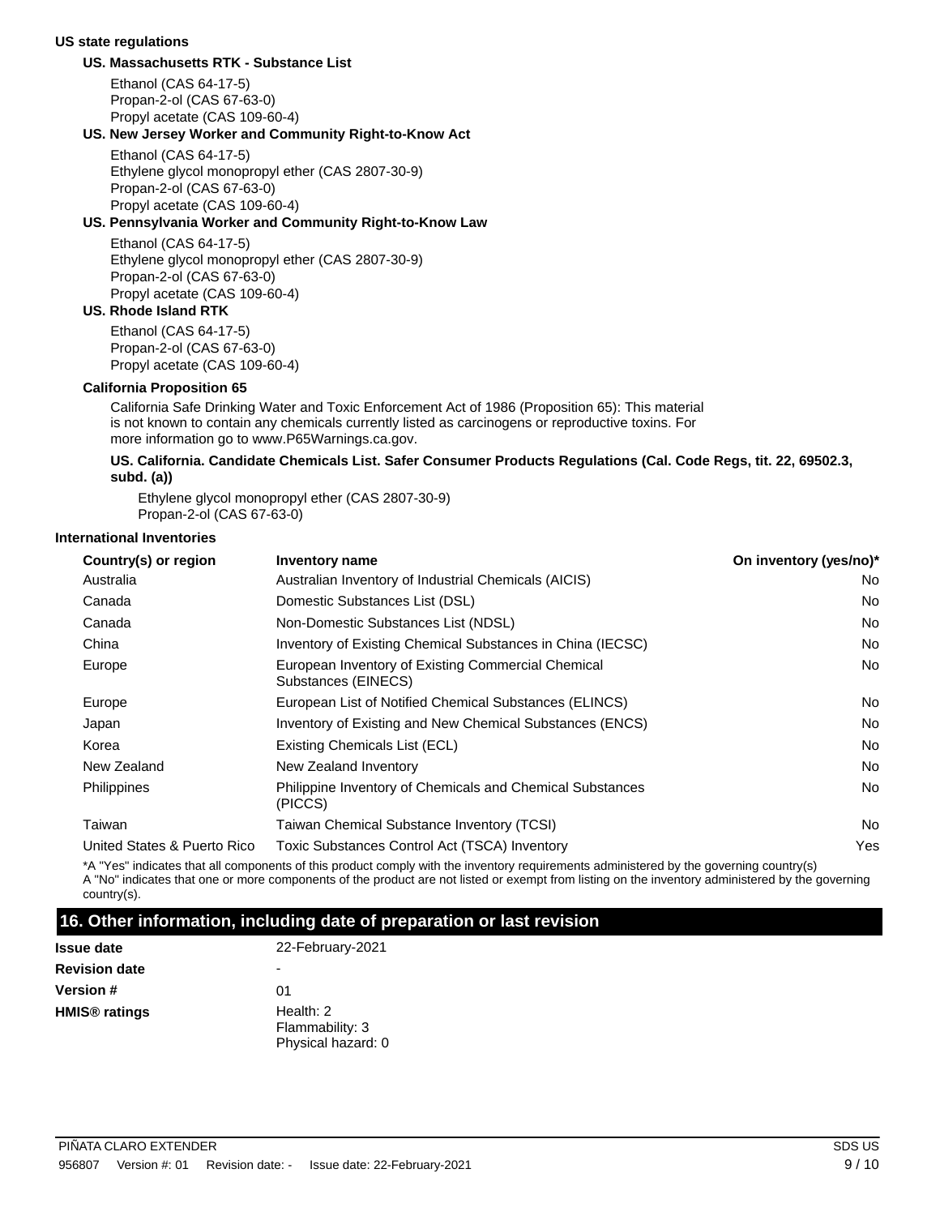**US state regulations**

**US. Massachusetts RTK - Substance List**

Ethanol (CAS 64-17-5)
Propan-2-ol (CAS 67-63-0)
Propyl acetate (CAS 109-60-4)

**US. New Jersey Worker and Community Right-to-Know Act**

Ethanol (CAS 64-17-5)
Ethylene glycol monopropyl ether (CAS 2807-30-9)
Propan-2-ol (CAS 67-63-0)
Propyl acetate (CAS 109-60-4)

**US. Pennsylvania Worker and Community Right-to-Know Law**

Ethanol (CAS 64-17-5)
Ethylene glycol monopropyl ether (CAS 2807-30-9)
Propan-2-ol (CAS 67-63-0)
Propyl acetate (CAS 109-60-4)

**US. Rhode Island RTK**

Ethanol (CAS 64-17-5)
Propan-2-ol (CAS 67-63-0)
Propyl acetate (CAS 109-60-4)

**California Proposition 65**

California Safe Drinking Water and Toxic Enforcement Act of 1986 (Proposition 65): This material is not known to contain any chemicals currently listed as carcinogens or reproductive toxins. For more information go to www.P65Warnings.ca.gov.

**US. California. Candidate Chemicals List. Safer Consumer Products Regulations (Cal. Code Regs, tit. 22, 69502.3, subd. (a))**

Ethylene glycol monopropyl ether (CAS 2807-30-9)
Propan-2-ol (CAS 67-63-0)

**International Inventories**

| Country(s) or region | Inventory name | On inventory (yes/no)* |
|---|---|---|
| Australia | Australian Inventory of Industrial Chemicals (AICIS) | No |
| Canada | Domestic Substances List (DSL) | No |
| Canada | Non-Domestic Substances List (NDSL) | No |
| China | Inventory of Existing Chemical Substances in China (IECSC) | No |
| Europe | European Inventory of Existing Commercial Chemical Substances (EINECS) | No |
| Europe | European List of Notified Chemical Substances (ELINCS) | No |
| Japan | Inventory of Existing and New Chemical Substances (ENCS) | No |
| Korea | Existing Chemicals List (ECL) | No |
| New Zealand | New Zealand Inventory | No |
| Philippines | Philippine Inventory of Chemicals and Chemical Substances (PICCS) | No |
| Taiwan | Taiwan Chemical Substance Inventory (TCSI) | No |
| United States & Puerto Rico | Toxic Substances Control Act (TSCA) Inventory | Yes |

*A "Yes" indicates that all components of this product comply with the inventory requirements administered by the governing country(s)
A "No" indicates that one or more components of the product are not listed or exempt from listing on the inventory administered by the governing country(s).

## 16. Other information, including date of preparation or last revision

| | |
|---|---|
| **Issue date** | 22-February-2021 |
| **Revision date** | - |
| **Version #** | 01 |
| **HMIS® ratings** | Health: 2<br>Flammability: 3<br>Physical hazard: 0 |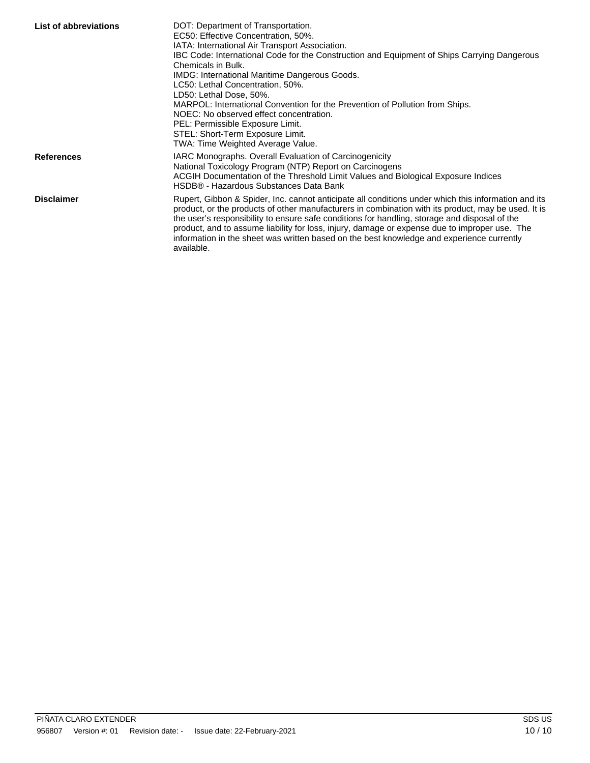**List of abbreviations**

DOT: Department of Transportation.
EC50: Effective Concentration, 50%.
IATA: International Air Transport Association.
IBC Code: International Code for the Construction and Equipment of Ships Carrying Dangerous Chemicals in Bulk.
IMDG: International Maritime Dangerous Goods.
LC50: Lethal Concentration, 50%.
LD50: Lethal Dose, 50%.
MARPOL: International Convention for the Prevention of Pollution from Ships.
NOEC: No observed effect concentration.
PEL: Permissible Exposure Limit.
STEL: Short-Term Exposure Limit.
TWA: Time Weighted Average Value.

**References**

IARC Monographs. Overall Evaluation of Carcinogenicity
National Toxicology Program (NTP) Report on Carcinogens
ACGIH Documentation of the Threshold Limit Values and Biological Exposure Indices
HSDB® - Hazardous Substances Data Bank

**Disclaimer**

Rupert, Gibbon & Spider, Inc. cannot anticipate all conditions under which this information and its product, or the products of other manufacturers in combination with its product, may be used. It is the user's responsibility to ensure safe conditions for handling, storage and disposal of the product, and to assume liability for loss, injury, damage or expense due to improper use. The information in the sheet was written based on the best knowledge and experience currently available.